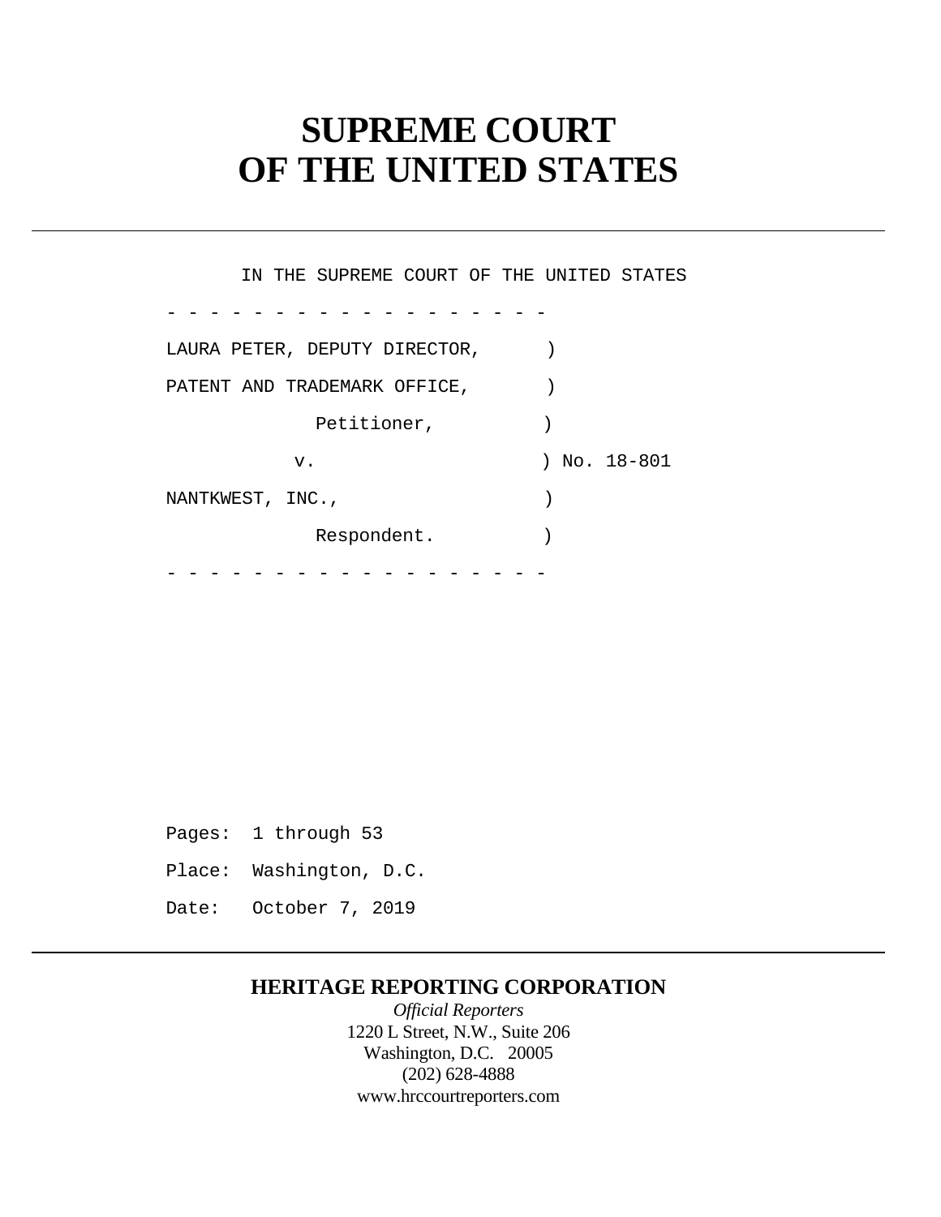# SUPREME COURT
# OF THE UNITED STATES

IN THE SUPREME COURT OF THE UNITED STATES

```
- - - - - - - - - - - - - - - - - -
LAURA PETER, DEPUTY DIRECTOR,      )
PATENT AND TRADEMARK OFFICE,       )
             Petitioner,           )
           v.                      ) No. 18-801
NANTKWEST, INC.,                   )
             Respondent.           )
- - - - - - - - - - - - - - - - - -
```

Pages: 1 through 53

Place: Washington, D.C.

Date: October 7, 2019

**HERITAGE REPORTING CORPORATION**

*Official Reporters*

1220 L Street, N.W., Suite 206

Washington, D.C. 20005

(202) 628-4888

www.hrccourtreporters.com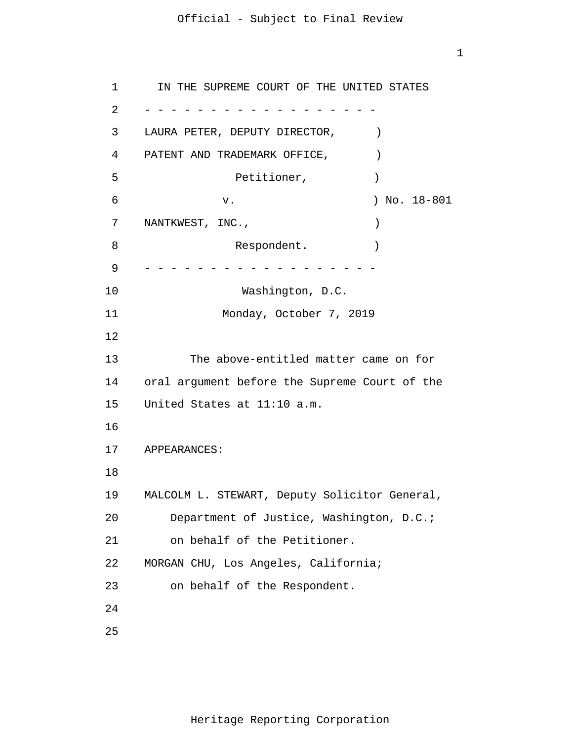IN THE SUPREME COURT OF THE UNITED STATES

- - - - - - - - - - - - - - - - - - - -

LAURA PETER, DEPUTY DIRECTOR, )
PATENT AND TRADEMARK OFFICE, )
Petitioner, )
v. ) No. 18-801
NANTKWEST, INC., )
Respondent. )

- - - - - - - - - - - - - - - - - - - -

Washington, D.C.

Monday, October 7, 2019

The above-entitled matter came on for oral argument before the Supreme Court of the United States at 11:10 a.m.

APPEARANCES:

MALCOLM L. STEWART, Deputy Solicitor General, Department of Justice, Washington, D.C.; on behalf of the Petitioner.

MORGAN CHU, Los Angeles, California; on behalf of the Respondent.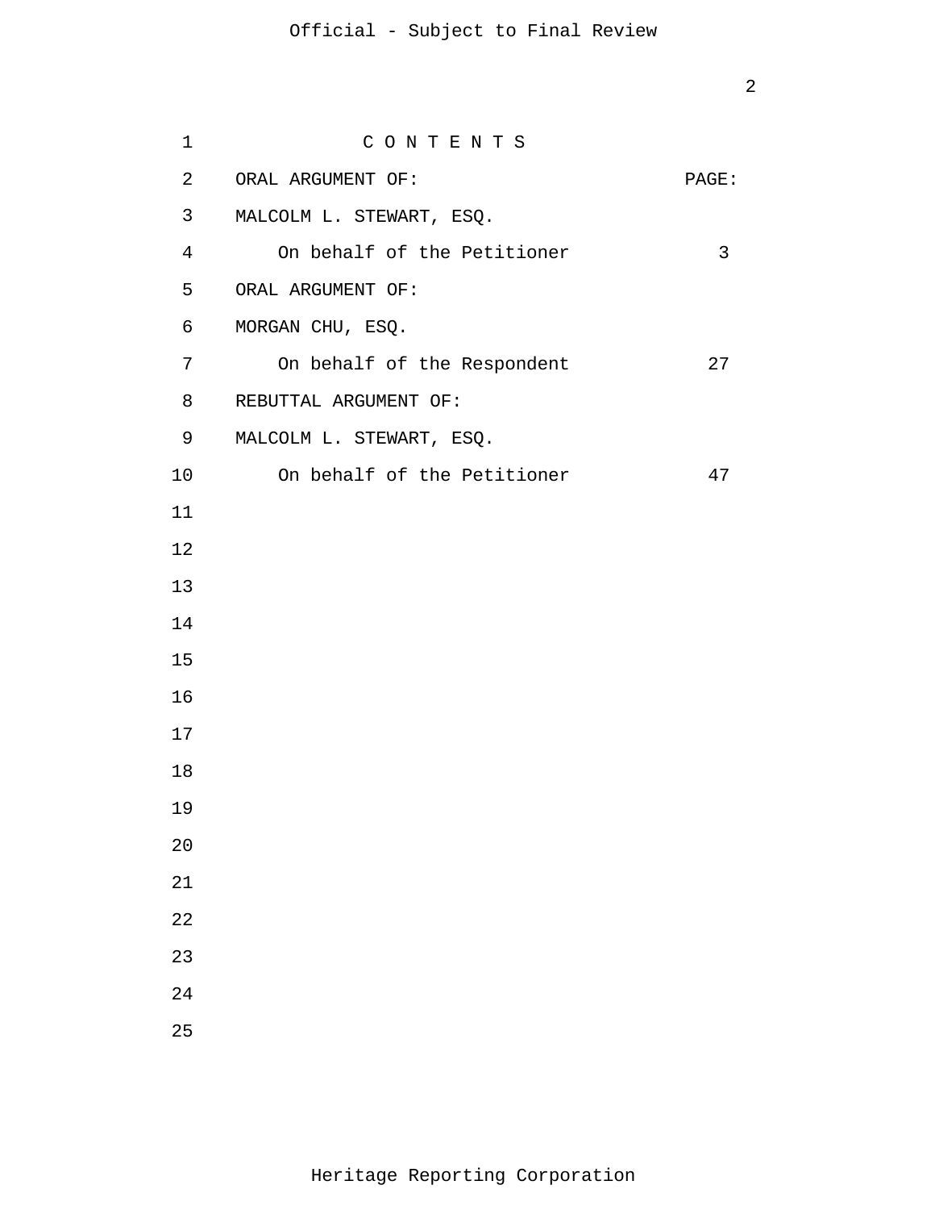# C O N T E N T S

| ORAL ARGUMENT OF: | PAGE: |
|---|---|
| MALCOLM L. STEWART, ESQ. | |
| On behalf of the Petitioner | 3 |
| ORAL ARGUMENT OF: | |
| MORGAN CHU, ESQ. | |
| On behalf of the Respondent | 27 |
| REBUTTAL ARGUMENT OF: | |
| MALCOLM L. STEWART, ESQ. | |
| On behalf of the Petitioner | 47 |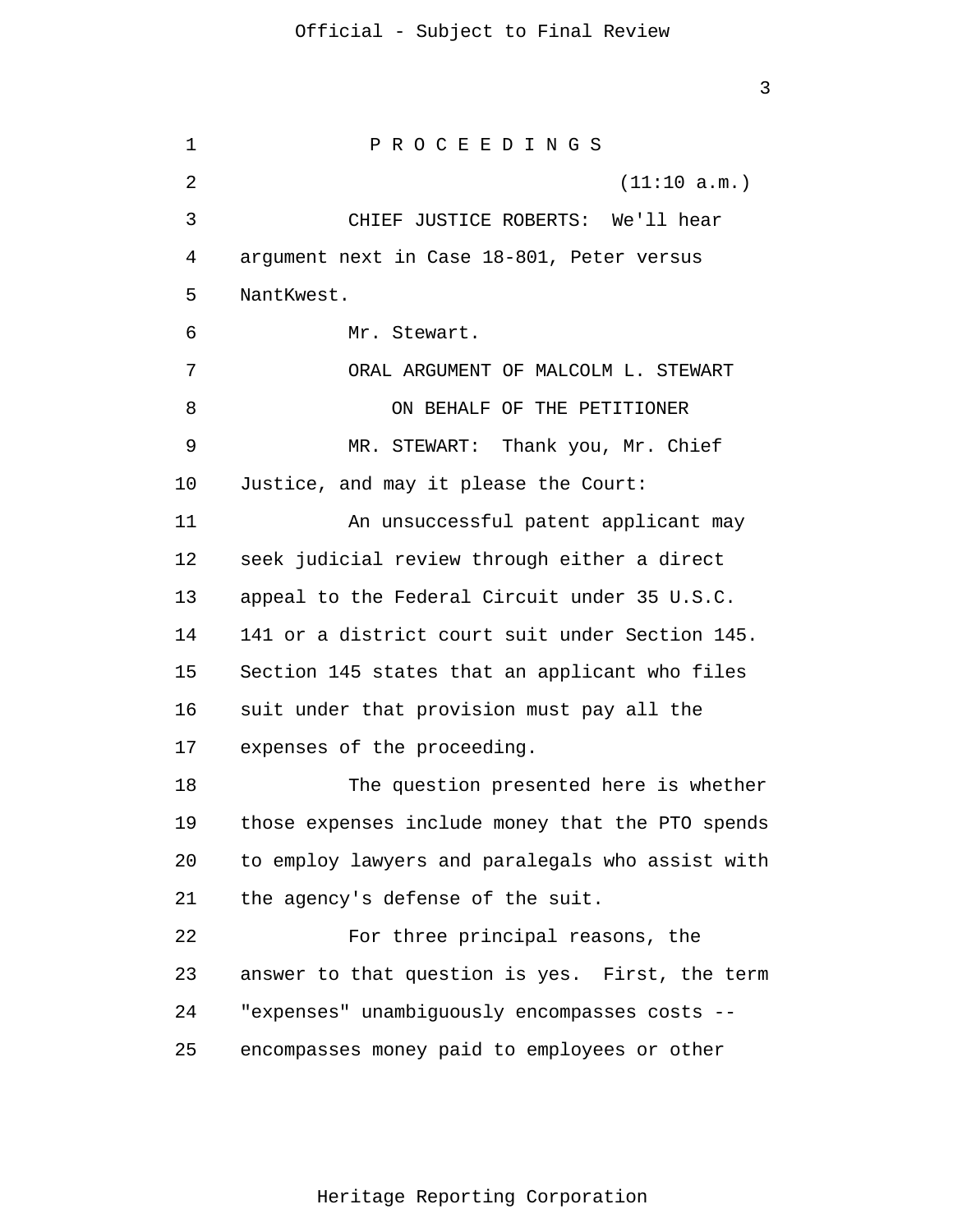P R O C E E D I N G S

(11:10 a.m.)

CHIEF JUSTICE ROBERTS: We'll hear argument next in Case 18-801, Peter versus NantKwest.

Mr. Stewart.

ORAL ARGUMENT OF MALCOLM L. STEWART

ON BEHALF OF THE PETITIONER

MR. STEWART: Thank you, Mr. Chief Justice, and may it please the Court:

An unsuccessful patent applicant may seek judicial review through either a direct appeal to the Federal Circuit under 35 U.S.C. 141 or a district court suit under Section 145. Section 145 states that an applicant who files suit under that provision must pay all the expenses of the proceeding.

The question presented here is whether those expenses include money that the PTO spends to employ lawyers and paralegals who assist with the agency's defense of the suit.

For three principal reasons, the answer to that question is yes. First, the term "expenses" unambiguously encompasses costs -- encompasses money paid to employees or other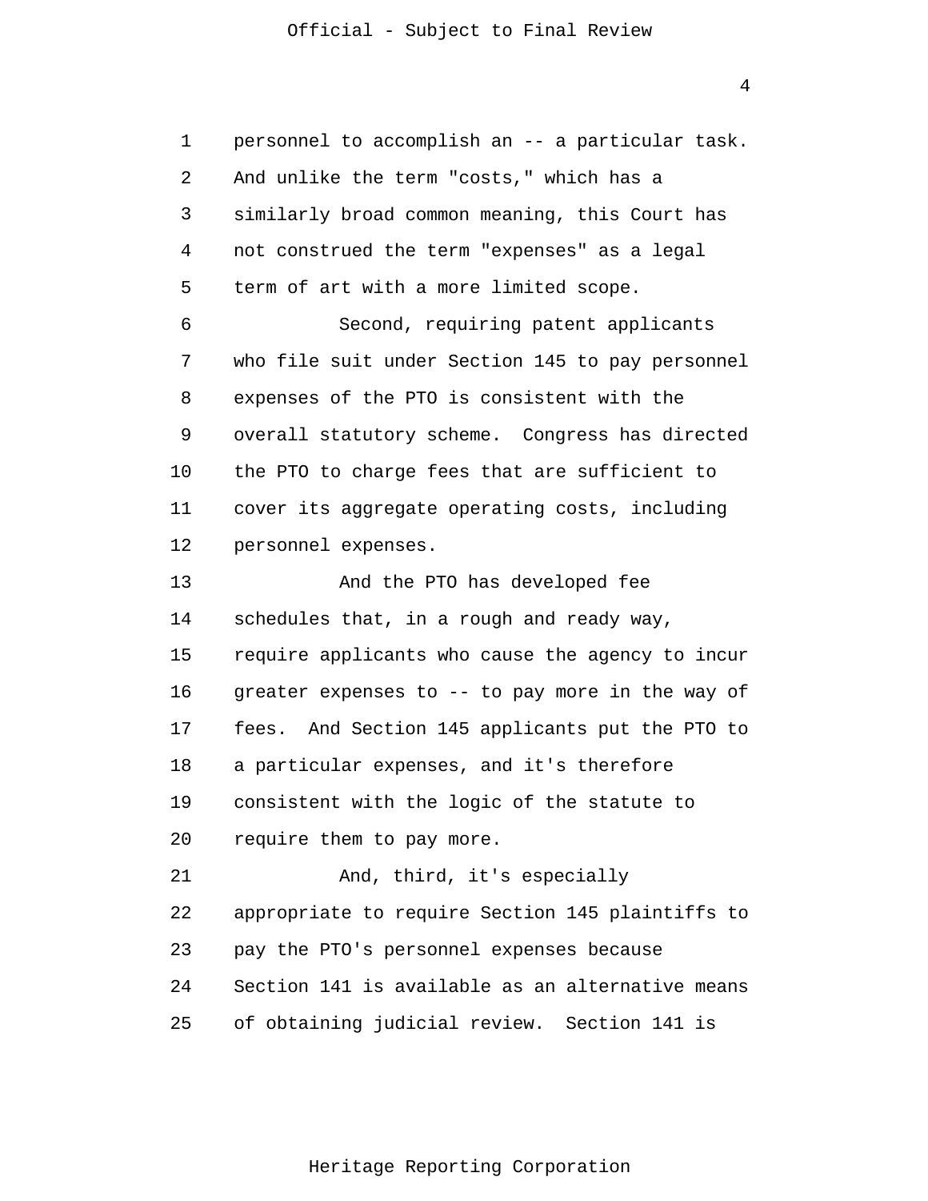personnel to accomplish an -- a particular task. And unlike the term "costs," which has a similarly broad common meaning, this Court has not construed the term "expenses" as a legal term of art with a more limited scope.

Second, requiring patent applicants who file suit under Section 145 to pay personnel expenses of the PTO is consistent with the overall statutory scheme. Congress has directed the PTO to charge fees that are sufficient to cover its aggregate operating costs, including personnel expenses.

And the PTO has developed fee schedules that, in a rough and ready way, require applicants who cause the agency to incur greater expenses to -- to pay more in the way of fees. And Section 145 applicants put the PTO to a particular expenses, and it's therefore consistent with the logic of the statute to require them to pay more.

And, third, it's especially appropriate to require Section 145 plaintiffs to pay the PTO's personnel expenses because Section 141 is available as an alternative means of obtaining judicial review. Section 141 is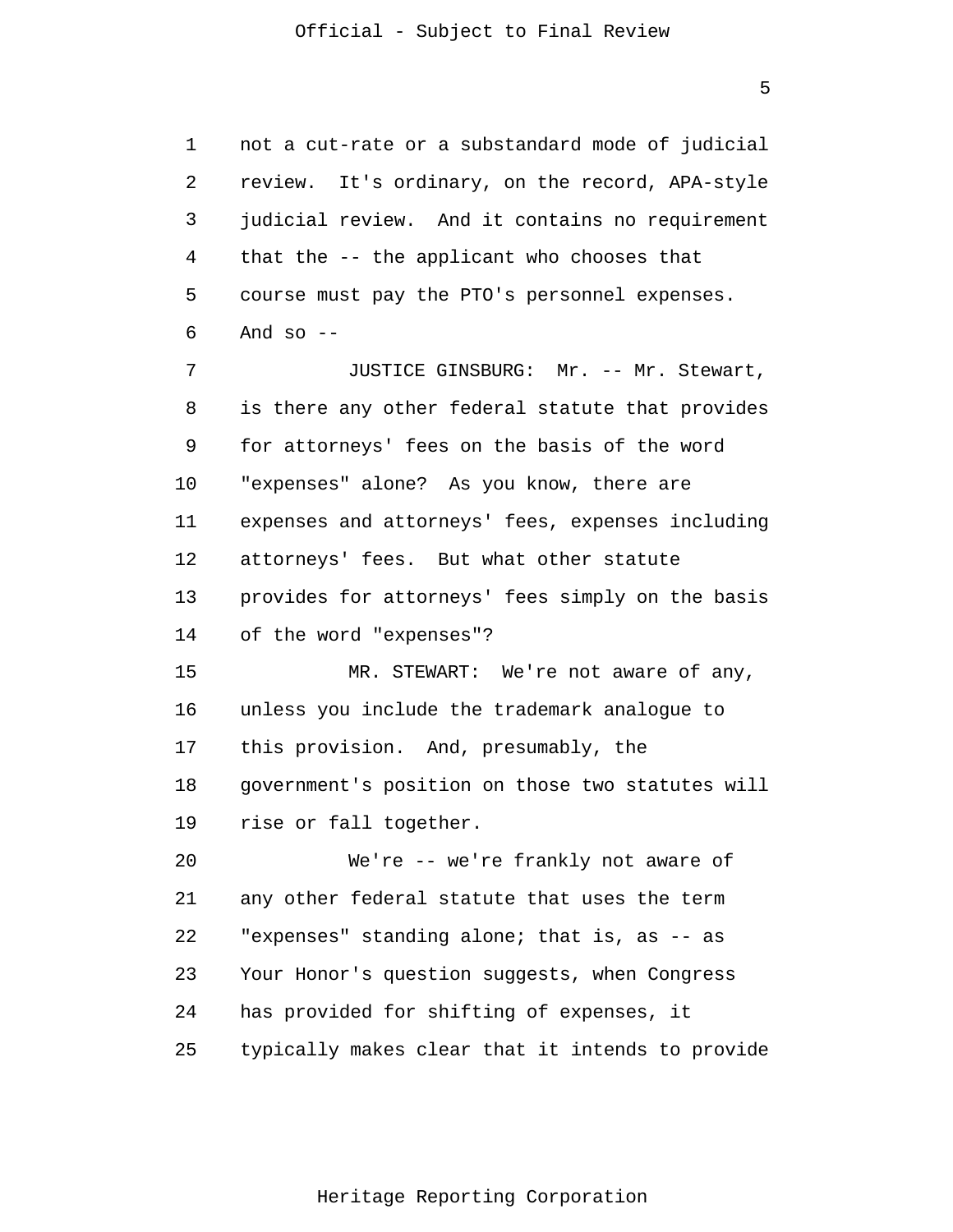not a cut-rate or a substandard mode of judicial review. It's ordinary, on the record, APA-style judicial review. And it contains no requirement that the -- the applicant who chooses that course must pay the PTO's personnel expenses. And so --

JUSTICE GINSBURG: Mr. -- Mr. Stewart, is there any other federal statute that provides for attorneys' fees on the basis of the word "expenses" alone? As you know, there are expenses and attorneys' fees, expenses including attorneys' fees. But what other statute provides for attorneys' fees simply on the basis of the word "expenses"?

MR. STEWART: We're not aware of any, unless you include the trademark analogue to this provision. And, presumably, the government's position on those two statutes will rise or fall together.

We're -- we're frankly not aware of any other federal statute that uses the term "expenses" standing alone; that is, as -- as Your Honor's question suggests, when Congress has provided for shifting of expenses, it typically makes clear that it intends to provide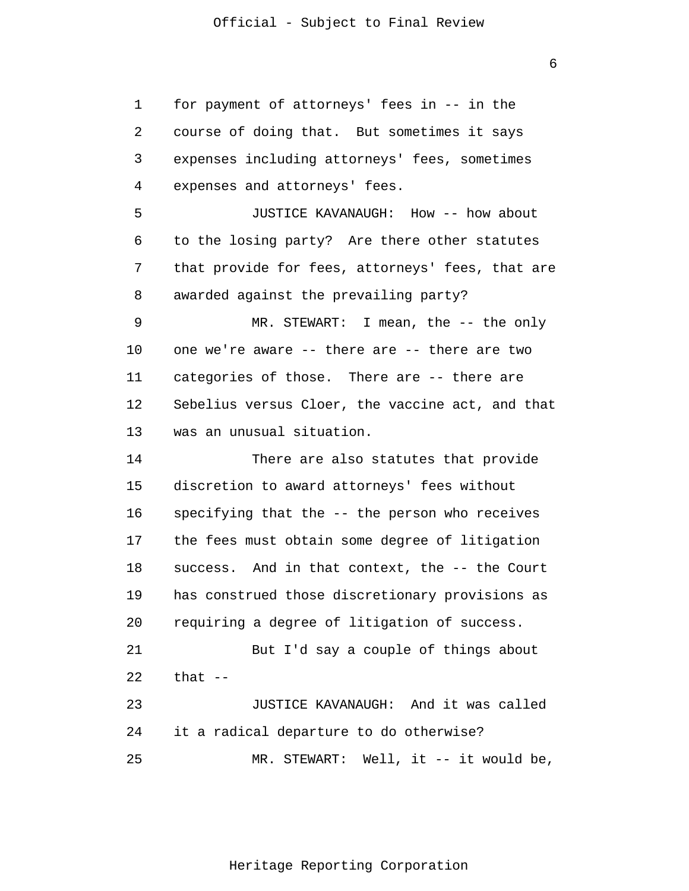for payment of attorneys' fees in -- in the course of doing that. But sometimes it says expenses including attorneys' fees, sometimes expenses and attorneys' fees.

JUSTICE KAVANAUGH: How -- how about to the losing party? Are there other statutes that provide for fees, attorneys' fees, that are awarded against the prevailing party?

MR. STEWART: I mean, the -- the only one we're aware -- there are -- there are two categories of those. There are -- there are Sebelius versus Cloer, the vaccine act, and that was an unusual situation.

There are also statutes that provide discretion to award attorneys' fees without specifying that the -- the person who receives the fees must obtain some degree of litigation success. And in that context, the -- the Court has construed those discretionary provisions as requiring a degree of litigation of success.

But I'd say a couple of things about that --

JUSTICE KAVANAUGH: And it was called it a radical departure to do otherwise?

MR. STEWART: Well, it -- it would be,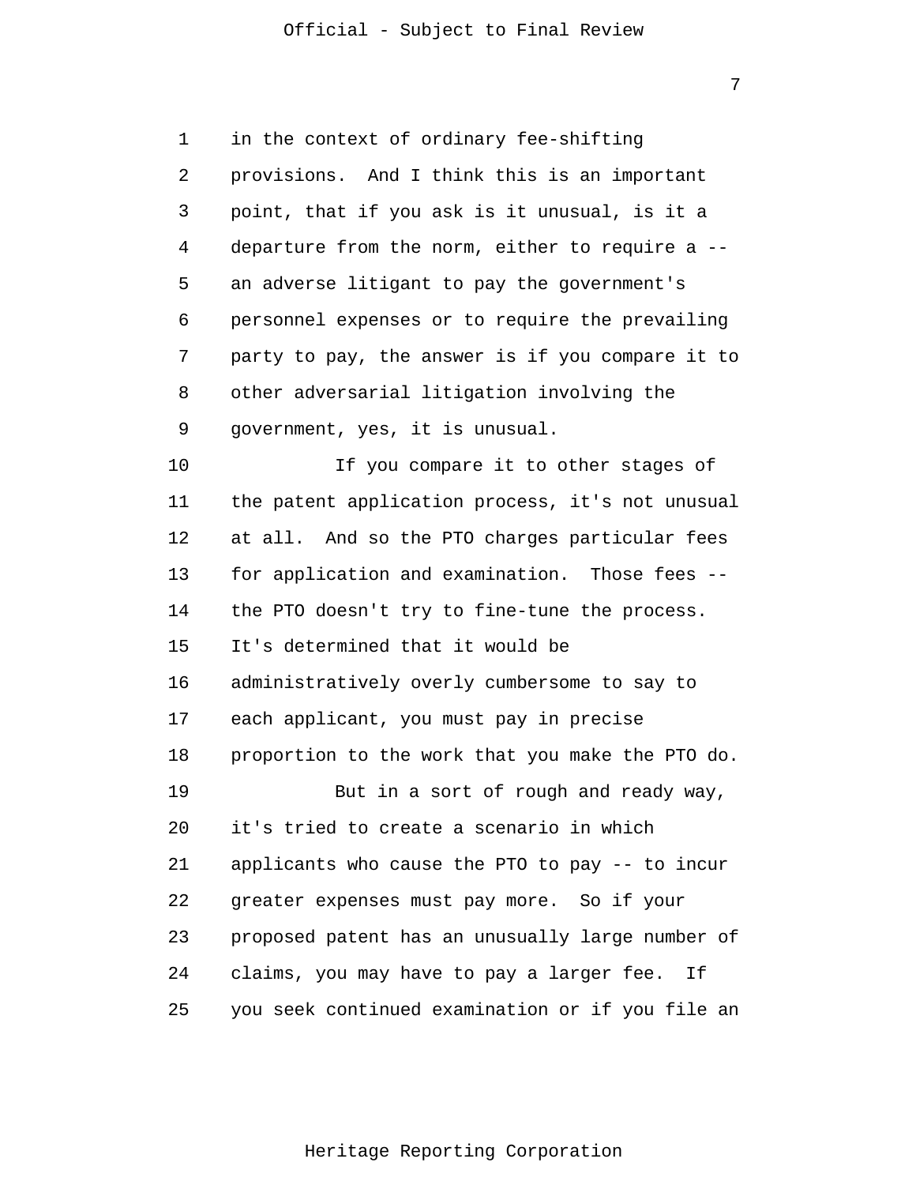in the context of ordinary fee-shifting provisions. And I think this is an important point, that if you ask is it unusual, is it a departure from the norm, either to require a -- an adverse litigant to pay the government's personnel expenses or to require the prevailing party to pay, the answer is if you compare it to other adversarial litigation involving the government, yes, it is unusual.

If you compare it to other stages of the patent application process, it's not unusual at all. And so the PTO charges particular fees for application and examination. Those fees -- the PTO doesn't try to fine-tune the process. It's determined that it would be administratively overly cumbersome to say to each applicant, you must pay in precise proportion to the work that you make the PTO do.

But in a sort of rough and ready way, it's tried to create a scenario in which applicants who cause the PTO to pay -- to incur greater expenses must pay more. So if your proposed patent has an unusually large number of claims, you may have to pay a larger fee. If you seek continued examination or if you file an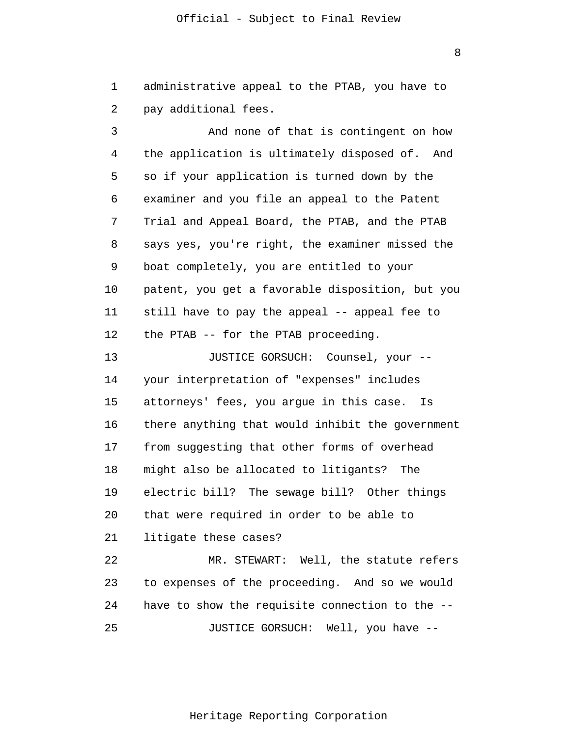administrative appeal to the PTAB, you have to pay additional fees.

And none of that is contingent on how the application is ultimately disposed of. And so if your application is turned down by the examiner and you file an appeal to the Patent Trial and Appeal Board, the PTAB, and the PTAB says yes, you're right, the examiner missed the boat completely, you are entitled to your patent, you get a favorable disposition, but you still have to pay the appeal -- appeal fee to the PTAB -- for the PTAB proceeding.

JUSTICE GORSUCH: Counsel, your -- your interpretation of "expenses" includes attorneys' fees, you argue in this case. Is there anything that would inhibit the government from suggesting that other forms of overhead might also be allocated to litigants? The electric bill? The sewage bill? Other things that were required in order to be able to litigate these cases?

MR. STEWART: Well, the statute refers to expenses of the proceeding. And so we would have to show the requisite connection to the --

JUSTICE GORSUCH: Well, you have --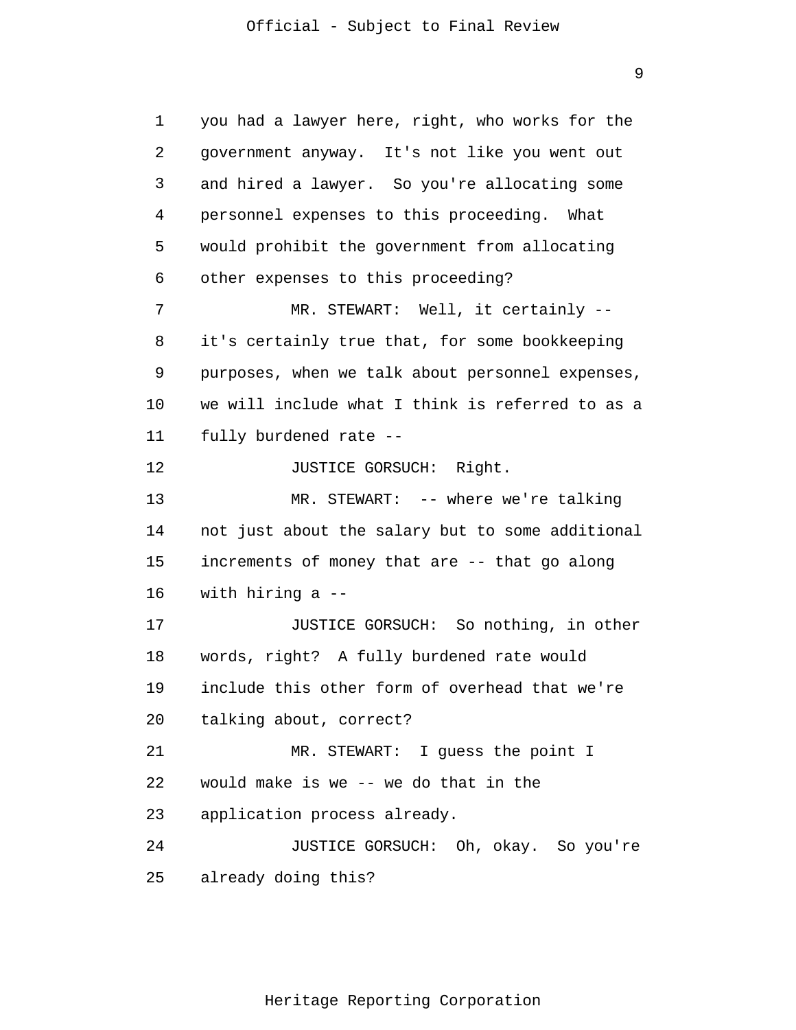you had a lawyer here, right, who works for the government anyway. It's not like you went out and hired a lawyer. So you're allocating some personnel expenses to this proceeding. What would prohibit the government from allocating other expenses to this proceeding?

MR. STEWART: Well, it certainly -- it's certainly true that, for some bookkeeping purposes, when we talk about personnel expenses, we will include what I think is referred to as a fully burdened rate --

JUSTICE GORSUCH: Right.

MR. STEWART: -- where we're talking not just about the salary but to some additional increments of money that are -- that go along with hiring a --

JUSTICE GORSUCH: So nothing, in other words, right? A fully burdened rate would include this other form of overhead that we're talking about, correct?

MR. STEWART: I guess the point I would make is we -- we do that in the application process already.

JUSTICE GORSUCH: Oh, okay. So you're already doing this?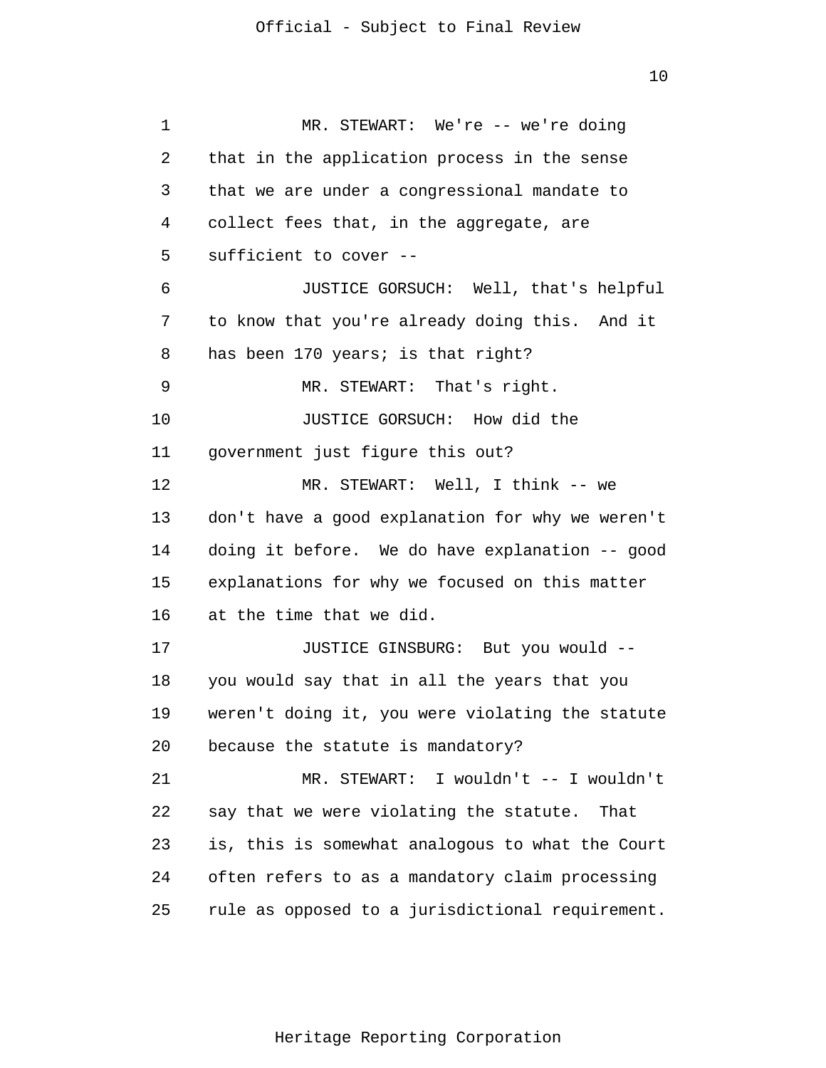MR. STEWART: We're -- we're doing that in the application process in the sense that we are under a congressional mandate to collect fees that, in the aggregate, are sufficient to cover --

JUSTICE GORSUCH: Well, that's helpful to know that you're already doing this. And it has been 170 years; is that right?

MR. STEWART: That's right.

JUSTICE GORSUCH: How did the government just figure this out?

MR. STEWART: Well, I think -- we don't have a good explanation for why we weren't doing it before. We do have explanation -- good explanations for why we focused on this matter at the time that we did.

JUSTICE GINSBURG: But you would -- you would say that in all the years that you weren't doing it, you were violating the statute because the statute is mandatory?

MR. STEWART: I wouldn't -- I wouldn't say that we were violating the statute. That is, this is somewhat analogous to what the Court often refers to as a mandatory claim processing rule as opposed to a jurisdictional requirement.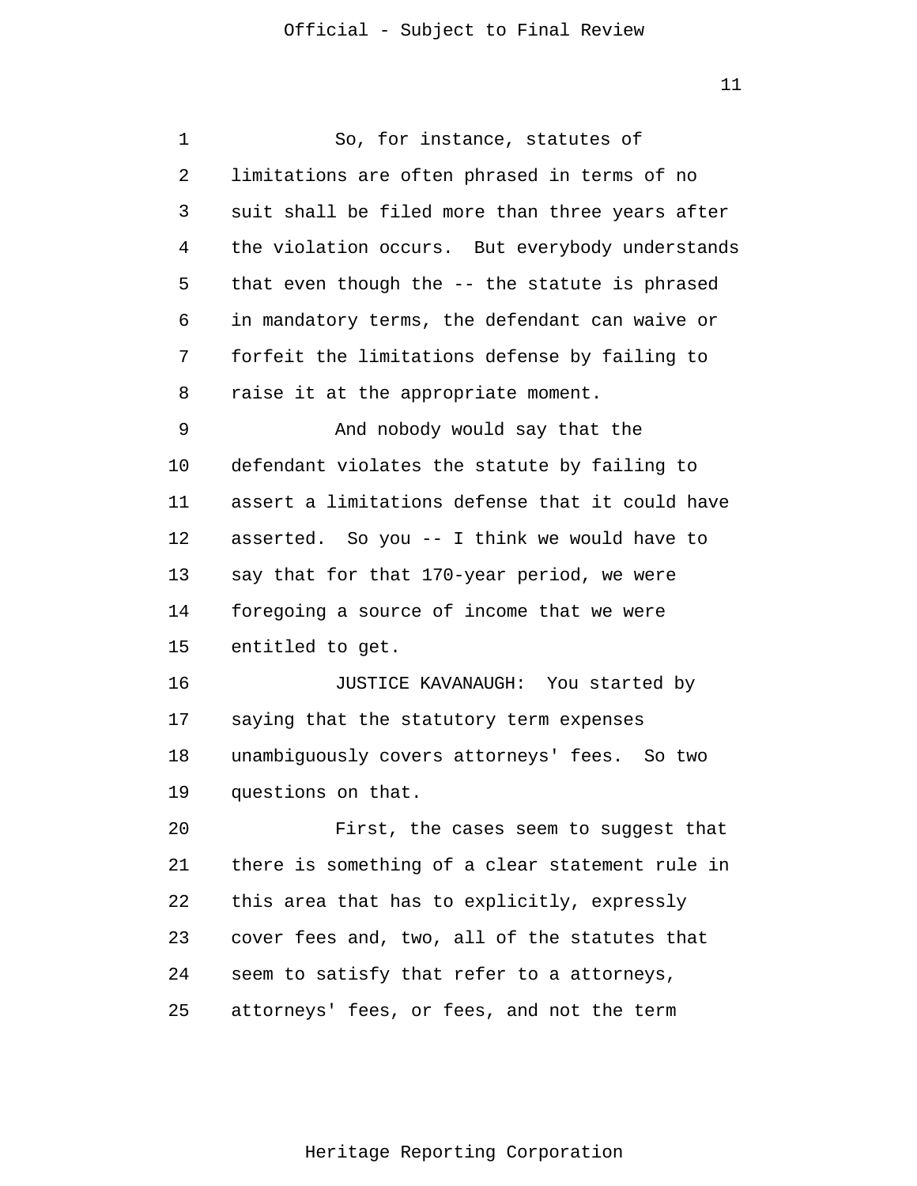So, for instance, statutes of limitations are often phrased in terms of no suit shall be filed more than three years after the violation occurs. But everybody understands that even though the -- the statute is phrased in mandatory terms, the defendant can waive or forfeit the limitations defense by failing to raise it at the appropriate moment.

And nobody would say that the defendant violates the statute by failing to assert a limitations defense that it could have asserted. So you -- I think we would have to say that for that 170-year period, we were foregoing a source of income that we were entitled to get.

JUSTICE KAVANAUGH: You started by saying that the statutory term expenses unambiguously covers attorneys' fees. So two questions on that.

First, the cases seem to suggest that there is something of a clear statement rule in this area that has to explicitly, expressly cover fees and, two, all of the statutes that seem to satisfy that refer to a attorneys, attorneys' fees, or fees, and not the term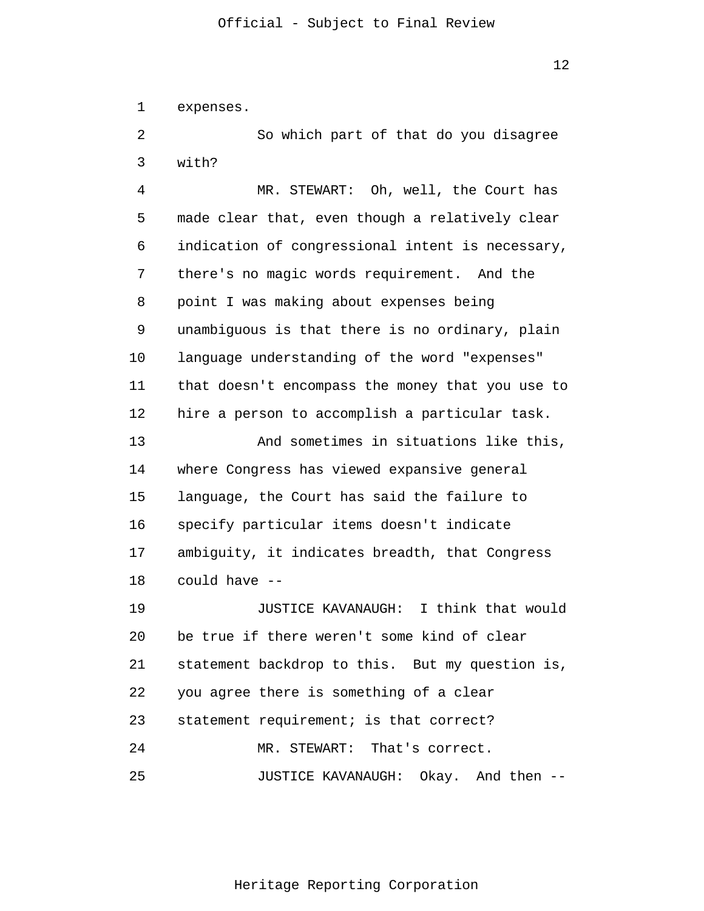expenses.

So which part of that do you disagree with?

MR. STEWART: Oh, well, the Court has made clear that, even though a relatively clear indication of congressional intent is necessary, there's no magic words requirement. And the point I was making about expenses being unambiguous is that there is no ordinary, plain language understanding of the word "expenses" that doesn't encompass the money that you use to hire a person to accomplish a particular task.

And sometimes in situations like this, where Congress has viewed expansive general language, the Court has said the failure to specify particular items doesn't indicate ambiguity, it indicates breadth, that Congress could have --

JUSTICE KAVANAUGH: I think that would be true if there weren't some kind of clear statement backdrop to this. But my question is, you agree there is something of a clear statement requirement; is that correct?

MR. STEWART: That's correct.

JUSTICE KAVANAUGH: Okay. And then --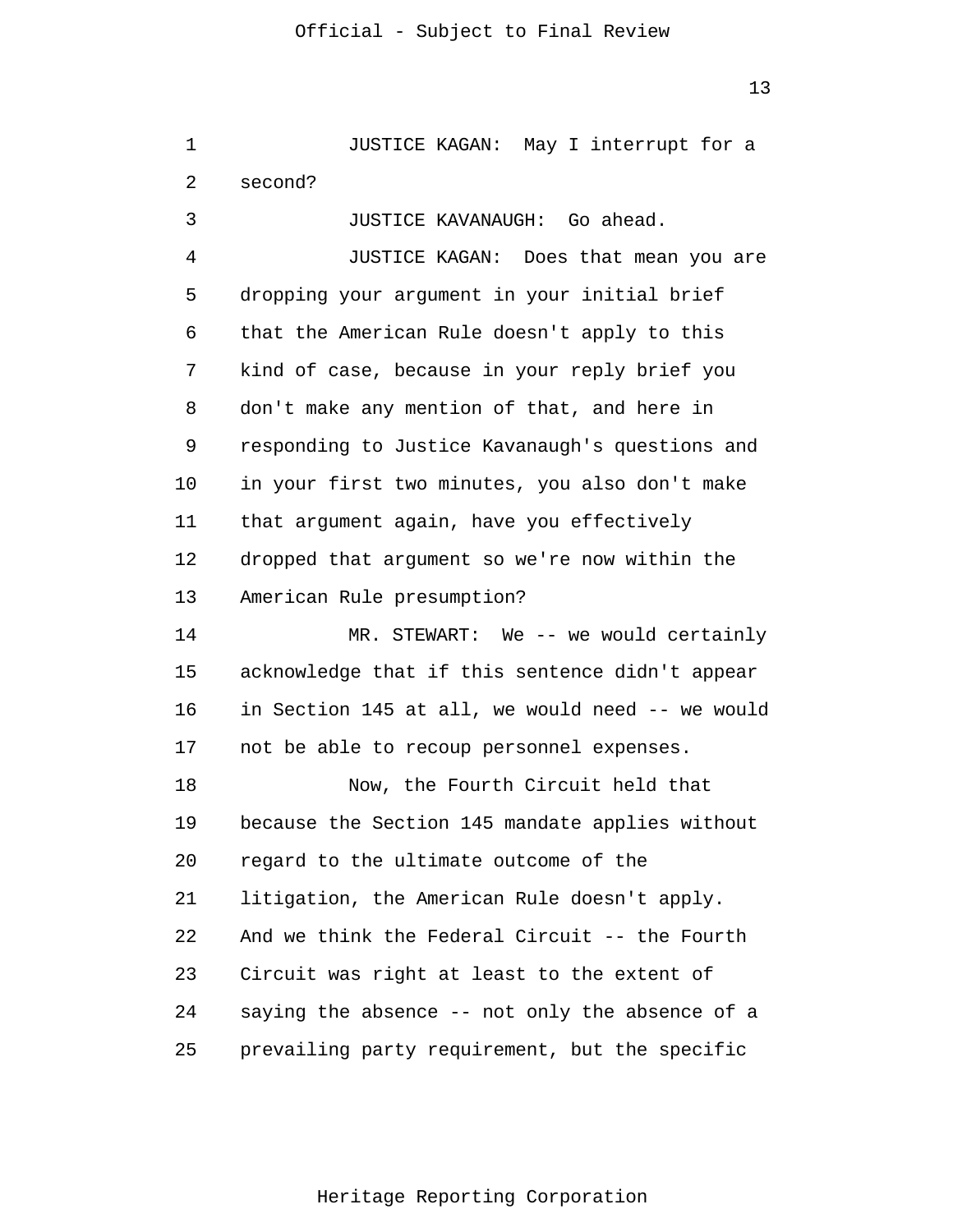JUSTICE KAGAN: May I interrupt for a second?

JUSTICE KAVANAUGH: Go ahead.

JUSTICE KAGAN: Does that mean you are dropping your argument in your initial brief that the American Rule doesn't apply to this kind of case, because in your reply brief you don't make any mention of that, and here in responding to Justice Kavanaugh's questions and in your first two minutes, you also don't make that argument again, have you effectively dropped that argument so we're now within the American Rule presumption?

MR. STEWART: We -- we would certainly acknowledge that if this sentence didn't appear in Section 145 at all, we would need -- we would not be able to recoup personnel expenses.

Now, the Fourth Circuit held that because the Section 145 mandate applies without regard to the ultimate outcome of the litigation, the American Rule doesn't apply. And we think the Federal Circuit -- the Fourth Circuit was right at least to the extent of saying the absence -- not only the absence of a prevailing party requirement, but the specific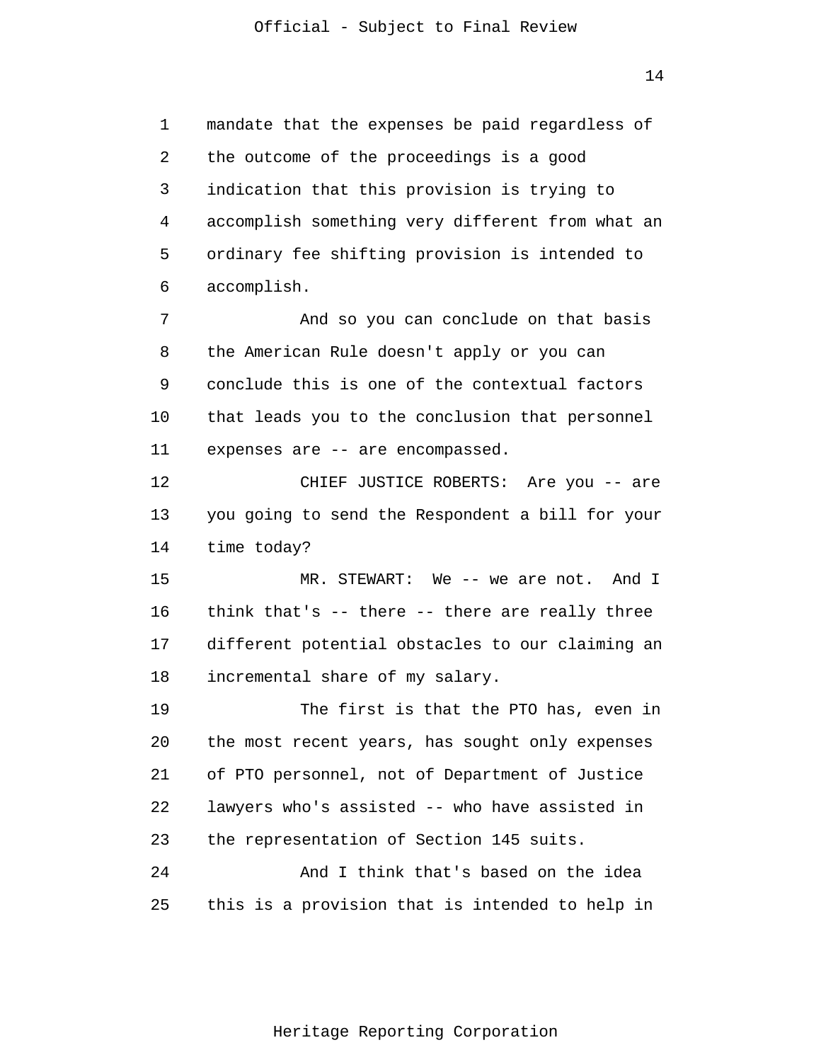mandate that the expenses be paid regardless of the outcome of the proceedings is a good indication that this provision is trying to accomplish something very different from what an ordinary fee shifting provision is intended to accomplish.

And so you can conclude on that basis the American Rule doesn't apply or you can conclude this is one of the contextual factors that leads you to the conclusion that personnel expenses are -- are encompassed.

CHIEF JUSTICE ROBERTS: Are you -- are you going to send the Respondent a bill for your time today?

MR. STEWART: We -- we are not. And I think that's -- there -- there are really three different potential obstacles to our claiming an incremental share of my salary.

The first is that the PTO has, even in the most recent years, has sought only expenses of PTO personnel, not of Department of Justice lawyers who's assisted -- who have assisted in the representation of Section 145 suits.

And I think that's based on the idea this is a provision that is intended to help in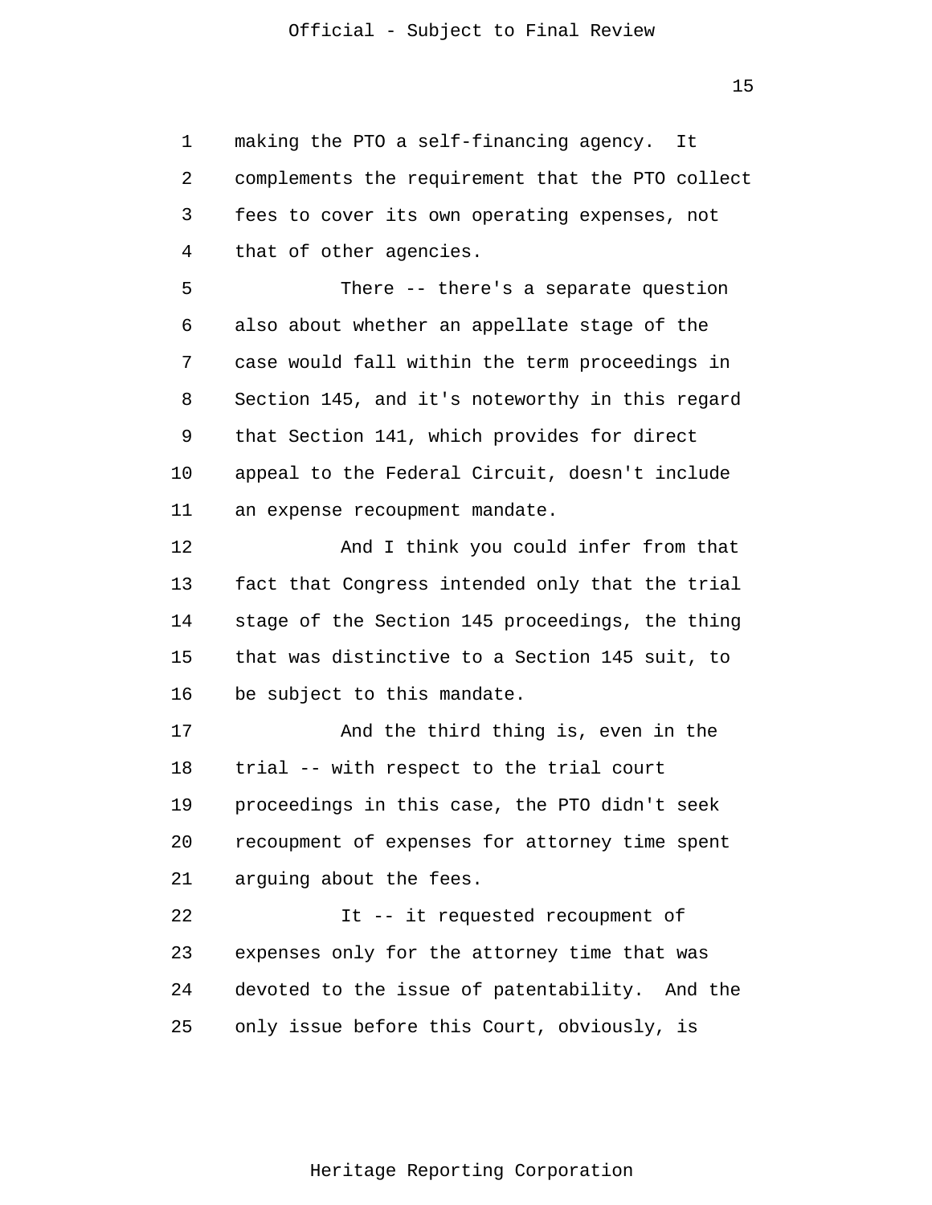making the PTO a self-financing agency. It complements the requirement that the PTO collect fees to cover its own operating expenses, not that of other agencies.

There -- there's a separate question also about whether an appellate stage of the case would fall within the term proceedings in Section 145, and it's noteworthy in this regard that Section 141, which provides for direct appeal to the Federal Circuit, doesn't include an expense recoupment mandate.

And I think you could infer from that fact that Congress intended only that the trial stage of the Section 145 proceedings, the thing that was distinctive to a Section 145 suit, to be subject to this mandate.

And the third thing is, even in the trial -- with respect to the trial court proceedings in this case, the PTO didn't seek recoupment of expenses for attorney time spent arguing about the fees.

It -- it requested recoupment of expenses only for the attorney time that was devoted to the issue of patentability. And the only issue before this Court, obviously, is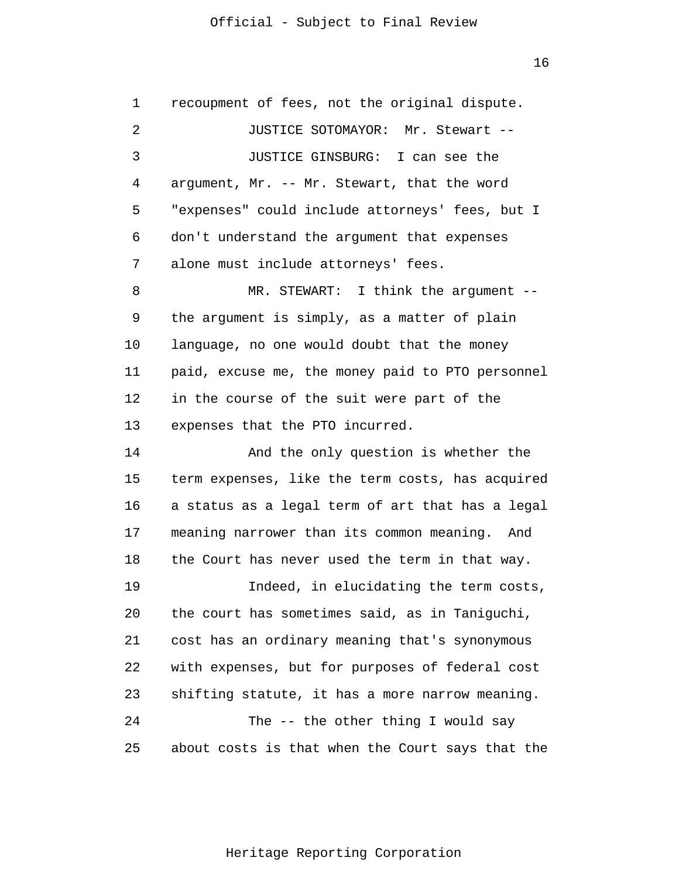recoupment of fees, not the original dispute.

JUSTICE SOTOMAYOR: Mr. Stewart --

JUSTICE GINSBURG: I can see the argument, Mr. -- Mr. Stewart, that the word "expenses" could include attorneys' fees, but I don't understand the argument that expenses alone must include attorneys' fees.

MR. STEWART: I think the argument -- the argument is simply, as a matter of plain language, no one would doubt that the money paid, excuse me, the money paid to PTO personnel in the course of the suit were part of the expenses that the PTO incurred.

And the only question is whether the term expenses, like the term costs, has acquired a status as a legal term of art that has a legal meaning narrower than its common meaning. And the Court has never used the term in that way.

Indeed, in elucidating the term costs, the court has sometimes said, as in Taniguchi, cost has an ordinary meaning that's synonymous with expenses, but for purposes of federal cost shifting statute, it has a more narrow meaning.

The -- the other thing I would say about costs is that when the Court says that the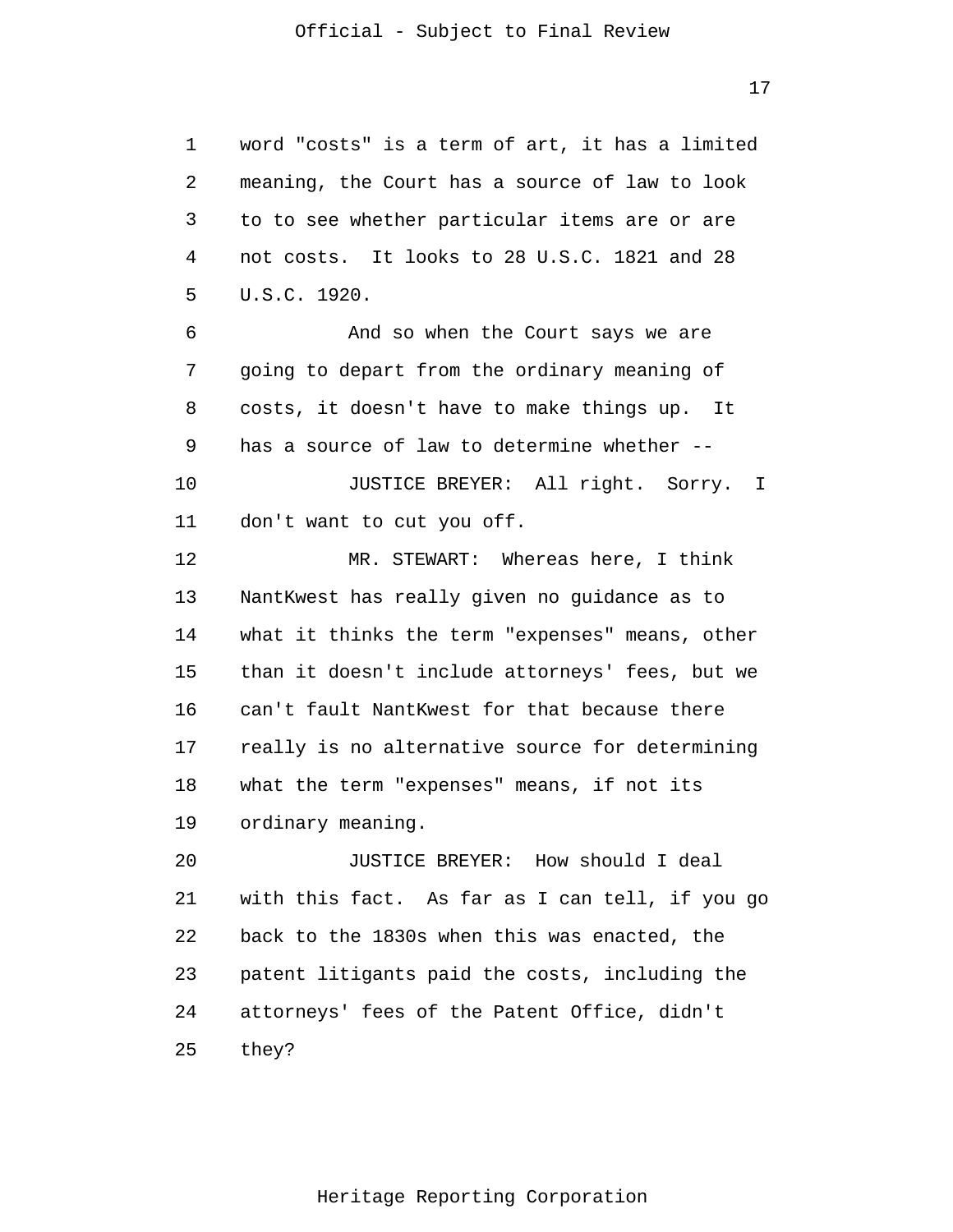word "costs" is a term of art, it has a limited meaning, the Court has a source of law to look to to see whether particular items are or are not costs. It looks to 28 U.S.C. 1821 and 28 U.S.C. 1920.

And so when the Court says we are going to depart from the ordinary meaning of costs, it doesn't have to make things up. It has a source of law to determine whether --

JUSTICE BREYER: All right. Sorry. I don't want to cut you off.

MR. STEWART: Whereas here, I think NantKwest has really given no guidance as to what it thinks the term "expenses" means, other than it doesn't include attorneys' fees, but we can't fault NantKwest for that because there really is no alternative source for determining what the term "expenses" means, if not its ordinary meaning.

JUSTICE BREYER: How should I deal with this fact. As far as I can tell, if you go back to the 1830s when this was enacted, the patent litigants paid the costs, including the attorneys' fees of the Patent Office, didn't they?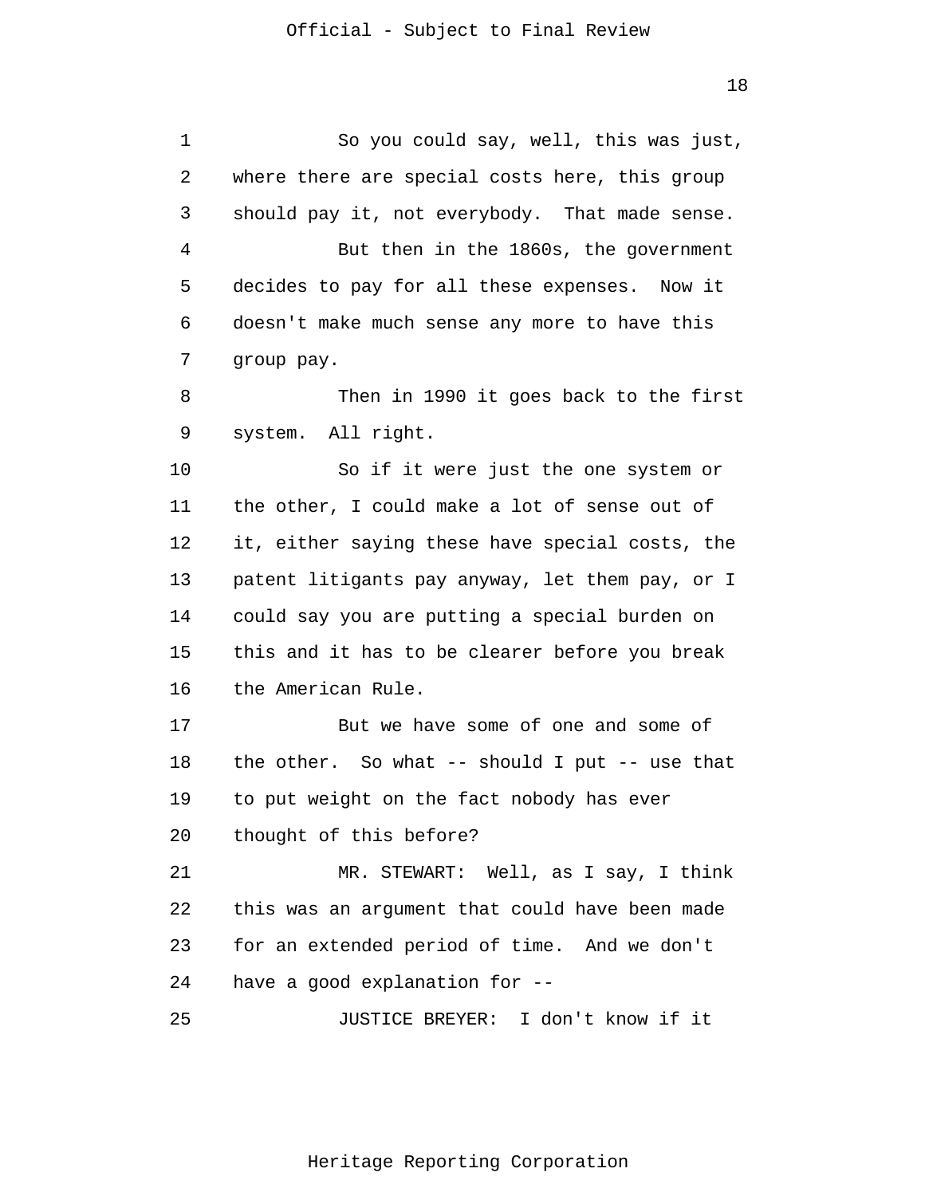So you could say, well, this was just, where there are special costs here, this group should pay it, not everybody. That made sense.

But then in the 1860s, the government decides to pay for all these expenses. Now it doesn't make much sense any more to have this group pay.

Then in 1990 it goes back to the first system. All right.

So if it were just the one system or the other, I could make a lot of sense out of it, either saying these have special costs, the patent litigants pay anyway, let them pay, or I could say you are putting a special burden on this and it has to be clearer before you break the American Rule.

But we have some of one and some of the other. So what -- should I put -- use that to put weight on the fact nobody has ever thought of this before?

MR. STEWART: Well, as I say, I think this was an argument that could have been made for an extended period of time. And we don't have a good explanation for --

JUSTICE BREYER: I don't know if it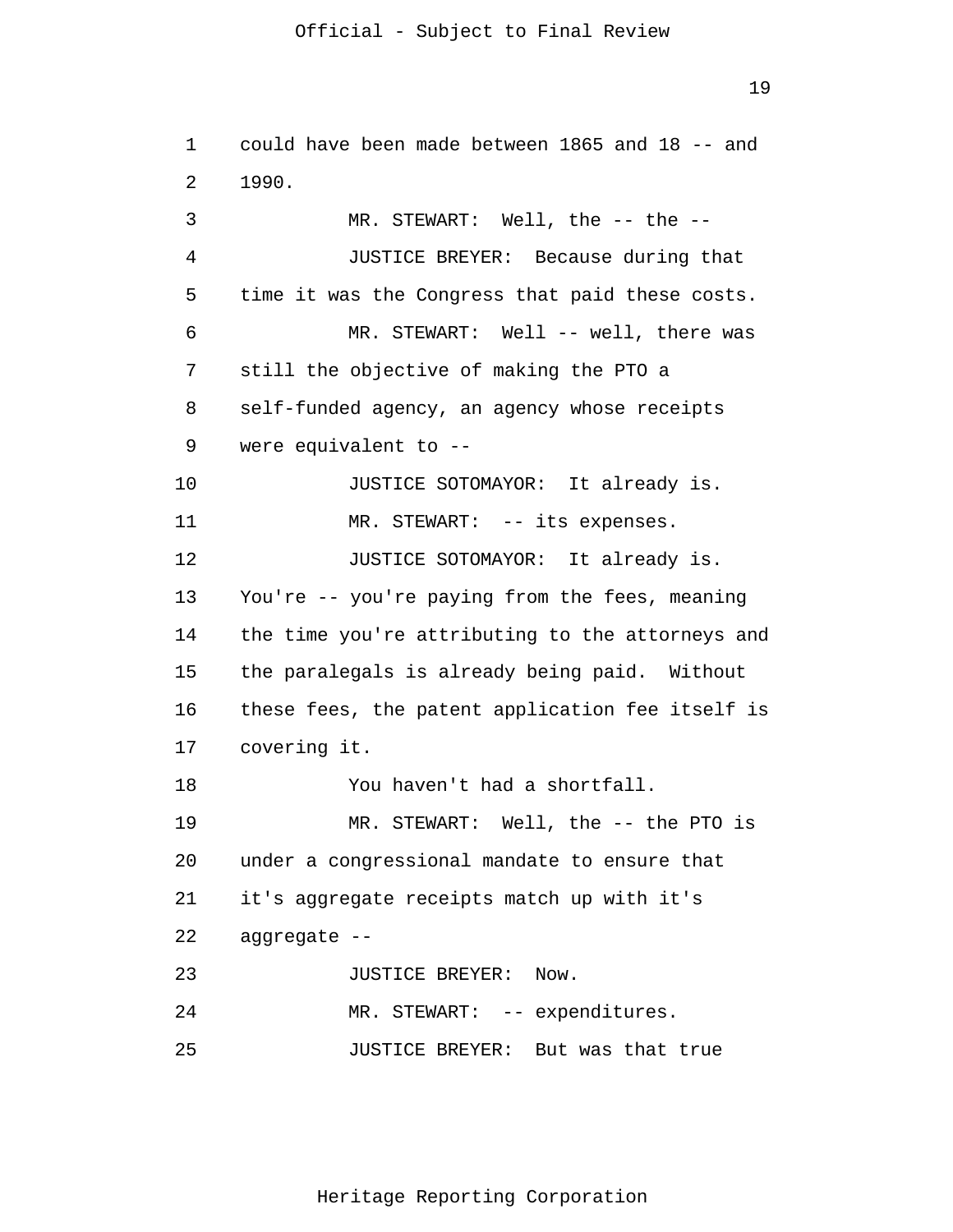could have been made between 1865 and 18 -- and 1990.

MR. STEWART: Well, the -- the --

JUSTICE BREYER: Because during that time it was the Congress that paid these costs.

MR. STEWART: Well -- well, there was still the objective of making the PTO a self-funded agency, an agency whose receipts were equivalent to --

JUSTICE SOTOMAYOR: It already is.

MR. STEWART: -- its expenses.

JUSTICE SOTOMAYOR: It already is. You're -- you're paying from the fees, meaning the time you're attributing to the attorneys and the paralegals is already being paid. Without these fees, the patent application fee itself is covering it.

You haven't had a shortfall.

MR. STEWART: Well, the -- the PTO is under a congressional mandate to ensure that it's aggregate receipts match up with it's aggregate --

JUSTICE BREYER: Now.

MR. STEWART: -- expenditures.

JUSTICE BREYER: But was that true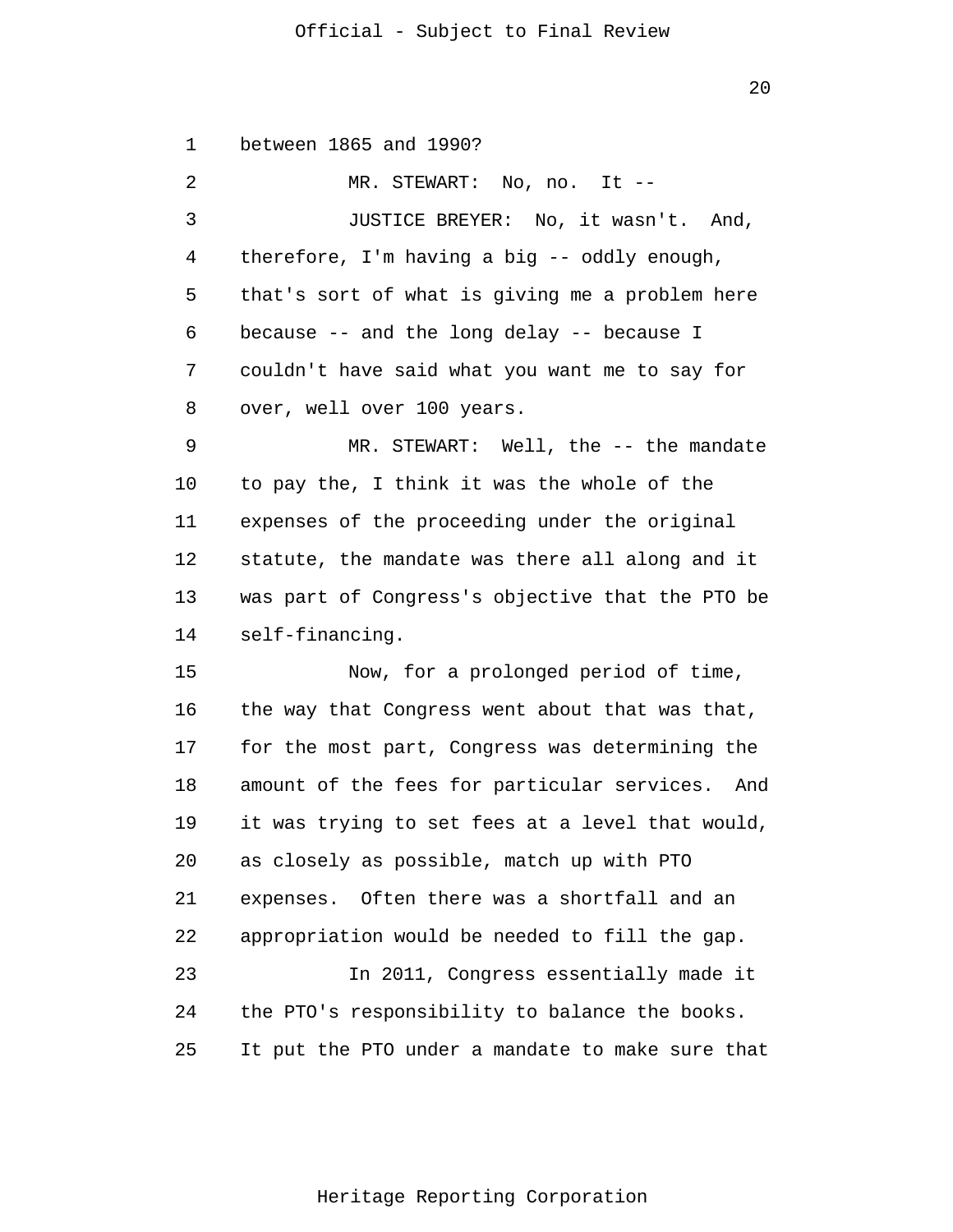between 1865 and 1990?

MR. STEWART: No, no. It --

JUSTICE BREYER: No, it wasn't. And, therefore, I'm having a big -- oddly enough, that's sort of what is giving me a problem here because -- and the long delay -- because I couldn't have said what you want me to say for over, well over 100 years.

MR. STEWART: Well, the -- the mandate to pay the, I think it was the whole of the expenses of the proceeding under the original statute, the mandate was there all along and it was part of Congress's objective that the PTO be self-financing.

Now, for a prolonged period of time, the way that Congress went about that was that, for the most part, Congress was determining the amount of the fees for particular services. And it was trying to set fees at a level that would, as closely as possible, match up with PTO expenses. Often there was a shortfall and an appropriation would be needed to fill the gap.

In 2011, Congress essentially made it the PTO's responsibility to balance the books. It put the PTO under a mandate to make sure that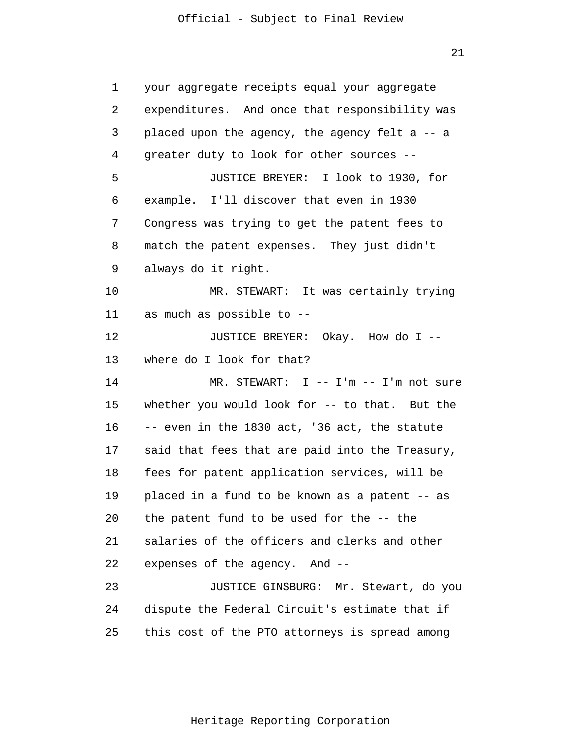your aggregate receipts equal your aggregate expenditures. And once that responsibility was placed upon the agency, the agency felt a -- a greater duty to look for other sources --

JUSTICE BREYER: I look to 1930, for example. I'll discover that even in 1930 Congress was trying to get the patent fees to match the patent expenses. They just didn't always do it right.

MR. STEWART: It was certainly trying as much as possible to --

JUSTICE BREYER: Okay. How do I -- where do I look for that?

MR. STEWART: I -- I'm -- I'm not sure whether you would look for -- to that. But the -- even in the 1830 act, '36 act, the statute said that fees that are paid into the Treasury, fees for patent application services, will be placed in a fund to be known as a patent -- as the patent fund to be used for the -- the salaries of the officers and clerks and other expenses of the agency. And --

JUSTICE GINSBURG: Mr. Stewart, do you dispute the Federal Circuit's estimate that if this cost of the PTO attorneys is spread among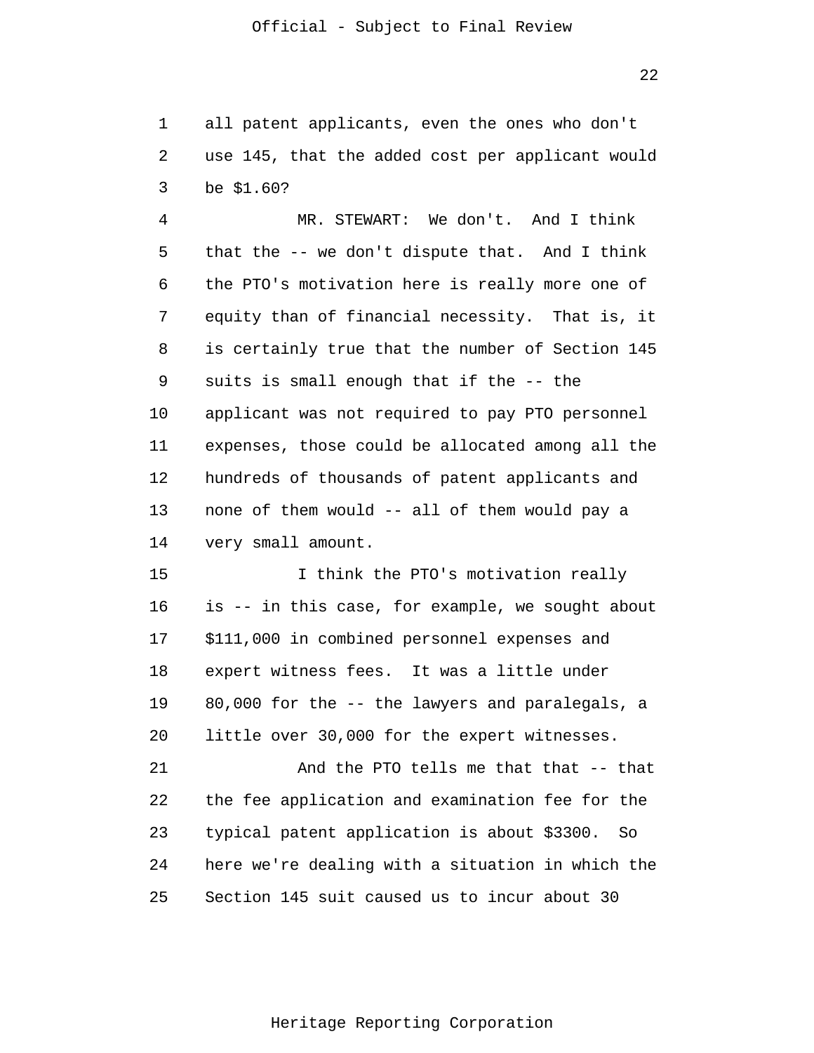all patent applicants, even the ones who don't use 145, that the added cost per applicant would be $1.60?

MR. STEWART: We don't. And I think that the -- we don't dispute that. And I think the PTO's motivation here is really more one of equity than of financial necessity. That is, it is certainly true that the number of Section 145 suits is small enough that if the -- the applicant was not required to pay PTO personnel expenses, those could be allocated among all the hundreds of thousands of patent applicants and none of them would -- all of them would pay a very small amount.

I think the PTO's motivation really is -- in this case, for example, we sought about $111,000 in combined personnel expenses and expert witness fees. It was a little under 80,000 for the -- the lawyers and paralegals, a little over 30,000 for the expert witnesses.

And the PTO tells me that that -- that the fee application and examination fee for the typical patent application is about $3300. So here we're dealing with a situation in which the Section 145 suit caused us to incur about 30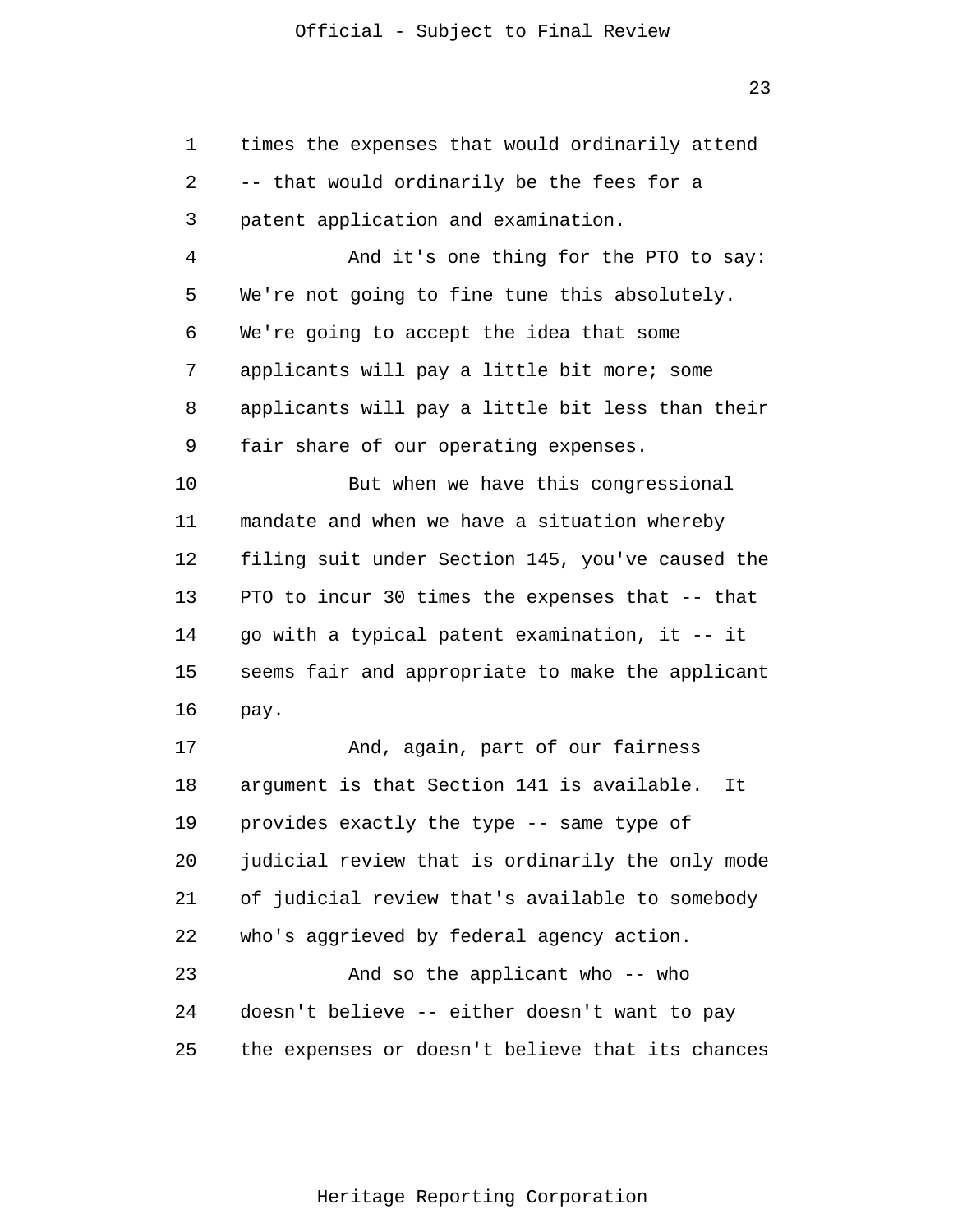times the expenses that would ordinarily attend -- that would ordinarily be the fees for a patent application and examination.

And it's one thing for the PTO to say: We're not going to fine tune this absolutely. We're going to accept the idea that some applicants will pay a little bit more; some applicants will pay a little bit less than their fair share of our operating expenses.

But when we have this congressional mandate and when we have a situation whereby filing suit under Section 145, you've caused the PTO to incur 30 times the expenses that -- that go with a typical patent examination, it -- it seems fair and appropriate to make the applicant pay.

And, again, part of our fairness argument is that Section 141 is available. It provides exactly the type -- same type of judicial review that is ordinarily the only mode of judicial review that's available to somebody who's aggrieved by federal agency action.

And so the applicant who -- who doesn't believe -- either doesn't want to pay the expenses or doesn't believe that its chances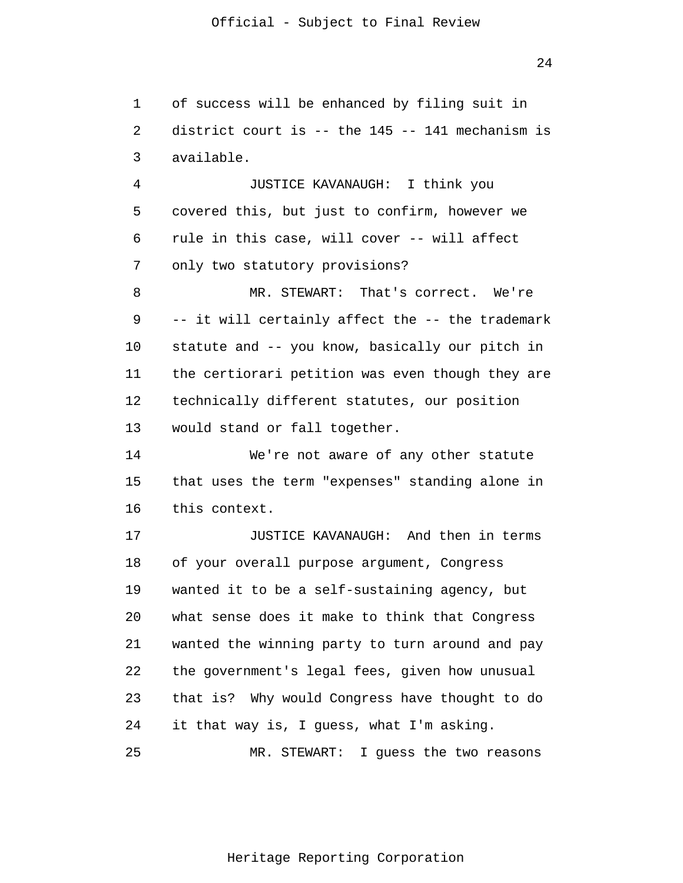of success will be enhanced by filing suit in district court is -- the 145 -- 141 mechanism is available.

JUSTICE KAVANAUGH: I think you covered this, but just to confirm, however we rule in this case, will cover -- will affect only two statutory provisions?

MR. STEWART: That's correct. We're -- it will certainly affect the -- the trademark statute and -- you know, basically our pitch in the certiorari petition was even though they are technically different statutes, our position would stand or fall together.

We're not aware of any other statute that uses the term "expenses" standing alone in this context.

JUSTICE KAVANAUGH: And then in terms of your overall purpose argument, Congress wanted it to be a self-sustaining agency, but what sense does it make to think that Congress wanted the winning party to turn around and pay the government's legal fees, given how unusual that is? Why would Congress have thought to do it that way is, I guess, what I'm asking.

MR. STEWART: I guess the two reasons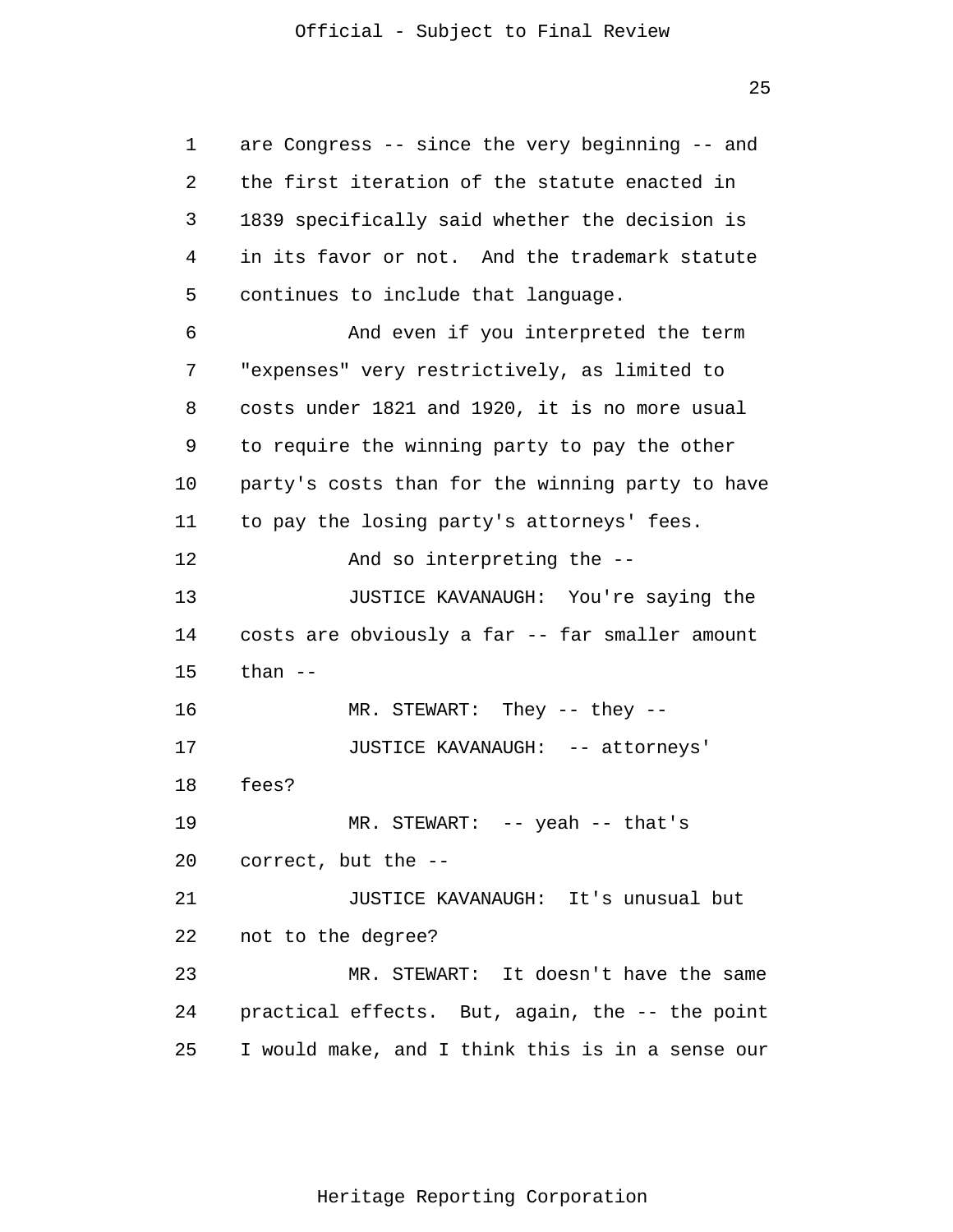are Congress -- since the very beginning -- and the first iteration of the statute enacted in 1839 specifically said whether the decision is in its favor or not. And the trademark statute continues to include that language.

And even if you interpreted the term "expenses" very restrictively, as limited to costs under 1821 and 1920, it is no more usual to require the winning party to pay the other party's costs than for the winning party to have to pay the losing party's attorneys' fees.

And so interpreting the --

JUSTICE KAVANAUGH: You're saying the costs are obviously a far -- far smaller amount than --

MR. STEWART: They -- they --

JUSTICE KAVANAUGH: -- attorneys' fees?

MR. STEWART: -- yeah -- that's correct, but the --

JUSTICE KAVANAUGH: It's unusual but not to the degree?

MR. STEWART: It doesn't have the same practical effects. But, again, the -- the point I would make, and I think this is in a sense our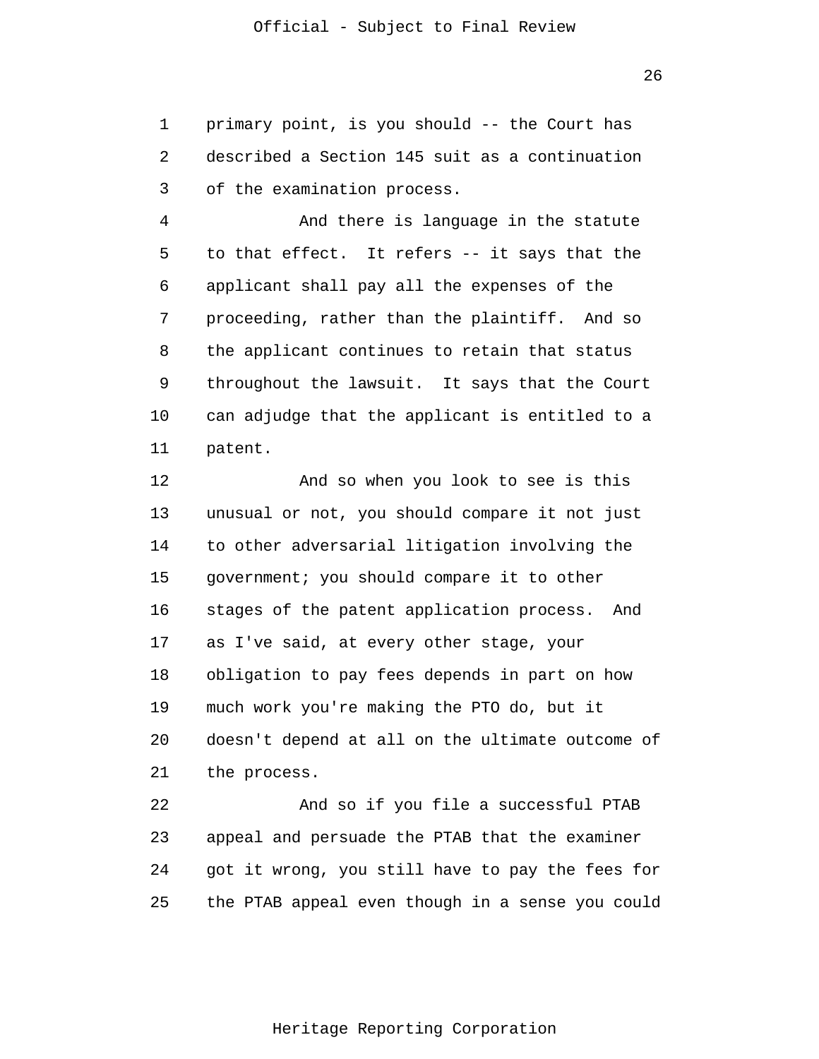primary point, is you should -- the Court has described a Section 145 suit as a continuation of the examination process.

And there is language in the statute to that effect. It refers -- it says that the applicant shall pay all the expenses of the proceeding, rather than the plaintiff. And so the applicant continues to retain that status throughout the lawsuit. It says that the Court can adjudge that the applicant is entitled to a patent.

And so when you look to see is this unusual or not, you should compare it not just to other adversarial litigation involving the government; you should compare it to other stages of the patent application process. And as I've said, at every other stage, your obligation to pay fees depends in part on how much work you're making the PTO do, but it doesn't depend at all on the ultimate outcome of the process.

And so if you file a successful PTAB appeal and persuade the PTAB that the examiner got it wrong, you still have to pay the fees for the PTAB appeal even though in a sense you could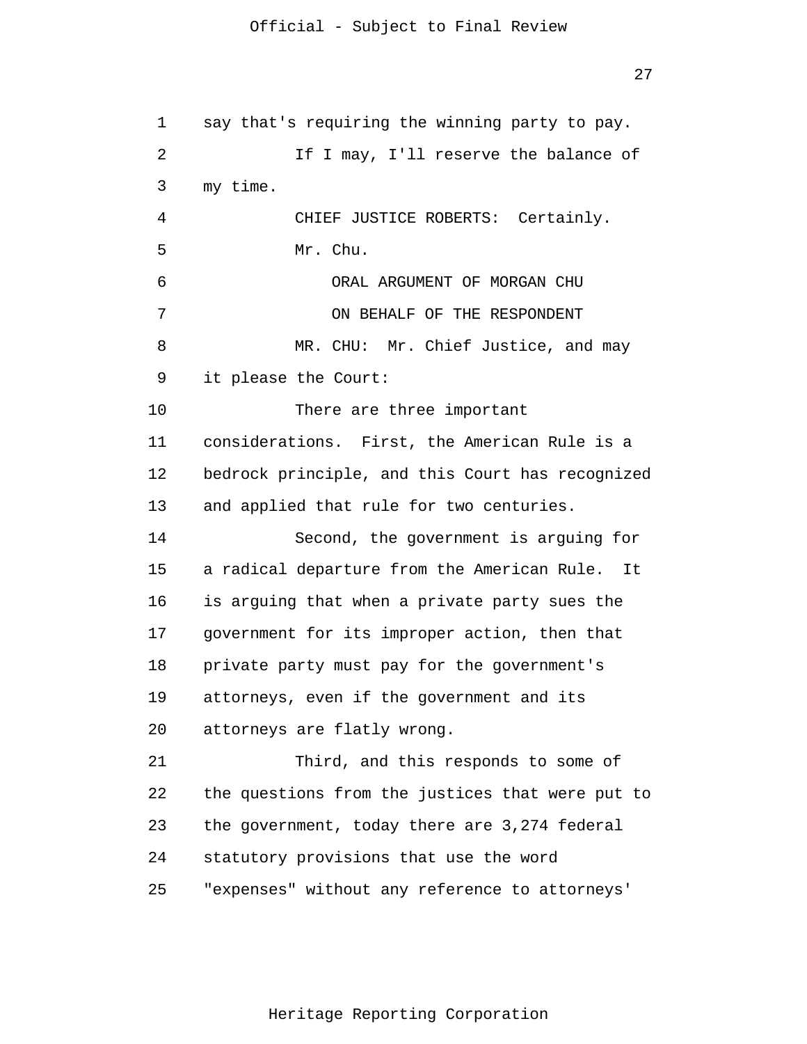say that's requiring the winning party to pay.

If I may, I'll reserve the balance of my time.

CHIEF JUSTICE ROBERTS: Certainly.

Mr. Chu.

ORAL ARGUMENT OF MORGAN CHU

ON BEHALF OF THE RESPONDENT

MR. CHU: Mr. Chief Justice, and may it please the Court:

There are three important considerations. First, the American Rule is a bedrock principle, and this Court has recognized and applied that rule for two centuries.

Second, the government is arguing for a radical departure from the American Rule. It is arguing that when a private party sues the government for its improper action, then that private party must pay for the government's attorneys, even if the government and its attorneys are flatly wrong.

Third, and this responds to some of the questions from the justices that were put to the government, today there are 3,274 federal statutory provisions that use the word "expenses" without any reference to attorneys'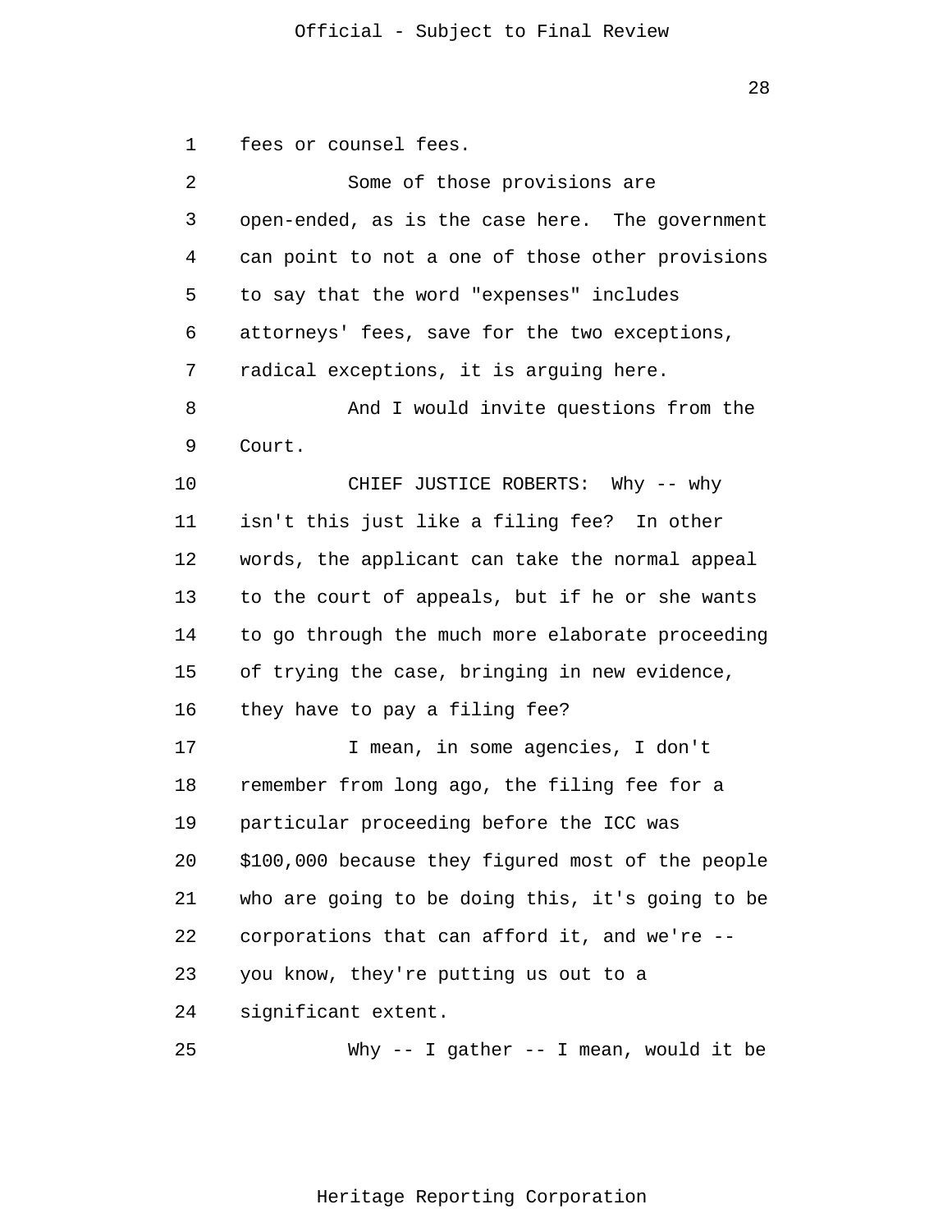fees or counsel fees.

Some of those provisions are open-ended, as is the case here. The government can point to not a one of those other provisions to say that the word "expenses" includes attorneys' fees, save for the two exceptions, radical exceptions, it is arguing here.

And I would invite questions from the Court.

CHIEF JUSTICE ROBERTS: Why -- why isn't this just like a filing fee? In other words, the applicant can take the normal appeal to the court of appeals, but if he or she wants to go through the much more elaborate proceeding of trying the case, bringing in new evidence, they have to pay a filing fee?

I mean, in some agencies, I don't remember from long ago, the filing fee for a particular proceeding before the ICC was $100,000 because they figured most of the people who are going to be doing this, it's going to be corporations that can afford it, and we're -- you know, they're putting us out to a significant extent.

Why -- I gather -- I mean, would it be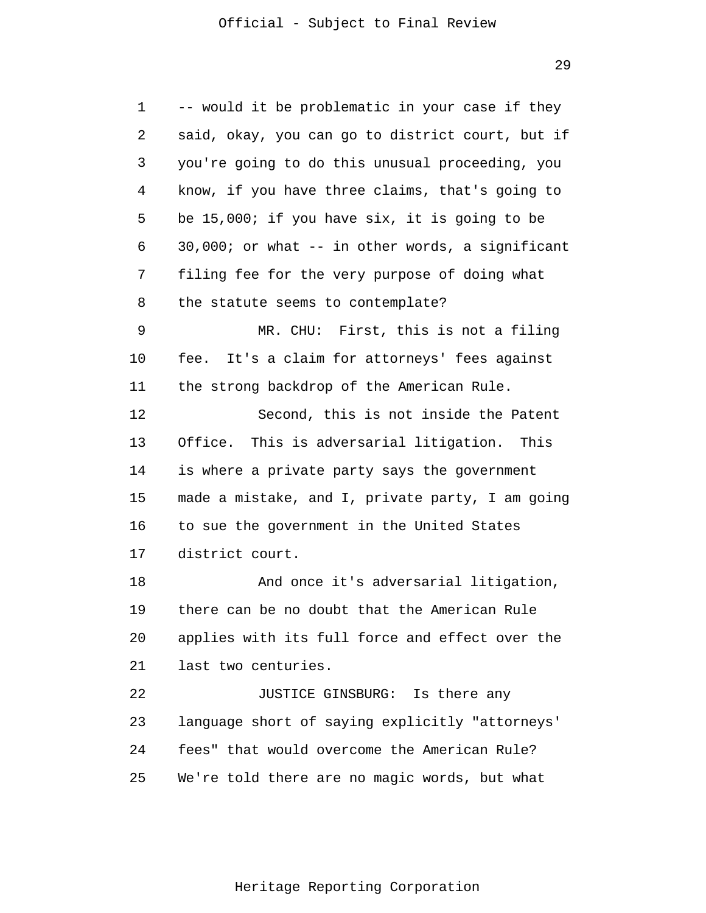-- would it be problematic in your case if they said, okay, you can go to district court, but if you're going to do this unusual proceeding, you know, if you have three claims, that's going to be 15,000; if you have six, it is going to be 30,000; or what -- in other words, a significant filing fee for the very purpose of doing what the statute seems to contemplate?

MR. CHU: First, this is not a filing fee. It's a claim for attorneys' fees against the strong backdrop of the American Rule.

Second, this is not inside the Patent Office. This is adversarial litigation. This is where a private party says the government made a mistake, and I, private party, I am going to sue the government in the United States district court.

And once it's adversarial litigation, there can be no doubt that the American Rule applies with its full force and effect over the last two centuries.

JUSTICE GINSBURG: Is there any language short of saying explicitly "attorneys' fees" that would overcome the American Rule? We're told there are no magic words, but what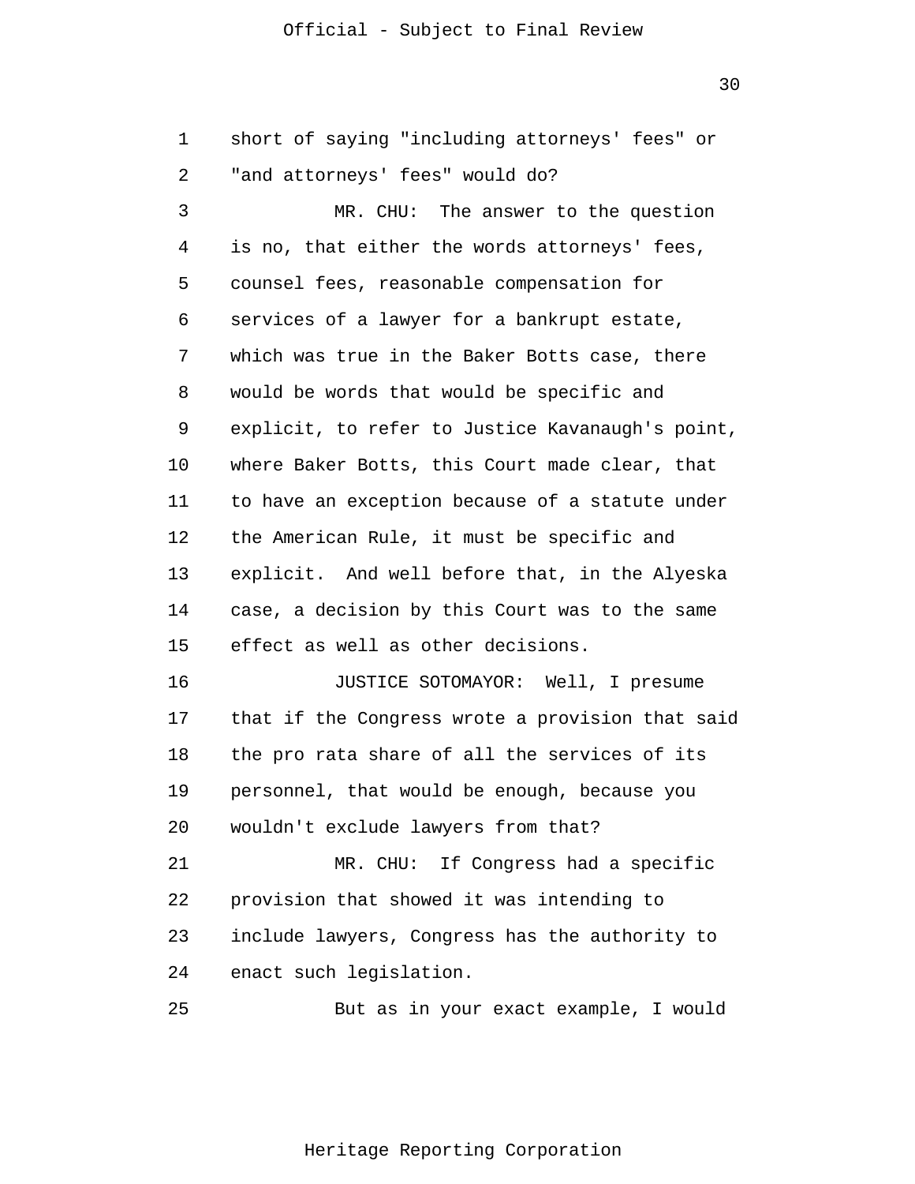short of saying "including attorneys' fees" or "and attorneys' fees" would do?

MR. CHU: The answer to the question is no, that either the words attorneys' fees, counsel fees, reasonable compensation for services of a lawyer for a bankrupt estate, which was true in the Baker Botts case, there would be words that would be specific and explicit, to refer to Justice Kavanaugh's point, where Baker Botts, this Court made clear, that to have an exception because of a statute under the American Rule, it must be specific and explicit. And well before that, in the Alyeska case, a decision by this Court was to the same effect as well as other decisions.

JUSTICE SOTOMAYOR: Well, I presume that if the Congress wrote a provision that said the pro rata share of all the services of its personnel, that would be enough, because you wouldn't exclude lawyers from that?

MR. CHU: If Congress had a specific provision that showed it was intending to include lawyers, Congress has the authority to enact such legislation.

But as in your exact example, I would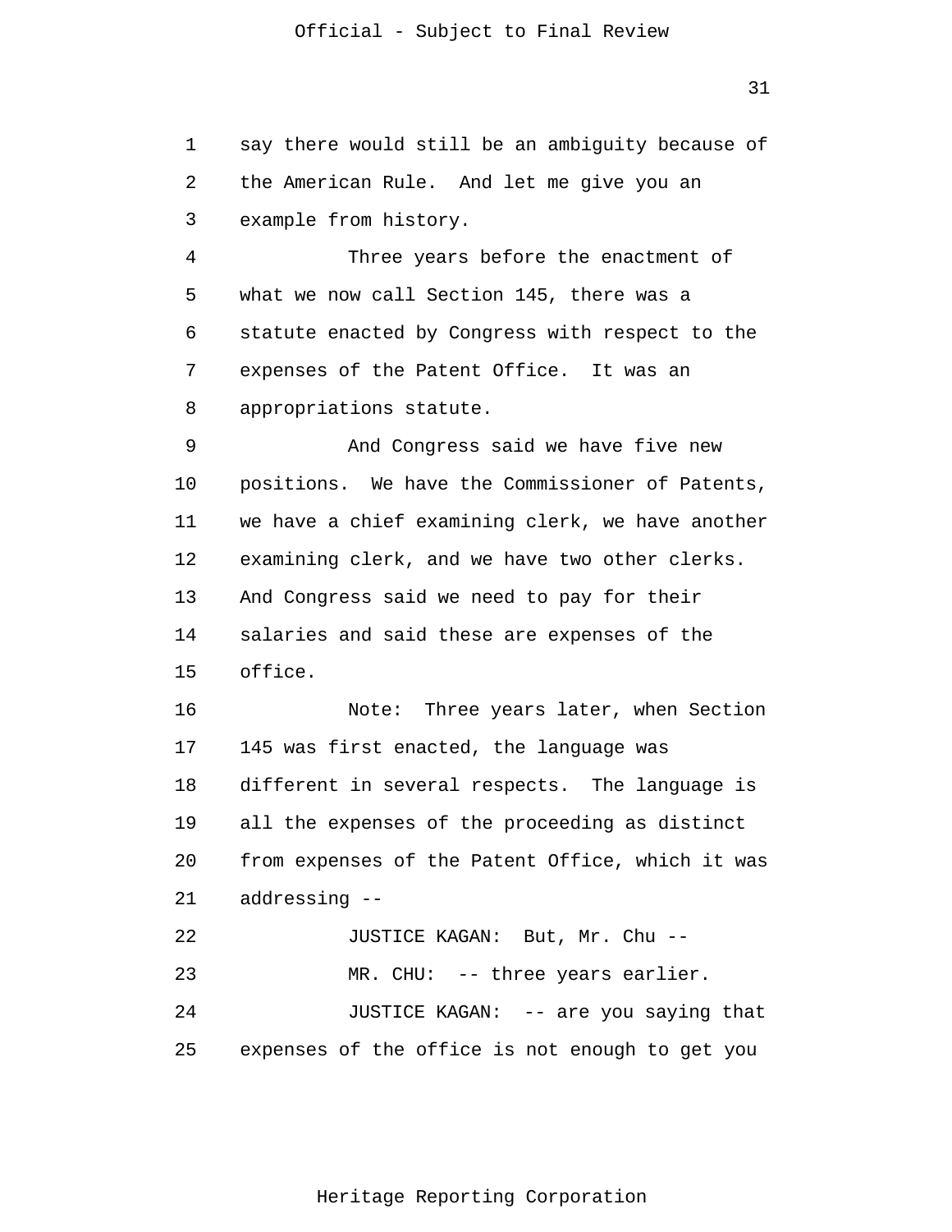say there would still be an ambiguity because of the American Rule. And let me give you an example from history.

Three years before the enactment of what we now call Section 145, there was a statute enacted by Congress with respect to the expenses of the Patent Office. It was an appropriations statute.

And Congress said we have five new positions. We have the Commissioner of Patents, we have a chief examining clerk, we have another examining clerk, and we have two other clerks. And Congress said we need to pay for their salaries and said these are expenses of the office.

Note: Three years later, when Section 145 was first enacted, the language was different in several respects. The language is all the expenses of the proceeding as distinct from expenses of the Patent Office, which it was addressing --

JUSTICE KAGAN: But, Mr. Chu --

MR. CHU: -- three years earlier.

JUSTICE KAGAN: -- are you saying that expenses of the office is not enough to get you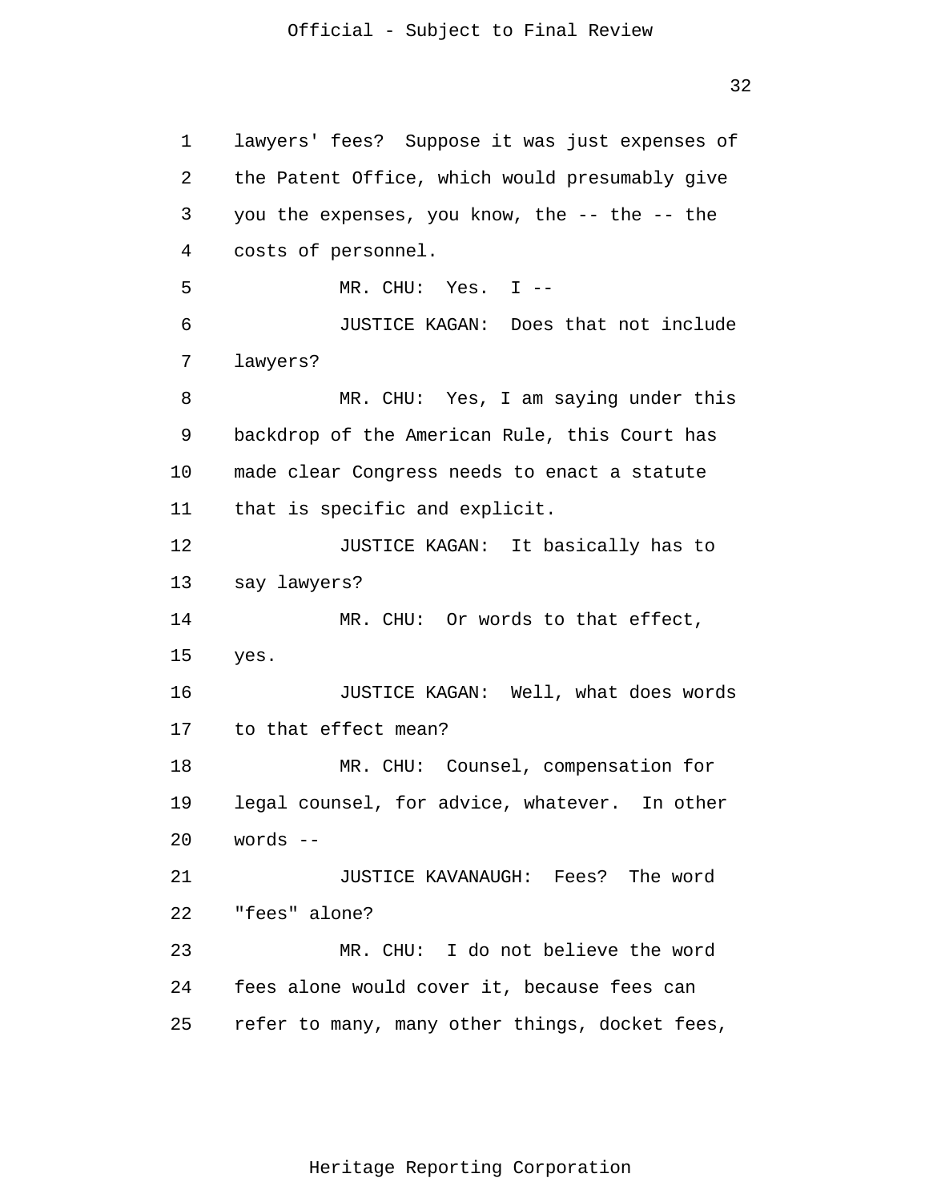lawyers' fees? Suppose it was just expenses of the Patent Office, which would presumably give you the expenses, you know, the -- the -- the costs of personnel.

MR. CHU: Yes. I --

JUSTICE KAGAN: Does that not include lawyers?

MR. CHU: Yes, I am saying under this backdrop of the American Rule, this Court has made clear Congress needs to enact a statute that is specific and explicit.

JUSTICE KAGAN: It basically has to say lawyers?

MR. CHU: Or words to that effect, yes.

JUSTICE KAGAN: Well, what does words to that effect mean?

MR. CHU: Counsel, compensation for legal counsel, for advice, whatever. In other words --

JUSTICE KAVANAUGH: Fees? The word "fees" alone?

MR. CHU: I do not believe the word fees alone would cover it, because fees can refer to many, many other things, docket fees,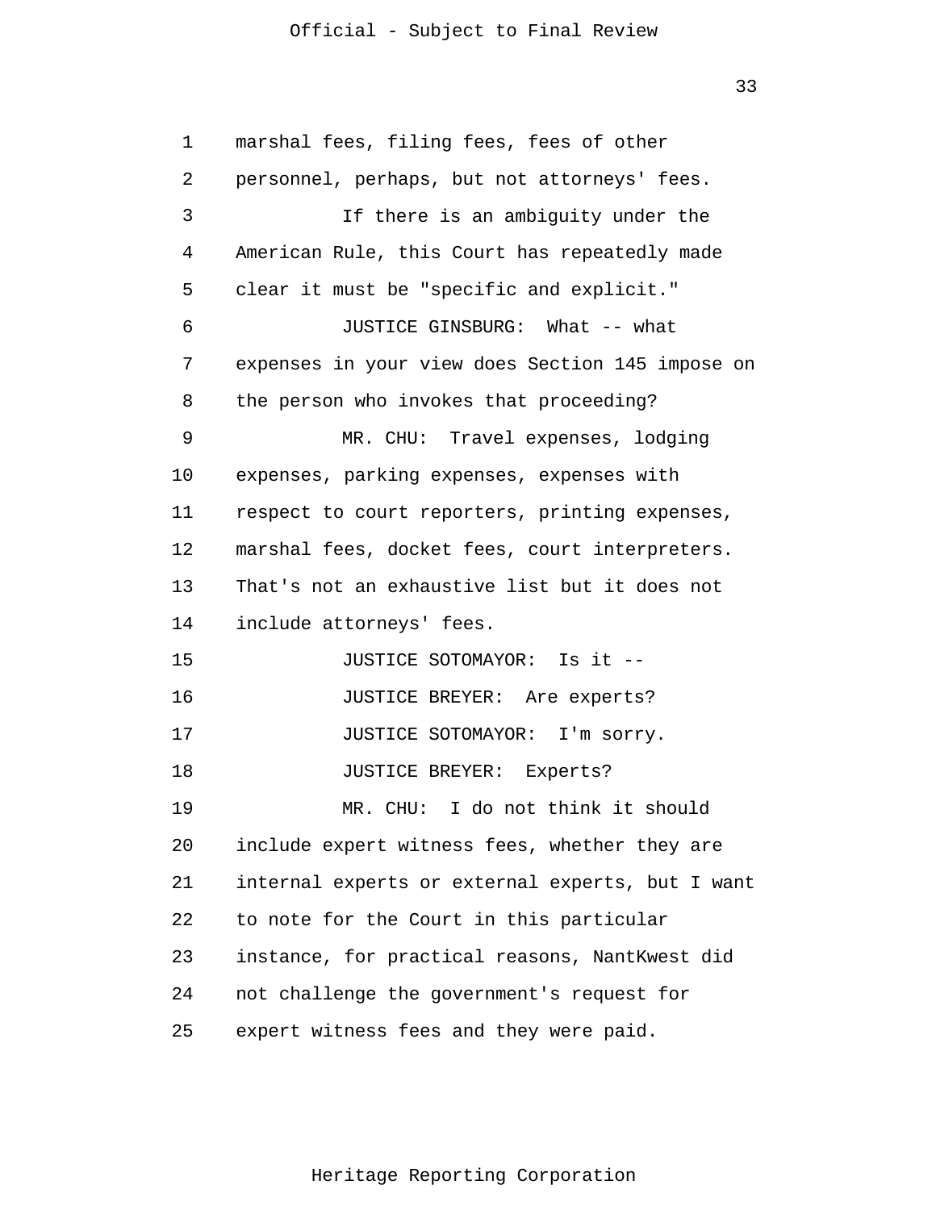marshal fees, filing fees, fees of other personnel, perhaps, but not attorneys' fees.

If there is an ambiguity under the American Rule, this Court has repeatedly made clear it must be "specific and explicit."

JUSTICE GINSBURG: What -- what expenses in your view does Section 145 impose on the person who invokes that proceeding?

MR. CHU: Travel expenses, lodging expenses, parking expenses, expenses with respect to court reporters, printing expenses, marshal fees, docket fees, court interpreters. That's not an exhaustive list but it does not include attorneys' fees.

JUSTICE SOTOMAYOR: Is it --

JUSTICE BREYER: Are experts?

JUSTICE SOTOMAYOR: I'm sorry.

JUSTICE BREYER: Experts?

MR. CHU: I do not think it should include expert witness fees, whether they are internal experts or external experts, but I want to note for the Court in this particular instance, for practical reasons, NantKwest did not challenge the government's request for expert witness fees and they were paid.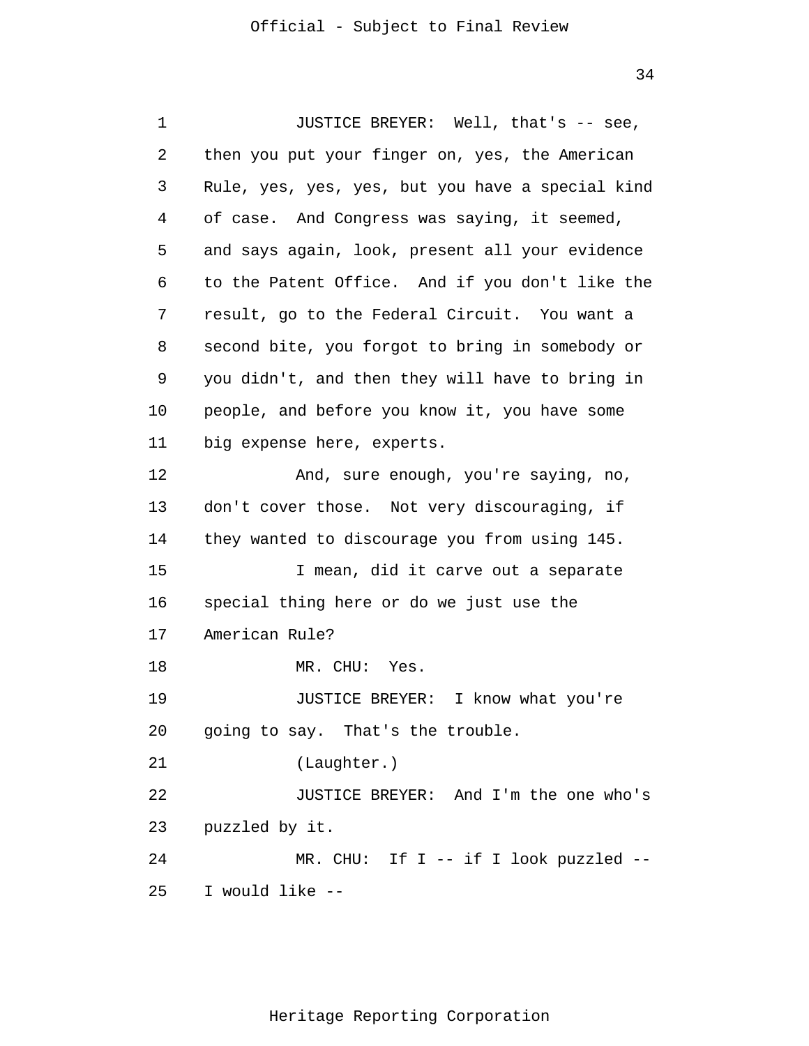JUSTICE BREYER: Well, that's -- see, then you put your finger on, yes, the American Rule, yes, yes, yes, but you have a special kind of case. And Congress was saying, it seemed, and says again, look, present all your evidence to the Patent Office. And if you don't like the result, go to the Federal Circuit. You want a second bite, you forgot to bring in somebody or you didn't, and then they will have to bring in people, and before you know it, you have some big expense here, experts.

And, sure enough, you're saying, no, don't cover those. Not very discouraging, if they wanted to discourage you from using 145.

I mean, did it carve out a separate special thing here or do we just use the American Rule?

MR. CHU: Yes.

JUSTICE BREYER: I know what you're going to say. That's the trouble.

(Laughter.)

JUSTICE BREYER: And I'm the one who's puzzled by it.

MR. CHU: If I -- if I look puzzled -- I would like --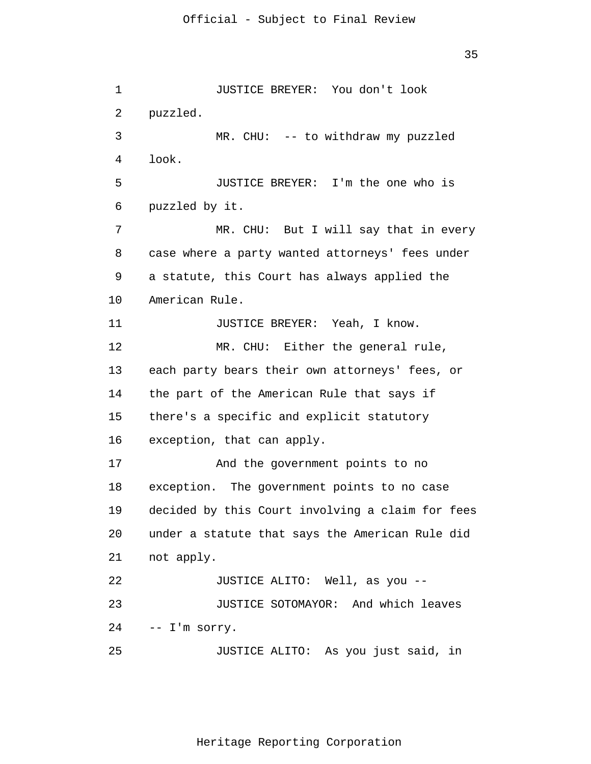JUSTICE BREYER: You don't look puzzled.

MR. CHU: -- to withdraw my puzzled look.

JUSTICE BREYER: I'm the one who is puzzled by it.

MR. CHU: But I will say that in every case where a party wanted attorneys' fees under a statute, this Court has always applied the American Rule.

JUSTICE BREYER: Yeah, I know.

MR. CHU: Either the general rule, each party bears their own attorneys' fees, or the part of the American Rule that says if there's a specific and explicit statutory exception, that can apply.

And the government points to no exception. The government points to no case decided by this Court involving a claim for fees under a statute that says the American Rule did not apply.

JUSTICE ALITO: Well, as you --

JUSTICE SOTOMAYOR: And which leaves -- I'm sorry.

JUSTICE ALITO: As you just said, in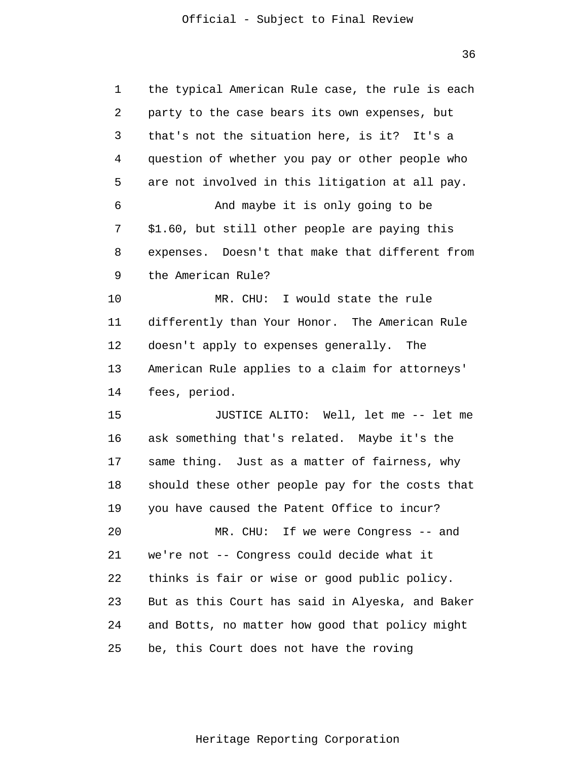the typical American Rule case, the rule is each party to the case bears its own expenses, but that's not the situation here, is it? It's a question of whether you pay or other people who are not involved in this litigation at all pay.

And maybe it is only going to be $1.60, but still other people are paying this expenses. Doesn't that make that different from the American Rule?

MR. CHU: I would state the rule differently than Your Honor. The American Rule doesn't apply to expenses generally. The American Rule applies to a claim for attorneys' fees, period.

JUSTICE ALITO: Well, let me -- let me ask something that's related. Maybe it's the same thing. Just as a matter of fairness, why should these other people pay for the costs that you have caused the Patent Office to incur?

MR. CHU: If we were Congress -- and we're not -- Congress could decide what it thinks is fair or wise or good public policy. But as this Court has said in Alyeska, and Baker and Botts, no matter how good that policy might be, this Court does not have the roving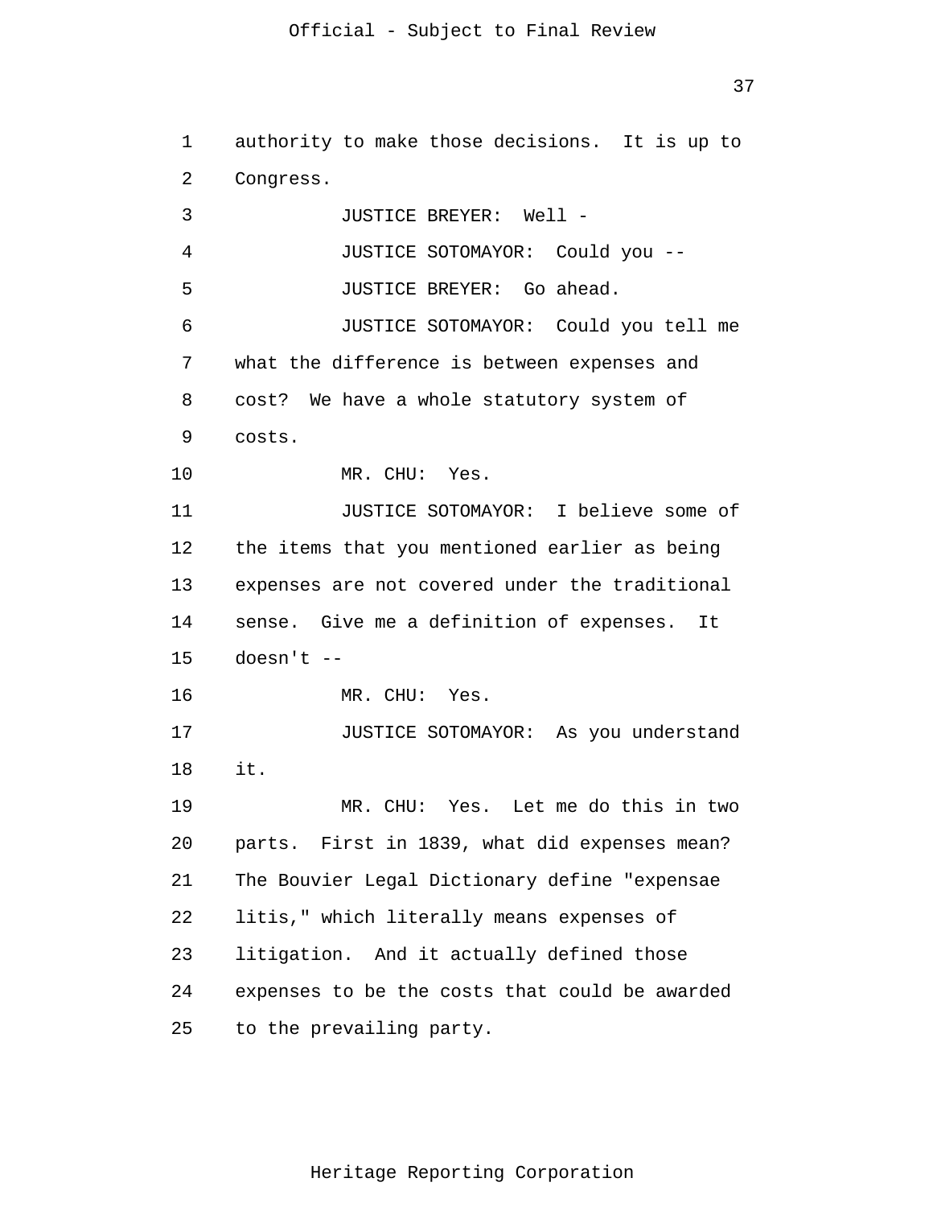authority to make those decisions. It is up to Congress.

JUSTICE BREYER: Well -

JUSTICE SOTOMAYOR: Could you --

JUSTICE BREYER: Go ahead.

JUSTICE SOTOMAYOR: Could you tell me what the difference is between expenses and cost? We have a whole statutory system of costs.

MR. CHU: Yes.

JUSTICE SOTOMAYOR: I believe some of the items that you mentioned earlier as being expenses are not covered under the traditional sense. Give me a definition of expenses. It doesn't --

MR. CHU: Yes.

JUSTICE SOTOMAYOR: As you understand it.

MR. CHU: Yes. Let me do this in two parts. First in 1839, what did expenses mean? The Bouvier Legal Dictionary define "expensae litis," which literally means expenses of litigation. And it actually defined those expenses to be the costs that could be awarded to the prevailing party.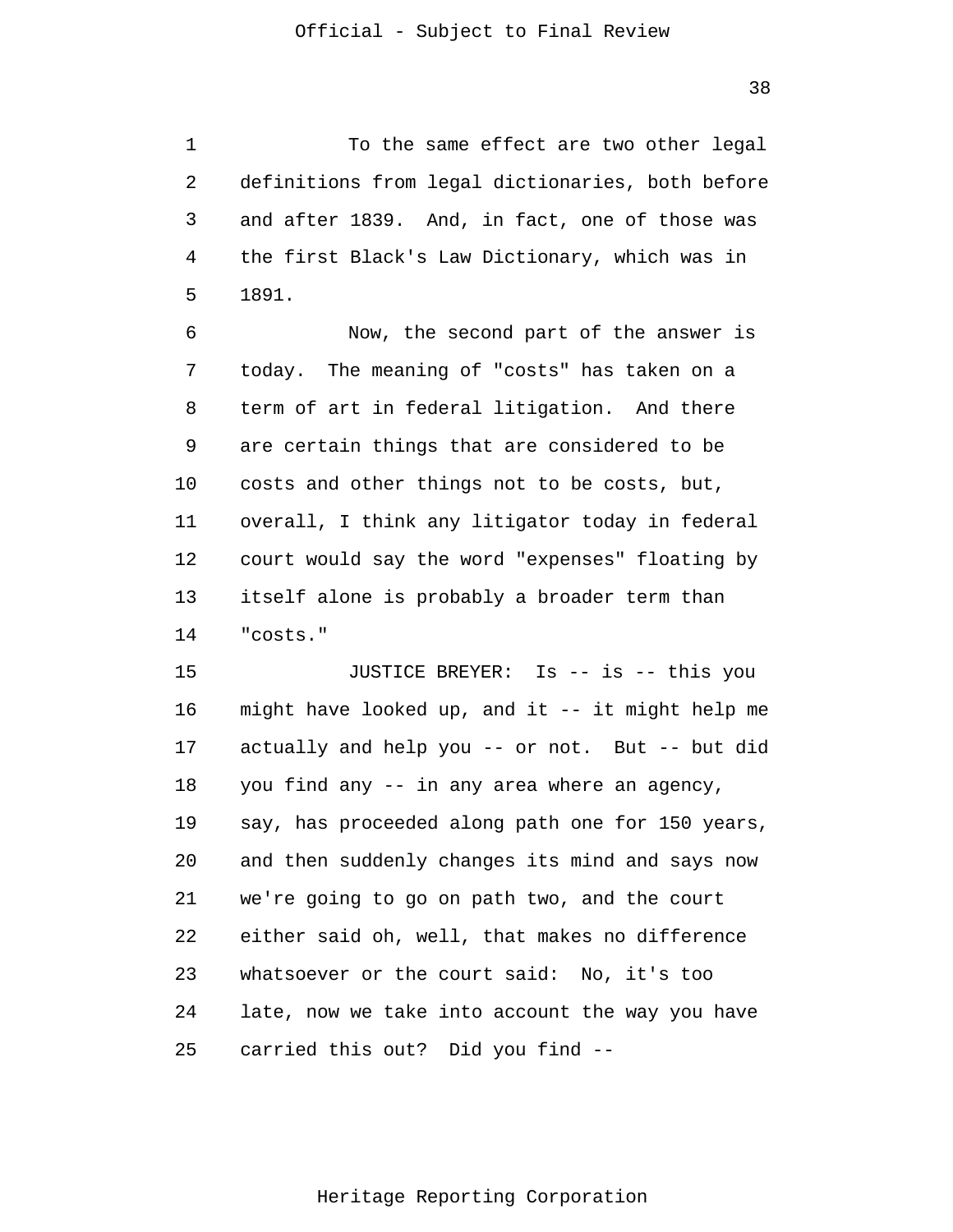To the same effect are two other legal definitions from legal dictionaries, both before and after 1839. And, in fact, one of those was the first Black's Law Dictionary, which was in 1891.

Now, the second part of the answer is today. The meaning of "costs" has taken on a term of art in federal litigation. And there are certain things that are considered to be costs and other things not to be costs, but, overall, I think any litigator today in federal court would say the word "expenses" floating by itself alone is probably a broader term than "costs."

JUSTICE BREYER: Is -- is -- this you might have looked up, and it -- it might help me actually and help you -- or not. But -- but did you find any -- in any area where an agency, say, has proceeded along path one for 150 years, and then suddenly changes its mind and says now we're going to go on path two, and the court either said oh, well, that makes no difference whatsoever or the court said: No, it's too late, now we take into account the way you have carried this out? Did you find --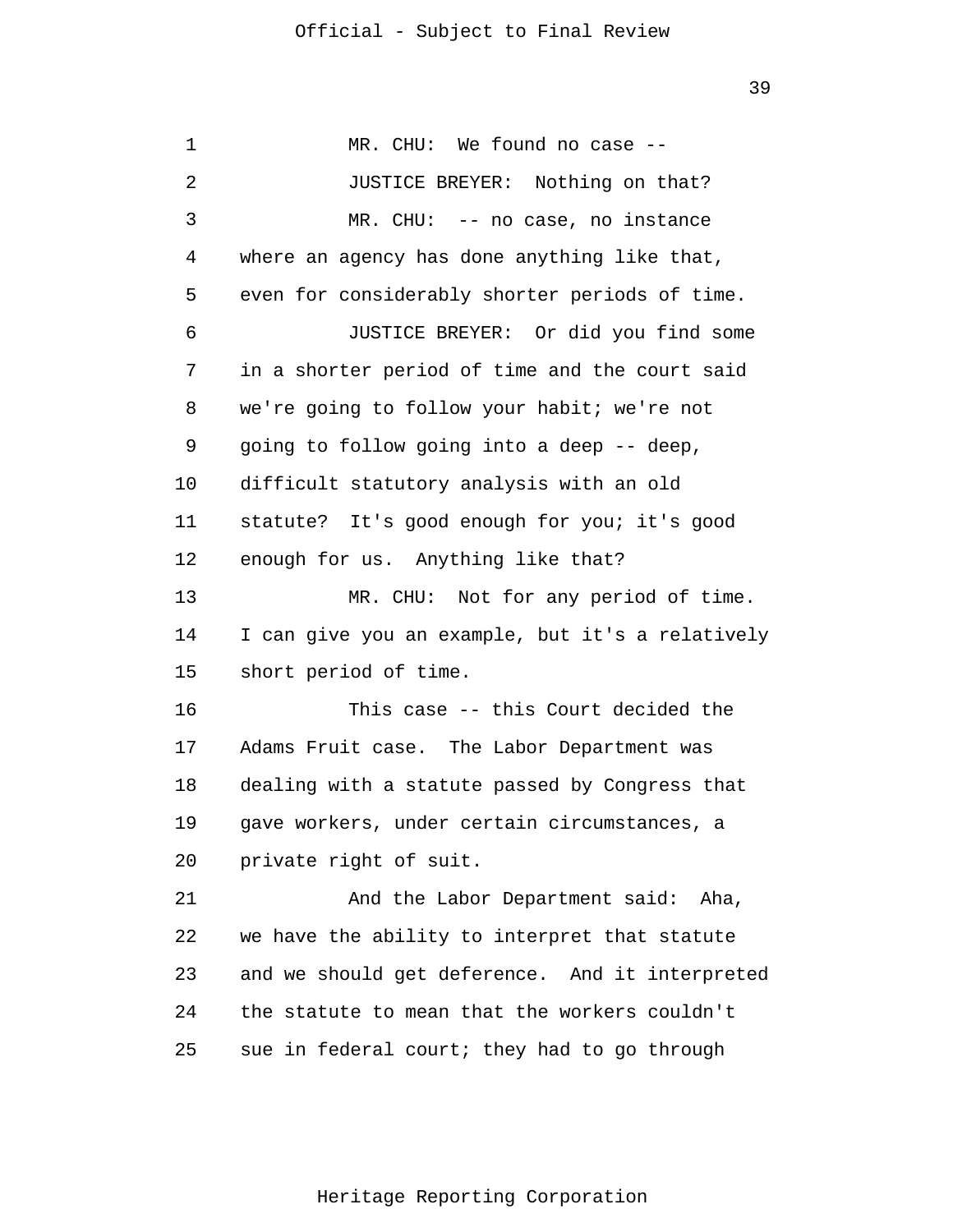MR. CHU: We found no case --

JUSTICE BREYER: Nothing on that?

MR. CHU: -- no case, no instance where an agency has done anything like that, even for considerably shorter periods of time.

JUSTICE BREYER: Or did you find some in a shorter period of time and the court said we're going to follow your habit; we're not going to follow going into a deep -- deep, difficult statutory analysis with an old statute? It's good enough for you; it's good enough for us. Anything like that?

MR. CHU: Not for any period of time. I can give you an example, but it's a relatively short period of time.

This case -- this Court decided the Adams Fruit case. The Labor Department was dealing with a statute passed by Congress that gave workers, under certain circumstances, a private right of suit.

And the Labor Department said: Aha, we have the ability to interpret that statute and we should get deference. And it interpreted the statute to mean that the workers couldn't sue in federal court; they had to go through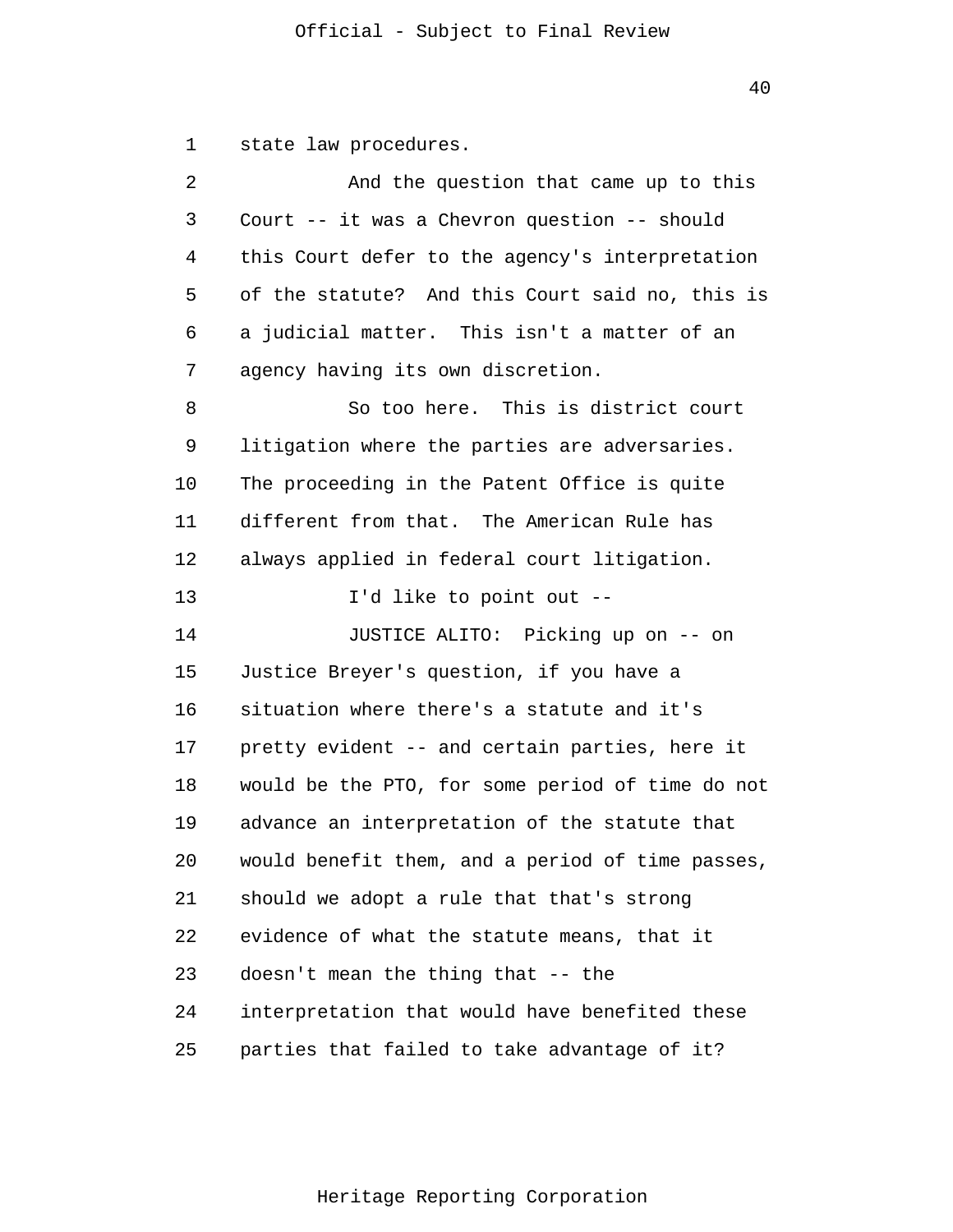state law procedures.

And the question that came up to this Court -- it was a Chevron question -- should this Court defer to the agency's interpretation of the statute? And this Court said no, this is a judicial matter. This isn't a matter of an agency having its own discretion.

So too here. This is district court litigation where the parties are adversaries. The proceeding in the Patent Office is quite different from that. The American Rule has always applied in federal court litigation.

I'd like to point out --

JUSTICE ALITO: Picking up on -- on Justice Breyer's question, if you have a situation where there's a statute and it's pretty evident -- and certain parties, here it would be the PTO, for some period of time do not advance an interpretation of the statute that would benefit them, and a period of time passes, should we adopt a rule that that's strong evidence of what the statute means, that it doesn't mean the thing that -- the interpretation that would have benefited these parties that failed to take advantage of it?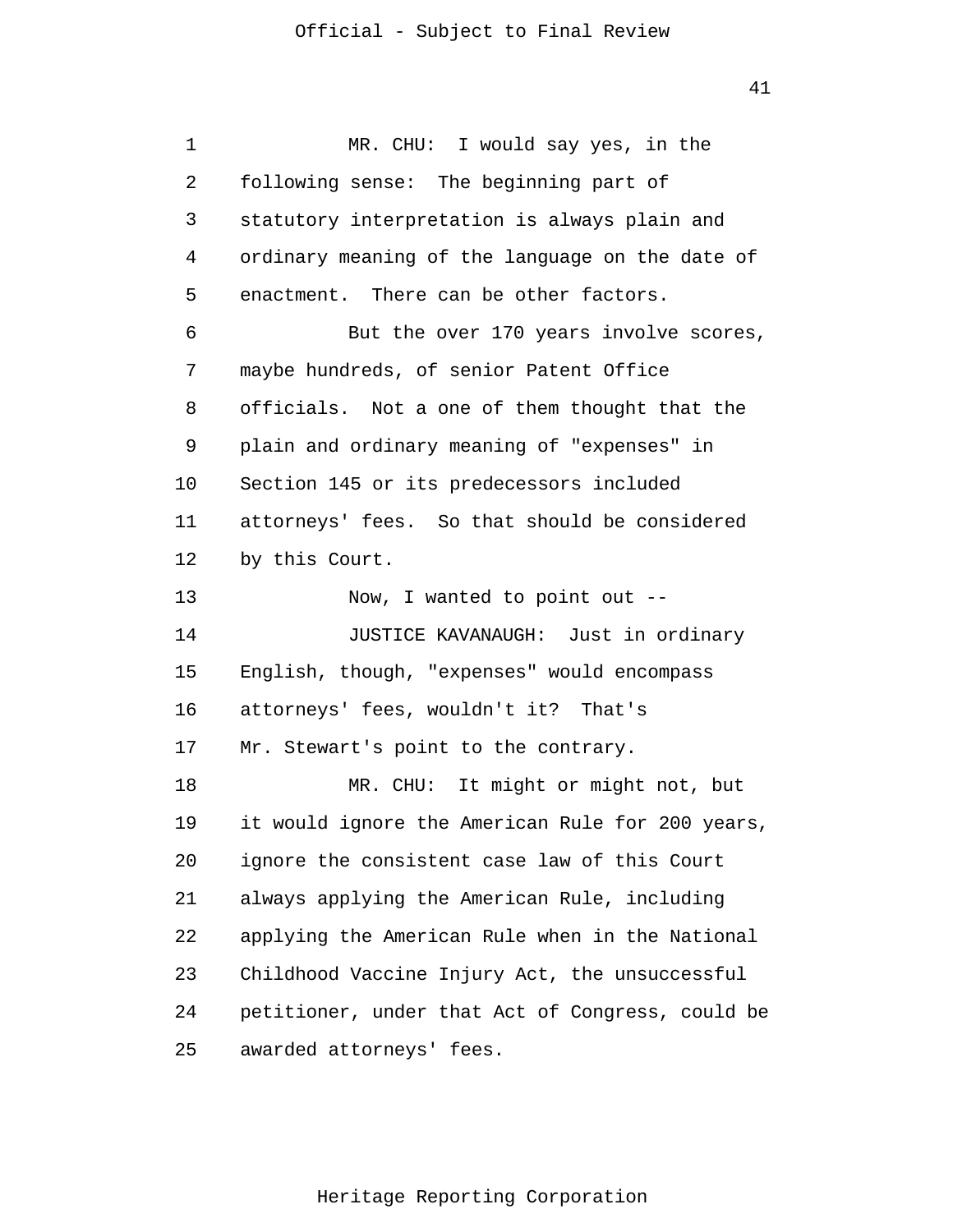MR. CHU: I would say yes, in the following sense: The beginning part of statutory interpretation is always plain and ordinary meaning of the language on the date of enactment. There can be other factors.

But the over 170 years involve scores, maybe hundreds, of senior Patent Office officials. Not a one of them thought that the plain and ordinary meaning of "expenses" in Section 145 or its predecessors included attorneys' fees. So that should be considered by this Court.

Now, I wanted to point out --

JUSTICE KAVANAUGH: Just in ordinary English, though, "expenses" would encompass attorneys' fees, wouldn't it? That's Mr. Stewart's point to the contrary.

MR. CHU: It might or might not, but it would ignore the American Rule for 200 years, ignore the consistent case law of this Court always applying the American Rule, including applying the American Rule when in the National Childhood Vaccine Injury Act, the unsuccessful petitioner, under that Act of Congress, could be awarded attorneys' fees.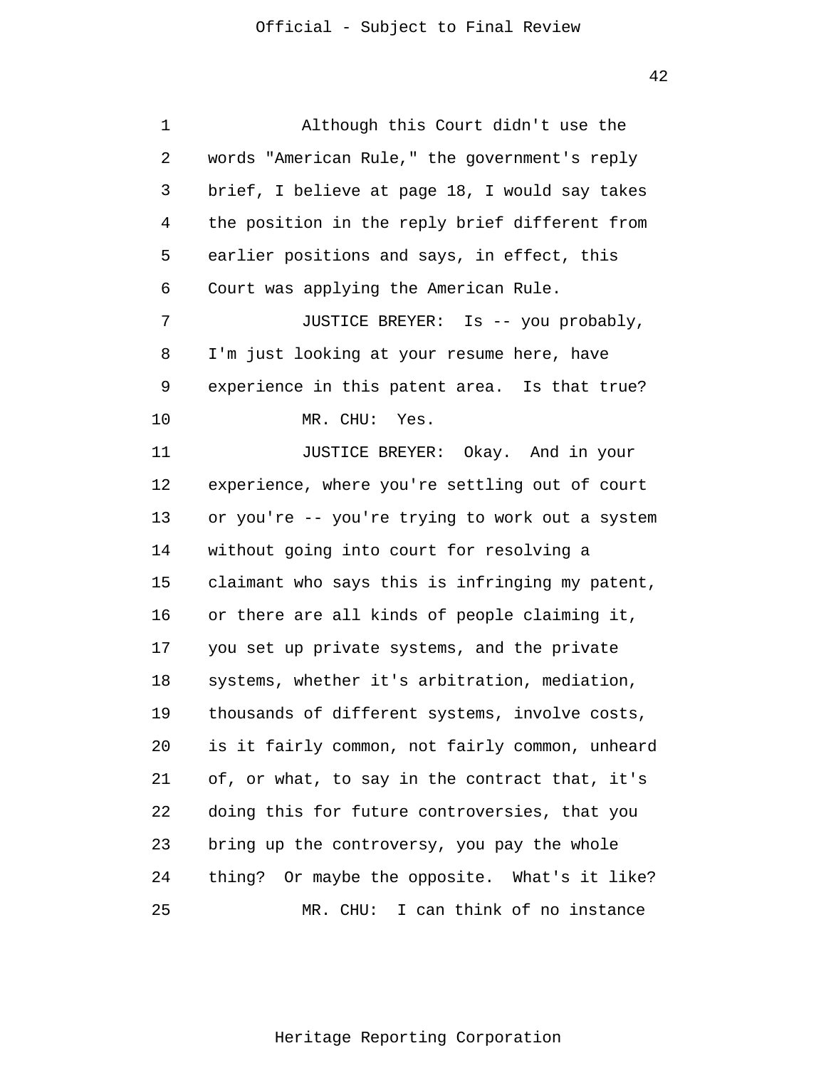Although this Court didn't use the words "American Rule," the government's reply brief, I believe at page 18, I would say takes the position in the reply brief different from earlier positions and says, in effect, this Court was applying the American Rule.

JUSTICE BREYER: Is -- you probably, I'm just looking at your resume here, have experience in this patent area. Is that true?

MR. CHU: Yes.

JUSTICE BREYER: Okay. And in your experience, where you're settling out of court or you're -- you're trying to work out a system without going into court for resolving a claimant who says this is infringing my patent, or there are all kinds of people claiming it, you set up private systems, and the private systems, whether it's arbitration, mediation, thousands of different systems, involve costs, is it fairly common, not fairly common, unheard of, or what, to say in the contract that, it's doing this for future controversies, that you bring up the controversy, you pay the whole thing? Or maybe the opposite. What's it like?

MR. CHU: I can think of no instance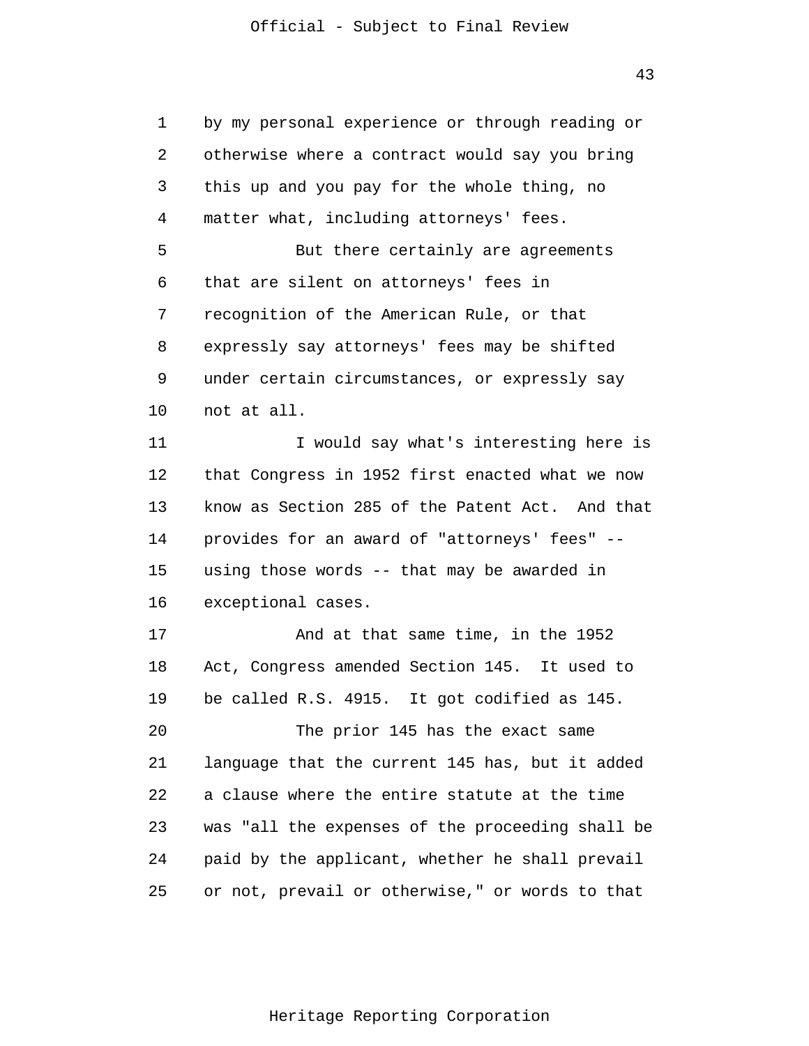by my personal experience or through reading or otherwise where a contract would say you bring this up and you pay for the whole thing, no matter what, including attorneys' fees.

But there certainly are agreements that are silent on attorneys' fees in recognition of the American Rule, or that expressly say attorneys' fees may be shifted under certain circumstances, or expressly say not at all.

I would say what's interesting here is that Congress in 1952 first enacted what we now know as Section 285 of the Patent Act. And that provides for an award of "attorneys' fees" -- using those words -- that may be awarded in exceptional cases.

And at that same time, in the 1952 Act, Congress amended Section 145. It used to be called R.S. 4915. It got codified as 145.

The prior 145 has the exact same language that the current 145 has, but it added a clause where the entire statute at the time was "all the expenses of the proceeding shall be paid by the applicant, whether he shall prevail or not, prevail or otherwise," or words to that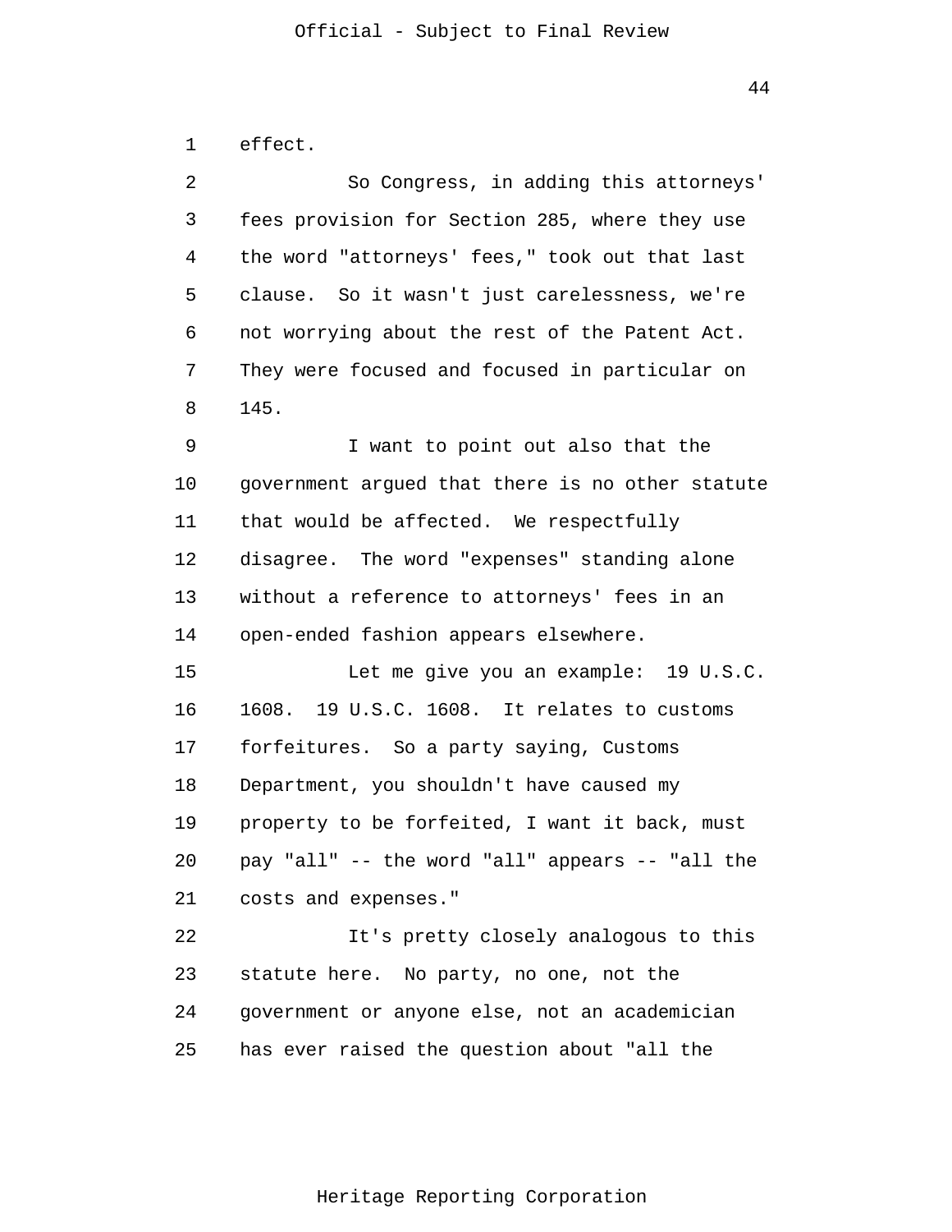effect.

So Congress, in adding this attorneys' fees provision for Section 285, where they use the word "attorneys' fees," took out that last clause. So it wasn't just carelessness, we're not worrying about the rest of the Patent Act. They were focused and focused in particular on 145.

I want to point out also that the government argued that there is no other statute that would be affected. We respectfully disagree. The word "expenses" standing alone without a reference to attorneys' fees in an open-ended fashion appears elsewhere.

Let me give you an example: 19 U.S.C. 1608. 19 U.S.C. 1608. It relates to customs forfeitures. So a party saying, Customs Department, you shouldn't have caused my property to be forfeited, I want it back, must pay "all" -- the word "all" appears -- "all the costs and expenses."

It's pretty closely analogous to this statute here. No party, no one, not the government or anyone else, not an academician has ever raised the question about "all the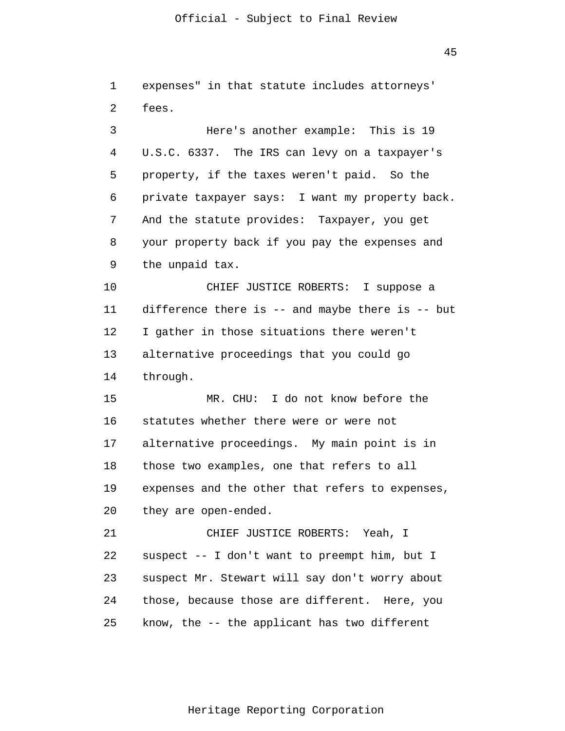expenses" in that statute includes attorneys' fees.

Here's another example: This is 19 U.S.C. 6337. The IRS can levy on a taxpayer's property, if the taxes weren't paid. So the private taxpayer says: I want my property back. And the statute provides: Taxpayer, you get your property back if you pay the expenses and the unpaid tax.

CHIEF JUSTICE ROBERTS: I suppose a difference there is -- and maybe there is -- but I gather in those situations there weren't alternative proceedings that you could go through.

MR. CHU: I do not know before the statutes whether there were or were not alternative proceedings. My main point is in those two examples, one that refers to all expenses and the other that refers to expenses, they are open-ended.

CHIEF JUSTICE ROBERTS: Yeah, I suspect -- I don't want to preempt him, but I suspect Mr. Stewart will say don't worry about those, because those are different. Here, you know, the -- the applicant has two different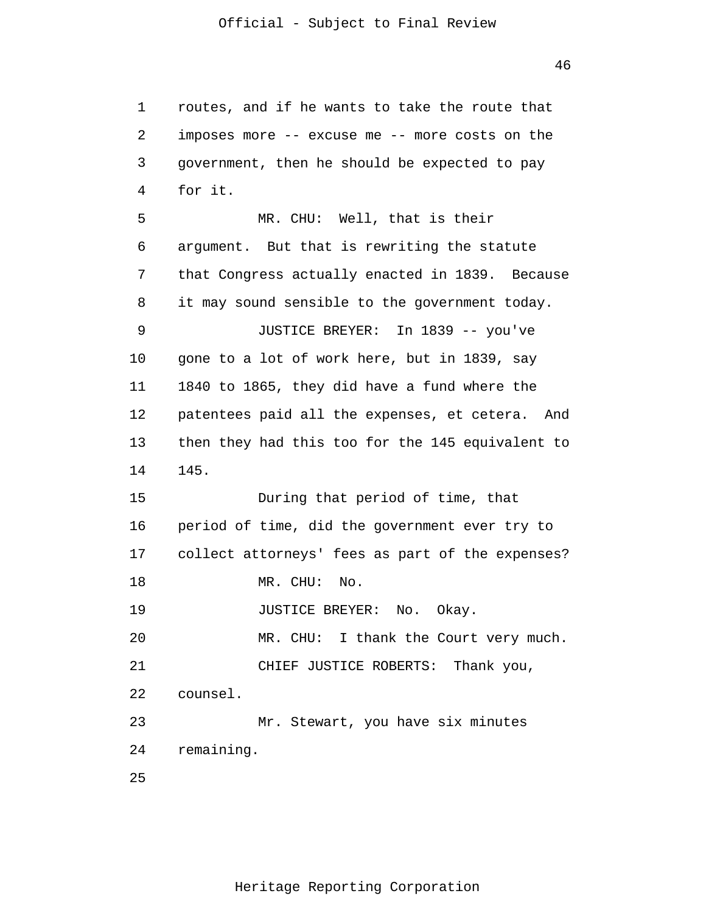routes, and if he wants to take the route that imposes more -- excuse me -- more costs on the government, then he should be expected to pay for it.

MR. CHU: Well, that is their argument. But that is rewriting the statute that Congress actually enacted in 1839. Because it may sound sensible to the government today.

JUSTICE BREYER: In 1839 -- you've gone to a lot of work here, but in 1839, say 1840 to 1865, they did have a fund where the patentees paid all the expenses, et cetera. And then they had this too for the 145 equivalent to 145.

During that period of time, that period of time, did the government ever try to collect attorneys' fees as part of the expenses?

MR. CHU: No.

JUSTICE BREYER: No. Okay.

MR. CHU: I thank the Court very much.

CHIEF JUSTICE ROBERTS: Thank you, counsel.

Mr. Stewart, you have six minutes remaining.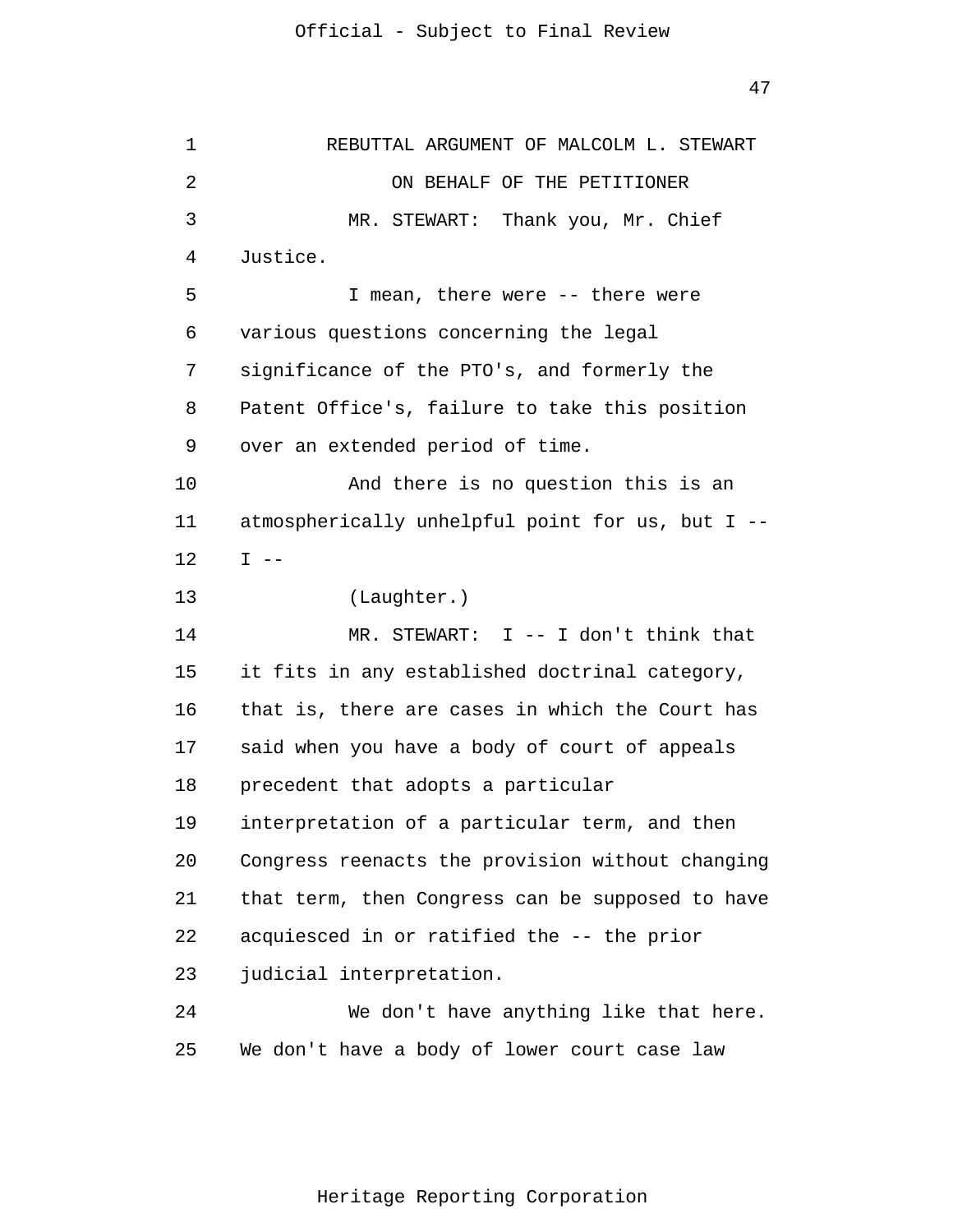REBUTTAL ARGUMENT OF MALCOLM L. STEWART

ON BEHALF OF THE PETITIONER

MR. STEWART: Thank you, Mr. Chief Justice.

I mean, there were -- there were various questions concerning the legal significance of the PTO's, and formerly the Patent Office's, failure to take this position over an extended period of time.

And there is no question this is an atmospherically unhelpful point for us, but I -- I --

(Laughter.)

MR. STEWART: I -- I don't think that it fits in any established doctrinal category, that is, there are cases in which the Court has said when you have a body of court of appeals precedent that adopts a particular interpretation of a particular term, and then Congress reenacts the provision without changing that term, then Congress can be supposed to have acquiesced in or ratified the -- the prior judicial interpretation.

We don't have anything like that here. We don't have a body of lower court case law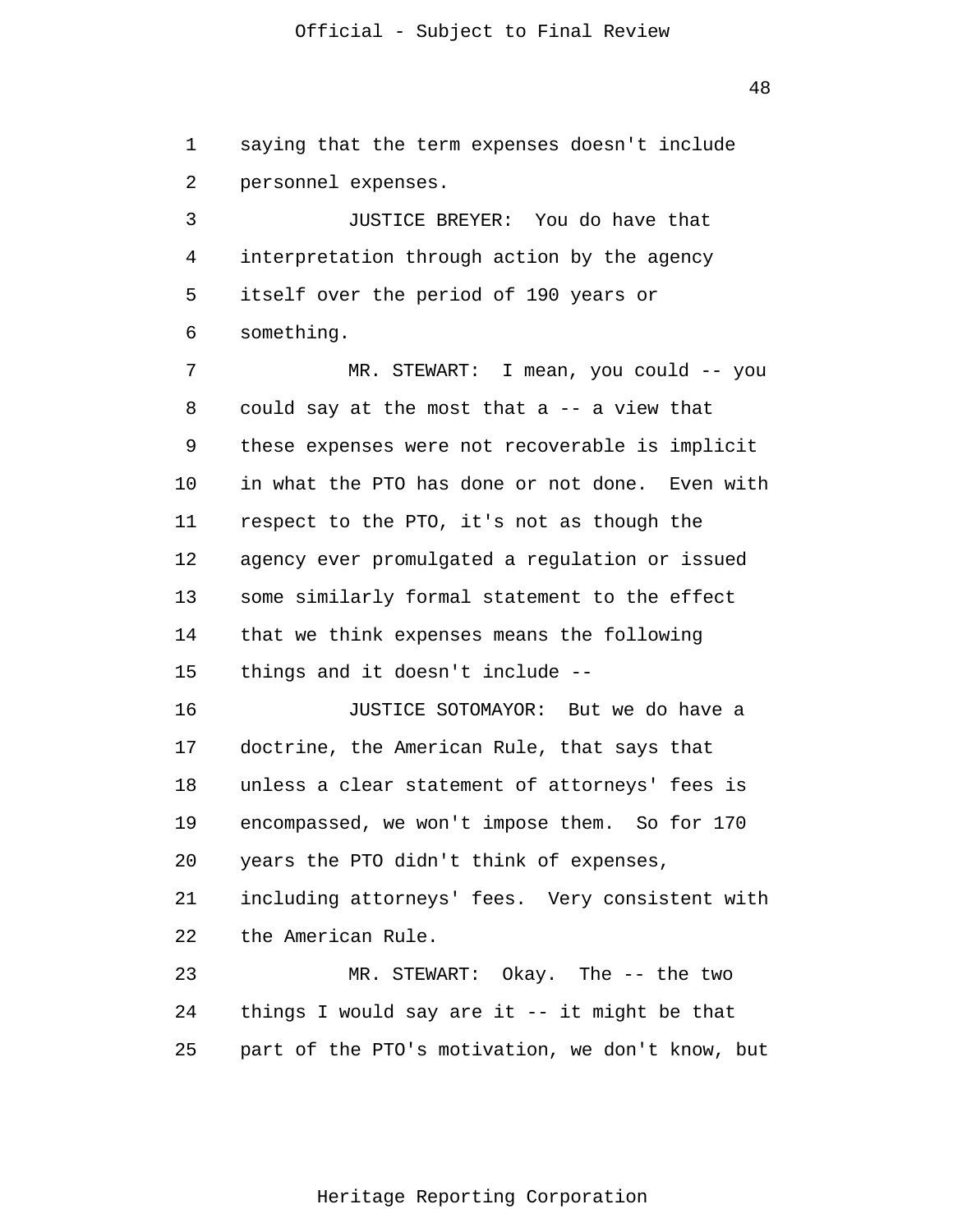saying that the term expenses doesn't include personnel expenses.

JUSTICE BREYER: You do have that interpretation through action by the agency itself over the period of 190 years or something.

MR. STEWART: I mean, you could -- you could say at the most that a -- a view that these expenses were not recoverable is implicit in what the PTO has done or not done. Even with respect to the PTO, it's not as though the agency ever promulgated a regulation or issued some similarly formal statement to the effect that we think expenses means the following things and it doesn't include --

JUSTICE SOTOMAYOR: But we do have a doctrine, the American Rule, that says that unless a clear statement of attorneys' fees is encompassed, we won't impose them. So for 170 years the PTO didn't think of expenses, including attorneys' fees. Very consistent with the American Rule.

MR. STEWART: Okay. The -- the two things I would say are it -- it might be that part of the PTO's motivation, we don't know, but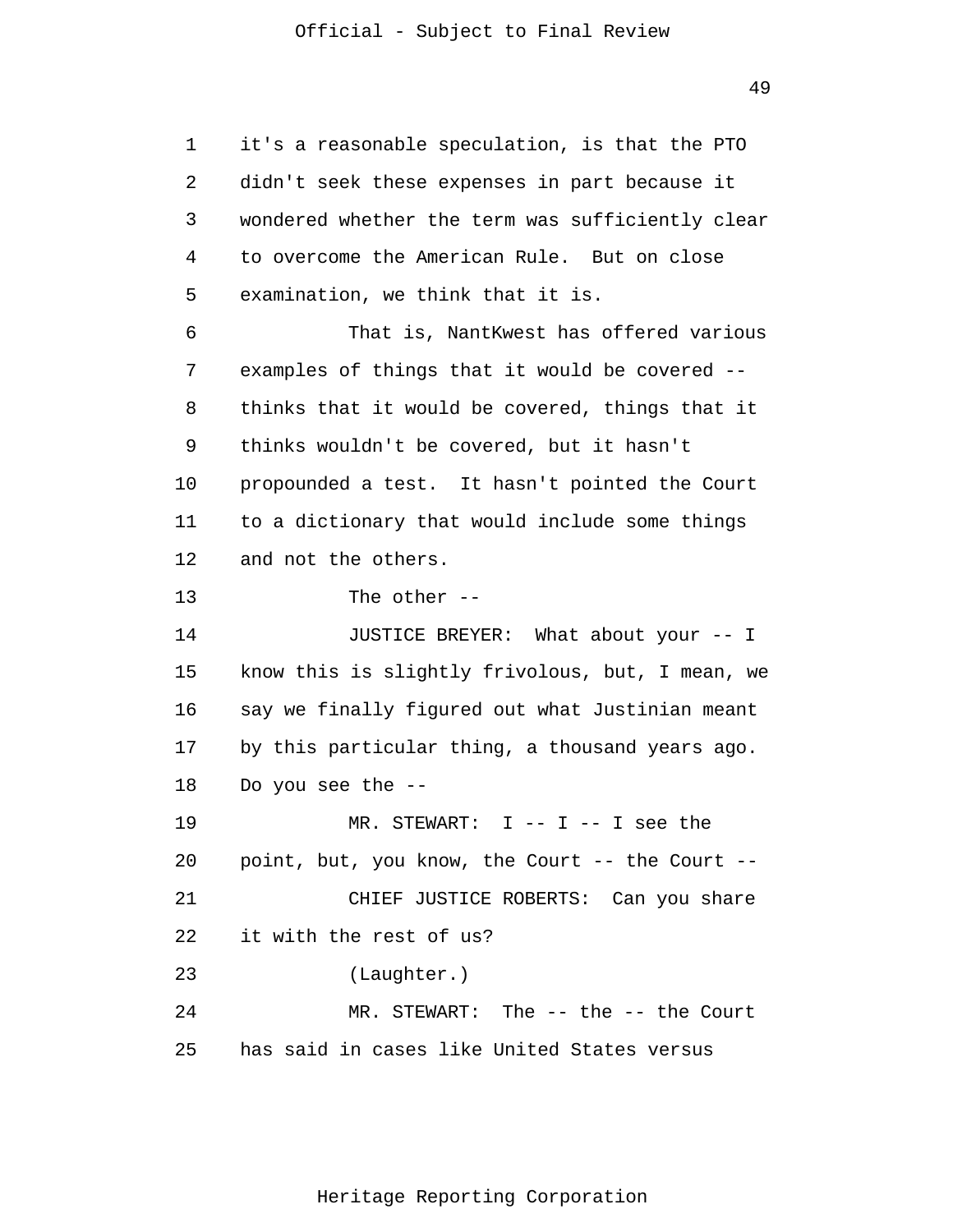it's a reasonable speculation, is that the PTO didn't seek these expenses in part because it wondered whether the term was sufficiently clear to overcome the American Rule. But on close examination, we think that it is.

That is, NantKwest has offered various examples of things that it would be covered -- thinks that it would be covered, things that it thinks wouldn't be covered, but it hasn't propounded a test. It hasn't pointed the Court to a dictionary that would include some things and not the others.

The other --

JUSTICE BREYER: What about your -- I know this is slightly frivolous, but, I mean, we say we finally figured out what Justinian meant by this particular thing, a thousand years ago. Do you see the --

MR. STEWART: I -- I -- I see the point, but, you know, the Court -- the Court --

CHIEF JUSTICE ROBERTS: Can you share it with the rest of us?

(Laughter.)

MR. STEWART: The -- the -- the Court has said in cases like United States versus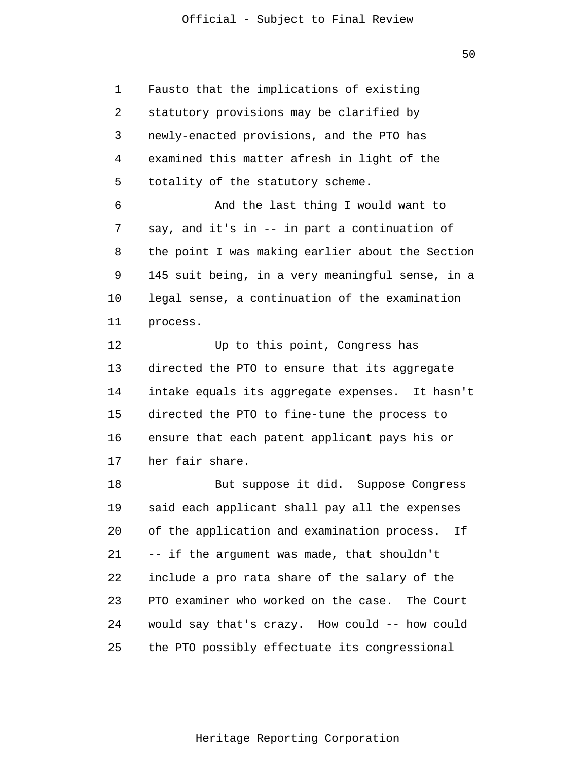Fausto that the implications of existing statutory provisions may be clarified by newly-enacted provisions, and the PTO has examined this matter afresh in light of the totality of the statutory scheme.

And the last thing I would want to say, and it's in -- in part a continuation of the point I was making earlier about the Section 145 suit being, in a very meaningful sense, in a legal sense, a continuation of the examination process.

Up to this point, Congress has directed the PTO to ensure that its aggregate intake equals its aggregate expenses. It hasn't directed the PTO to fine-tune the process to ensure that each patent applicant pays his or her fair share.

But suppose it did. Suppose Congress said each applicant shall pay all the expenses of the application and examination process. If -- if the argument was made, that shouldn't include a pro rata share of the salary of the PTO examiner who worked on the case. The Court would say that's crazy. How could -- how could the PTO possibly effectuate its congressional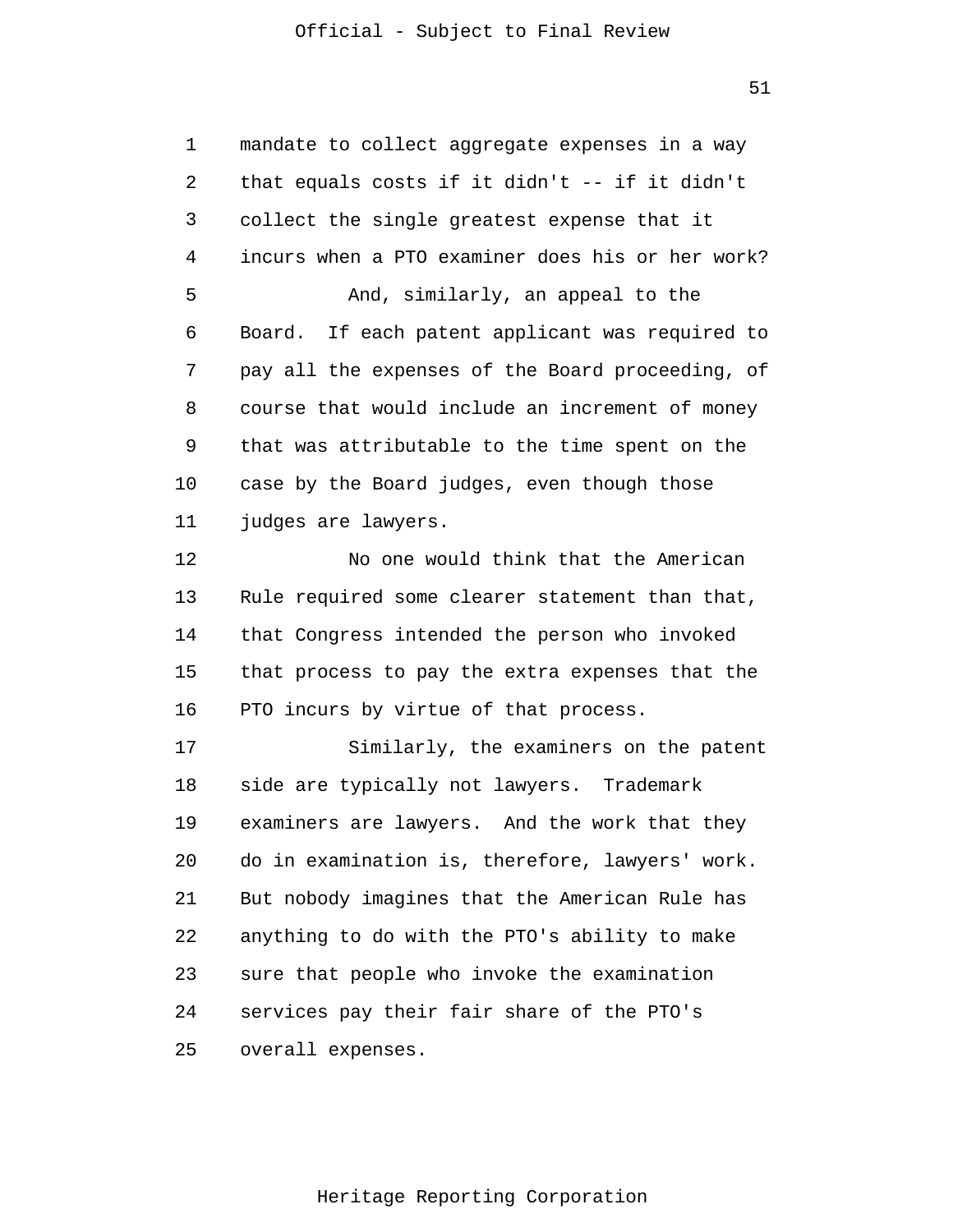mandate to collect aggregate expenses in a way that equals costs if it didn't -- if it didn't collect the single greatest expense that it incurs when a PTO examiner does his or her work?

And, similarly, an appeal to the Board. If each patent applicant was required to pay all the expenses of the Board proceeding, of course that would include an increment of money that was attributable to the time spent on the case by the Board judges, even though those judges are lawyers.

No one would think that the American Rule required some clearer statement than that, that Congress intended the person who invoked that process to pay the extra expenses that the PTO incurs by virtue of that process.

Similarly, the examiners on the patent side are typically not lawyers. Trademark examiners are lawyers. And the work that they do in examination is, therefore, lawyers' work. But nobody imagines that the American Rule has anything to do with the PTO's ability to make sure that people who invoke the examination services pay their fair share of the PTO's overall expenses.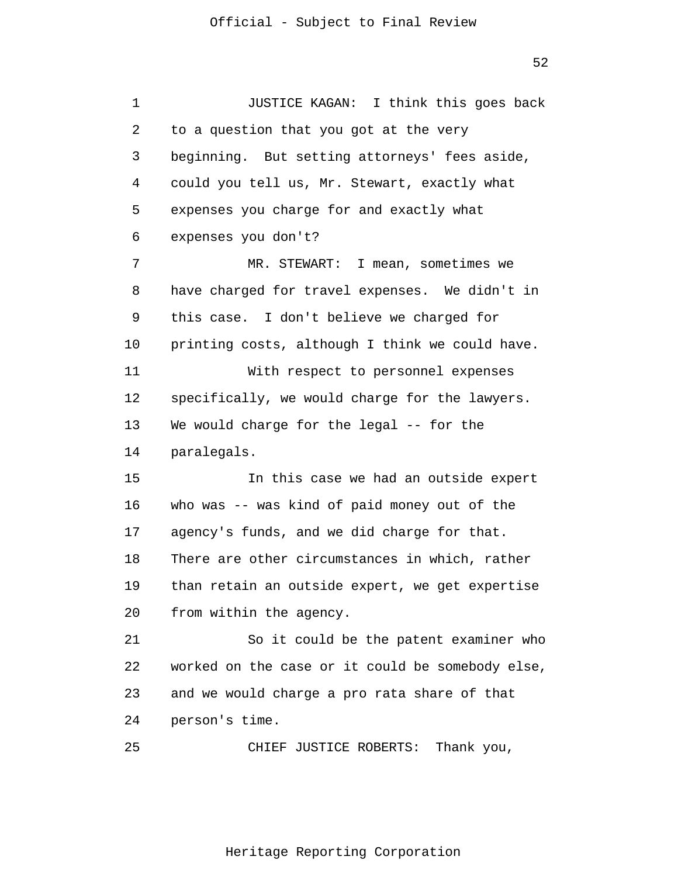JUSTICE KAGAN: I think this goes back to a question that you got at the very beginning. But setting attorneys' fees aside, could you tell us, Mr. Stewart, exactly what expenses you charge for and exactly what expenses you don't?

MR. STEWART: I mean, sometimes we have charged for travel expenses. We didn't in this case. I don't believe we charged for printing costs, although I think we could have.

With respect to personnel expenses specifically, we would charge for the lawyers. We would charge for the legal -- for the paralegals.

In this case we had an outside expert who was -- was kind of paid money out of the agency's funds, and we did charge for that. There are other circumstances in which, rather than retain an outside expert, we get expertise from within the agency.

So it could be the patent examiner who worked on the case or it could be somebody else, and we would charge a pro rata share of that person's time.

CHIEF JUSTICE ROBERTS: Thank you,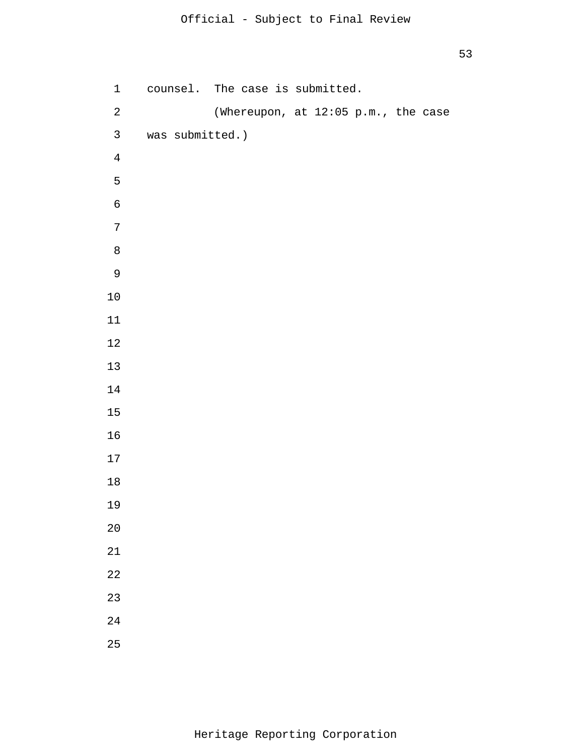counsel. The case is submitted.

(Whereupon, at 12:05 p.m., the case was submitted.)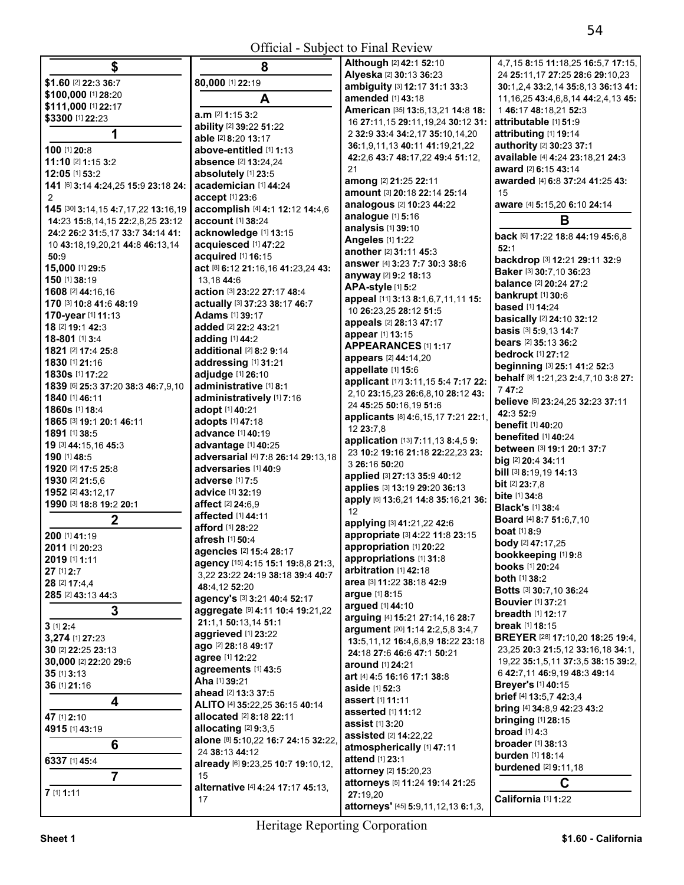## $

**$1.60** [2] **22**:3 **36**:7
**$100,000** [1] **28**:20
**$111,000** [1] **22**:17
**$3300** [1] **22**:23

## 1

**100** [1] **20**:8
**11:10** [2] **1**:15 **3**:2
**12:05** [1] **53**:2
**141** [6] **3**:14 **4**:24,25 **15**:9 **23**:18 **24**:2
**145** [30] **3**:14,15 **4**:7,17,22 **13**:16,19 **14**:23 **15**:8,14,15 **22**:2,8,25 **23**:12 **24**:2 **26**:2 **31**:5,17 **33**:7 **34**:14 **41**:10 **43**:18,19,20,21 **44**:8 **46**:13,14 **50**:9
**15,000** [1] **29**:5
**150** [1] **38**:19
**1608** [2] **44**:16,16
**170** [3] **10**:8 **41**:6 **48**:19
**170-year** [1] **11**:13
**18** [2] **19**:1 **42**:3
**18-801** [1] **3**:4
**1821** [2] **17**:4 **25**:8
**1830** [1] **21**:16
**1830s** [1] **17**:22
**1839** [6] **25**:3 **37**:20 **38**:3 **46**:7,9,10
**1840** [1] **46**:11
**1860s** [1] **18**:4
**1865** [3] **19**:1 **20**:1 **46**:11
**1891** [1] **38**:5
**19** [3] **44**:15,16 **45**:3
**190** [1] **48**:5
**1920** [2] **17**:5 **25**:8
**1930** [2] **21**:5,6
**1952** [2] **43**:12,17
**1990** [3] **18**:8 **19**:2 **20**:1

## 2

**200** [1] **41**:19
**2011** [1] **20**:23
**2019** [1] **1**:11
**27** [1] **2**:7
**28** [2] **17**:4,4
**285** [2] **43**:13 **44**:3

## 3

**3** [1] **2**:4
**3,274** [1] **27**:23
**30** [2] **22**:25 **23**:13
**30,000** [2] **22**:20 **29**:6
**35** [1] **3**:13
**36** [1] **21**:16

## 4

**47** [1] **2**:10
**4915** [1] **43**:19

## 6

**6337** [1] **45**:4

## 7

**7** [1] **1**:11

## 8

**80,000** [1] **22**:19

## A

**a.m** [2] **1**:15 **3**:2
**ability** [2] **39**:22 **51**:22
**able** [2] **8**:20 **13**:17
**above-entitled** [1] **1**:13
**absence** [2] **13**:24,24
**absolutely** [1] **23**:5
**academician** [1] **44**:24
**accept** [1] **23**:6
**accomplish** [4] **4**:1 **12**:12 **14**:4,6
**account** [1] **38**:24
**acknowledge** [1] **13**:15
**acquiesced** [1] **47**:22
**acquired** [1] **16**:15
**act** [8] **6**:12 **21**:16,16 **41**:23,24 **43**:13,18 **44**:6
**action** [3] **23**:22 **27**:17 **48**:4
**actually** [3] **37**:23 **38**:17 **46**:7
**Adams** [1] **39**:17
**added** [2] **22**:2 **43**:21
**adding** [1] **44**:2
**additional** [2] **8**:2 **9**:14
**addressing** [1] **31**:21
**adjudge** [1] **26**:10
**administrative** [1] **8**:1
**administratively** [1] **7**:16
**adopt** [1] **40**:21
**adopts** [1] **47**:18
**advance** [1] **40**:19
**advantage** [1] **40**:25
**adversarial** [4] **7**:8 **26**:14 **29**:13,18
**adversaries** [1] **40**:9
**adverse** [1] **7**:5
**advice** [1] **32**:19
**affect** [2] **24**:6,9
**affected** [1] **44**:11
**afford** [1] **28**:22
**afresh** [1] **50**:4
**agencies** [2] **15**:4 **28**:17
**agency** [15] **4**:15 **15**:1 **19**:8,8 **21**:3,3,22 **23**:22 **24**:19 **38**:18 **39**:4 **40**:7 **48**:4,12 **52**:20
**agency's** [3] **3**:21 **40**:4 **52**:17
**aggregate** [9] **4**:11 **10**:4 **19**:21,22 **21**:1,1 **50**:13,14 **51**:1
**aggrieved** [1] **23**:22
**ago** [2] **28**:18 **49**:17
**agree** [1] **12**:22
**agreements** [1] **43**:5
**Aha** [1] **39**:21
**ahead** [2] **13**:3 **37**:5
**ALITO** [4] **35**:22,25 **36**:15 **40**:14
**allocated** [2] **8**:18 **22**:11
**allocating** [2] **9**:3,5
**alone** [8] **5**:10,22 **16**:7 **24**:15 **32**:22,24 **38**:13 **44**:12
**already** [6] **9**:23,25 **10**:7 **19**:10,12,15
**alternative** [4] **4**:24 **17**:17 **45**:13,17
**Although** [2] **42**:1 **52**:10
**Alyeska** [2] **30**:13 **36**:23
**ambiguity** [3] **12**:17 **31**:1 **33**:3
**amended** [1] **43**:18
**American** [35] **13**:6,13,21 **14**:8 **18**:16 **27**:11,15 **29**:11,19,24 **30**:12 **31**:2 **32**:9 **33**:4 **34**:2,17 **35**:10,14,20 **36**:1,9,11,13 **40**:11 **41**:19,21,22 **42**:2,6 **43**:7 **48**:17,22 **49**:4 **51**:12,21
**among** [2] **21**:25 **22**:11
**amount** [3] **20**:18 **22**:14 **25**:14
**analogous** [2] **10**:23 **44**:22
**analogue** [1] **5**:16
**analysis** [1] **39**:10
**Angeles** [1] **1**:22
**another** [2] **31**:11 **45**:3
**answer** [4] **3**:23 **7**:7 **30**:3 **38**:6
**anyway** [2] **9**:2 **18**:13
**APA-style** [1] **5**:2
**appeal** [11] **3**:13 **8**:1,6,7,11,11 **15**:10 **26**:23,25 **28**:12 **51**:5
**appeals** [2] **28**:13 **47**:17
**appear** [1] **13**:15
**APPEARANCES** [1] **1**:17
**appears** [2] **44**:14,20
**appellate** [1] **15**:6
**applicant** [17] **3**:11,15 **5**:4 **7**:17 **22**:2,10 **23**:15,23 **26**:6,8,10 **28**:12 **43**:24 **45**:25 **50**:16,19 **51**:6
**applicants** [8] **4**:6,15,17 **7**:21 **22**:1,12 **23**:7,8
**application** [13] **7**:11,13 **8**:4,5 **9**:23 **10**:2 **19**:16 **21**:18 **22**:22,23 **23**:3 **26**:16 **50**:20
**applied** [3] **27**:13 **35**:9 **40**:12
**applies** [3] **13**:19 **29**:20 **36**:13
**apply** [6] **13**:6,21 **14**:8 **35**:16,21 **36**:12
**applying** [3] **41**:21,22 **42**:6
**appropriate** [3] **4**:22 **11**:8 **23**:15
**appropriation** [1] **20**:22
**appropriations** [1] **31**:8
**arbitration** [1] **42**:18
**area** [3] **11**:22 **38**:18 **42**:9
**argue** [1] **8**:15
**argued** [1] **44**:10
**arguing** [4] **15**:21 **27**:14,16 **28**:7
**argument** [20] **1**:14 **2**:2,5,8 **3**:4,7 **13**:5,11,12 **16**:4,6,8,9 **18**:22 **23**:18 **24**:18 **27**:6 **46**:6 **47**:1 **50**:21
**around** [1] **24**:21
**art** [4] **4**:5 **16**:16 **17**:1 **38**:8
**aside** [1] **52**:3
**assert** [1] **11**:11
**asserted** [1] **11**:12
**assist** [1] **3**:20
**assisted** [2] **14**:22,22
**atmospherically** [1] **47**:11
**attend** [1] **23**:1
**attorney** [2] **15**:20,23
**attorneys** [5] **11**:24 **19**:14 **21**:25 **27**:19,20
**attorneys'** [45] **5**:9,11,12,13 **6**:1,3,4,7,15 **8**:15 **11**:18,25 **16**:5,7 **17**:15,24 **25**:11,17 **27**:25 **28**:6 **29**:10,23 **30**:1,2,4 **33**:2,14 **35**:8,13 **36**:13 **41**:11,16,25 **43**:4,6,8,14 **44**:2,4,13 **45**:1 **46**:17 **48**:18,21 **52**:3
**attributable** [1] **51**:9
**attributing** [1] **19**:14
**authority** [2] **30**:23 **37**:1
**available** [4] **4**:24 **23**:18,21 **24**:3
**award** [2] **6**:15 **43**:14
**awarded** [4] **6**:8 **37**:24 **41**:25 **43**:15
**aware** [4] **5**:15,20 **6**:10 **24**:14

## B

**back** [6] **17**:22 **18**:8 **44**:19 **45**:6,8 **52**:1
**backdrop** [3] **12**:21 **29**:11 **32**:9
**Baker** [3] **30**:7,10 **36**:23
**balance** [2] **20**:24 **27**:2
**bankrupt** [1] **30**:6
**based** [1] **14**:24
**basically** [2] **24**:10 **32**:12
**basis** [3] **5**:9,13 **14**:7
**bears** [2] **35**:13 **36**:2
**bedrock** [1] **27**:12
**beginning** [3] **25**:1 **41**:2 **52**:3
**behalf** [8] **1**:21,23 **2**:4,7,10 **3**:8 **27**:7 **47**:2
**believe** [6] **23**:24,25 **32**:23 **37**:11 **42**:3 **52**:9
**benefit** [1] **40**:20
**benefited** [1] **40**:24
**between** [3] **19**:1 **20**:1 **37**:7
**big** [2] **20**:4 **34**:11
**bill** [3] **8**:19,19 **14**:13
**bit** [2] **23**:7,8
**bite** [1] **34**:8
**Black's** [1] **38**:4
**Board** [4] **8**:7 **51**:6,7,10
**boat** [1] **8**:9
**body** [2] **47**:17,25
**bookkeeping** [1] **9**:8
**books** [1] **20**:24
**both** [1] **38**:2
**Botts** [3] **30**:7,10 **36**:24
**Bouvier** [1] **37**:21
**breadth** [1] **12**:17
**break** [1] **18**:15
**BREYER** [28] **17**:10,20 **18**:25 **19**:4,23,25 **20**:3 **21**:5,12 **33**:16,18 **34**:1,19,22 **35**:1,5,11 **37**:3,5 **38**:15 **39**:2,6 **42**:7,11 **46**:9,19 **48**:3 **49**:14
**Breyer's** [1] **40**:15
**brief** [4] **13**:5,7 **42**:3,4
**bring** [4] **34**:8,9 **42**:23 **43**:2
**bringing** [1] **28**:15
**broad** [1] **4**:3
**broader** [1] **38**:13
**burden** [1] **18**:14
**burdened** [2] **9**:11,18

## C

**California** [1] **1**:22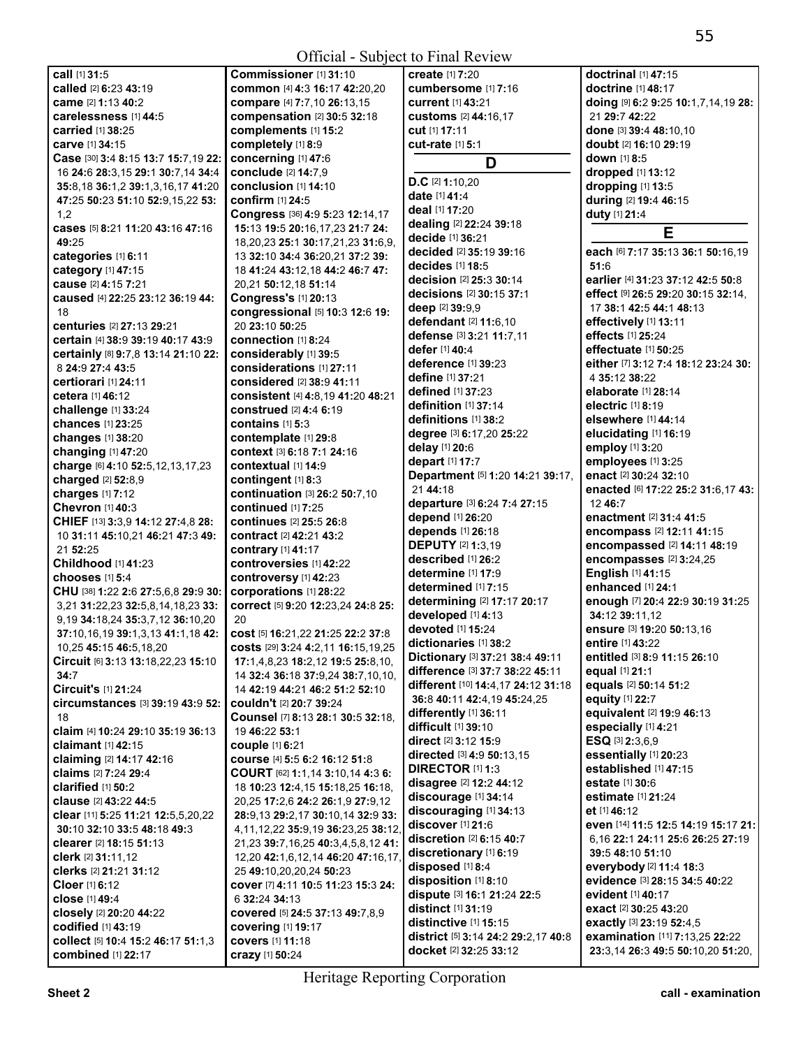**call** [1] **31:**5
**called** [2] **6:**23 **43:**19
**came** [2] **1:**13 **40:**2
**carelessness** [1] **44:**5
**carried** [1] **38:**25
**carve** [1] **34:**15
**Case** [30] **3:**4 **8:**15 **13:**7 **15:**7,19 **22:**16 **24:**6 **28:**3,15 **29:**1 **30:**7,14 **34:**4 **35:**8,18 **36:**1,2 **39:**1,3,16,17 **41:**20 **47:**25 **50:**23 **51:**10 **52:**9,15,22 **53:**1,2
**cases** [5] **8:**21 **11:**20 **43:**16 **47:**16 **49:**25
**categories** [1] **6:**11
**category** [1] **47:**15
**cause** [2] **4:**15 **7:**21
**caused** [4] **22:**25 **23:**12 **36:**19 **44:**18
**centuries** [2] **27:**13 **29:**21
**certain** [4] **38:**9 **39:**19 **40:**17 **43:**9
**certainly** [8] **9:**7,8 **13:**14 **21:**10 **22:**8 **24:**9 **27:**4 **43:**5
**certiorari** [1] **24:**11
**cetera** [1] **46:**12
**challenge** [1] **33:**24
**chances** [1] **23:**25
**changes** [1] **38:**20
**changing** [1] **47:**20
**charge** [6] **4:**10 **52:**5,12,13,17,23
**charged** [2] **52:**8,9
**charges** [1] **7:**12
**Chevron** [1] **40:**3
**CHIEF** [13] **3:**3,9 **14:**12 **27:**4,8 **28:**10 **31:**11 **45:**10,21 **46:**21 **47:**3 **49:**21 **52:**25
**Childhood** [1] **41:**23
**chooses** [1] **5:**4
**CHU** [38] **1:**22 **2:**6 **27:**5,6,8 **29:**9 **30:**3,21 **31:**22,23 **32:**5,8,14,18,23 **33:**9,19 **34:**18,24 **35:**3,7,12 **36:**10,20 **37:**10,16,19 **39:**1,3,13 **41:**1,18 **42:**10,25 **45:**15 **46:**5,18,20
**Circuit** [6] **3:**13 **13:**18,22,23 **15:**10 **34:**7
**Circuit's** [1] **21:**24
**circumstances** [3] **39:**19 **43:**9 **52:**18
**claim** [4] **10:**24 **29:**10 **35:**19 **36:**13
**claimant** [1] **42:**15
**claiming** [2] **14:**17 **42:**16
**claims** [2] **7:**24 **29:**4
**clarified** [1] **50:**2
**clause** [2] **43:**22 **44:**5
**clear** [11] **5:**25 **11:**21 **12:**5,5,20,22 **30:**10 **32:**10 **33:**5 **48:**18 **49:**3
**clearer** [2] **18:**15 **51:**13
**clerk** [2] **31:**11,12
**clerks** [2] **21:**21 **31:**12
**Cloer** [1] **6:**12
**close** [1] **49:**4
**closely** [2] **20:**20 **44:**22
**codified** [1] **43:**19
**collect** [5] **10:**4 **15:**2 **46:**17 **51:**1,3
**combined** [1] **22:**17
**Commissioner** [1] **31:**10
**common** [4] **4:**3 **16:**17 **42:**20,20
**compare** [4] **7:**7,10 **26:**13,15
**compensation** [2] **30:**5 **32:**18
**complements** [1] **15:**2
**completely** [1] **8:**9
**concerning** [1] **47:**6
**conclude** [2] **14:**7,9
**conclusion** [1] **14:**10
**confirm** [1] **24:**5
**Congress** [36] **4:**9 **5:**23 **12:**14,17 **15:**13 **19:**5 **20:**16,17,23 **21:**7 **24:**18,20,23 **25:**1 **30:**17,21,23 **31:**6,9,13 **32:**10 **34:**4 **36:**20,21 **37:**2 **39:**18 **41:**24 **43:**12,18 **44:**2 **46:**7 **47:**20,21 **50:**12,18 **51:**14
**Congress's** [1] **20:**13
**congressional** [5] **10:**3 **12:**6 **19:**20 **23:**10 **50:**25
**connection** [1] **8:**24
**considerably** [1] **39:**5
**considerations** [1] **27:**11
**considered** [2] **38:**9 **41:**11
**consistent** [4] **4:**8,19 **41:**20 **48:**21
**construed** [2] **4:**4 **6:**19
**contains** [1] **5:**3
**contemplate** [1] **29:**8
**context** [3] **6:**18 **7:**1 **24:**16
**contextual** [1] **14:**9
**contingent** [1] **8:**3
**continuation** [3] **26:**2 **50:**7,10
**continued** [1] **7:**25
**continues** [2] **25:**5 **26:**8
**contract** [2] **42:**21 **43:**2
**contrary** [1] **41:**17
**controversies** [1] **42:**22
**controversy** [1] **42:**23
**corporations** [1] **28:**22
**correct** [5] **9:**20 **12:**23,24 **24:**8 **25:**20
**cost** [5] **16:**21,22 **21:**25 **22:**2 **37:**8
**costs** [29] **3:**24 **4:**2,11 **16:**15,19,25 **17:**1,4,8,23 **18:**2,12 **19:**5 **25:**8,10,14 **32:**4 **36:**18 **37:**9,24 **38:**7,10,10,14 **42:**19 **44:**21 **46:**2 **51:**2 **52:**10
**couldn't** [2] **20:**7 **39:**24
**Counsel** [7] **8:**13 **28:**1 **30:**5 **32:**18,19 **46:**22 **53:**1
**couple** [1] **6:**21
**course** [4] **5:**5 **6:**2 **16:**12 **51:**8
**COURT** [62] **1:**1,14 **3:**10,14 **4:**3 **6:**18 **10:**23 **12:**4,15 **15:**18,25 **16:**18,20,25 **17:**2,6 **24:**2 **26:**1,9 **27:**9,12 **28:**9,13 **29:**2,17 **30:**10,14 **32:**9 **33:**4,11,12,22 **35:**9,19 **36:**23,25 **38:**12,21,23 **39:**7,16,25 **40:**3,4,5,8,12 **41:**12,20 **42:**1,6,12,14 **46:**20 **47:**16,17,25 **49:**10,20,20,24 **50:**23
**cover** [7] **4:**11 **10:**5 **11:**23 **15:**3 **24:**6 **32:**24 **34:**13
**covered** [5] **24:**5 **37:**13 **49:**7,8,9
**covering** [1] **19:**17
**covers** [1] **11:**18
**crazy** [1] **50:**24
**create** [1] **7:**20
**cumbersome** [1] **7:**16
**current** [1] **43:**21
**customs** [2] **44:**16,17
**cut** [1] **17:**11
**cut-rate** [1] **5:**1

## D

**D.C** [2] **1:**10,20
**date** [1] **41:**4
**deal** [1] **17:**20
**dealing** [2] **22:**24 **39:**18
**decide** [1] **36:**21
**decided** [2] **35:**19 **39:**16
**decides** [1] **18:**5
**decision** [2] **25:**3 **30:**14
**decisions** [2] **30:**15 **37:**1
**deep** [2] **39:**9,9
**defendant** [2] **11:**6,10
**defense** [3] **3:**21 **11:**7,11
**defer** [1] **40:**4
**deference** [1] **39:**23
**define** [1] **37:**21
**defined** [1] **37:**23
**definition** [1] **37:**14
**definitions** [1] **38:**2
**degree** [3] **6:**17,20 **25:**22
**delay** [1] **20:**6
**depart** [1] **17:**7
**Department** [5] **1:**20 **14:**21 **39:**17,21 **44:**18
**departure** [3] **6:**24 **7:**4 **27:**15
**depend** [1] **26:**20
**depends** [1] **26:**18
**DEPUTY** [2] **1:**3,19
**described** [1] **26:**2
**determine** [1] **17:**9
**determined** [1] **7:**15
**determining** [2] **17:**17 **20:**17
**developed** [1] **4:**13
**devoted** [1] **15:**24
**dictionaries** [1] **38:**2
**Dictionary** [3] **37:**21 **38:**4 **49:**11
**difference** [3] **37:**7 **38:**22 **45:**11
**different** [10] **14:**4,17 **24:**12 **31:**18 **36:**8 **40:**11 **42:**4,19 **45:**24,25
**differently** [1] **36:**11
**difficult** [1] **39:**10
**direct** [2] **3:**12 **15:**9
**directed** [3] **4:**9 **50:**13,15
**DIRECTOR** [1] **1:**3
**disagree** [2] **12:**2 **44:**12
**discourage** [1] **34:**14
**discouraging** [1] **34:**13
**discover** [1] **21:**6
**discretion** [2] **6:**15 **40:**7
**discretionary** [1] **6:**19
**disposed** [1] **8:**4
**disposition** [1] **8:**10
**dispute** [3] **16:**1 **21:**24 **22:**5
**distinct** [1] **31:**19
**distinctive** [1] **15:**15
**district** [5] **3:**14 **24:**2 **29:**2,17 **40:**8
**docket** [2] **32:**25 **33:**12
**doctrinal** [1] **47:**15
**doctrine** [1] **48:**17
**doing** [9] **6:**2 **9:**25 **10:**1,7,14,19 **28:**21 **29:**7 **42:**22
**done** [3] **39:**4 **48:**10,10
**doubt** [2] **16:**10 **29:**19
**down** [1] **8:**5
**dropped** [1] **13:**12
**dropping** [1] **13:**5
**during** [2] **19:**4 **46:**15
**duty** [1] **21:**4

## E

**each** [6] **7:**17 **35:**13 **36:**1 **50:**16,19 **51:**6
**earlier** [4] **31:**23 **37:**12 **42:**5 **50:**8
**effect** [9] **26:**5 **29:**20 **30:**15 **32:**14,17 **38:**1 **42:**5 **44:**1 **48:**13
**effectively** [1] **13:**11
**effects** [1] **25:**24
**effectuate** [1] **50:**25
**either** [7] **3:**12 **7:**4 **18:**12 **23:**24 **30:**4 **35:**12 **38:**22
**elaborate** [1] **28:**14
**electric** [1] **8:**19
**elsewhere** [1] **44:**14
**elucidating** [1] **16:**19
**employ** [1] **3:**20
**employees** [1] **3:**25
**enact** [2] **30:**24 **32:**10
**enacted** [6] **17:**22 **25:**2 **31:**6,17 **43:**12 **46:**7
**enactment** [2] **31:**4 **41:**5
**encompass** [2] **12:**11 **41:**15
**encompassed** [2] **14:**11 **48:**19
**encompasses** [2] **3:**24,25
**English** [1] **41:**15
**enhanced** [1] **24:**1
**enough** [7] **20:**4 **22:**9 **30:**19 **31:**25 **34:**12 **39:**11,12
**ensure** [3] **19:**20 **50:**13,16
**entire** [1] **43:**22
**entitled** [3] **8:**9 **11:**15 **26:**10
**equal** [1] **21:**1
**equals** [2] **50:**14 **51:**2
**equity** [1] **22:**7
**equivalent** [2] **19:**9 **46:**13
**especially** [1] **4:**21
**ESQ** [3] **2:**3,6,9
**essentially** [1] **20:**23
**established** [1] **47:**15
**estate** [1] **30:**6
**estimate** [1] **21:**24
**et** [1] **46:**12
**even** [14] **11:**5 **12:**5 **14:**19 **15:**17 **21:**6,16 **22:**1 **24:**11 **25:**6 **26:**25 **27:**19 **39:**5 **48:**10 **51:**10
**everybody** [2] **11:**4 **18:**3
**evidence** [3] **28:**15 **34:**5 **40:**22
**evident** [1] **40:**17
**exact** [2] **30:**25 **43:**20
**exactly** [3] **23:**19 **52:**4,5
**examination** [11] **7:**13,25 **22:**22 **23:**3,14 **26:**3 **49:**5 **50:**10,20 **51:**20,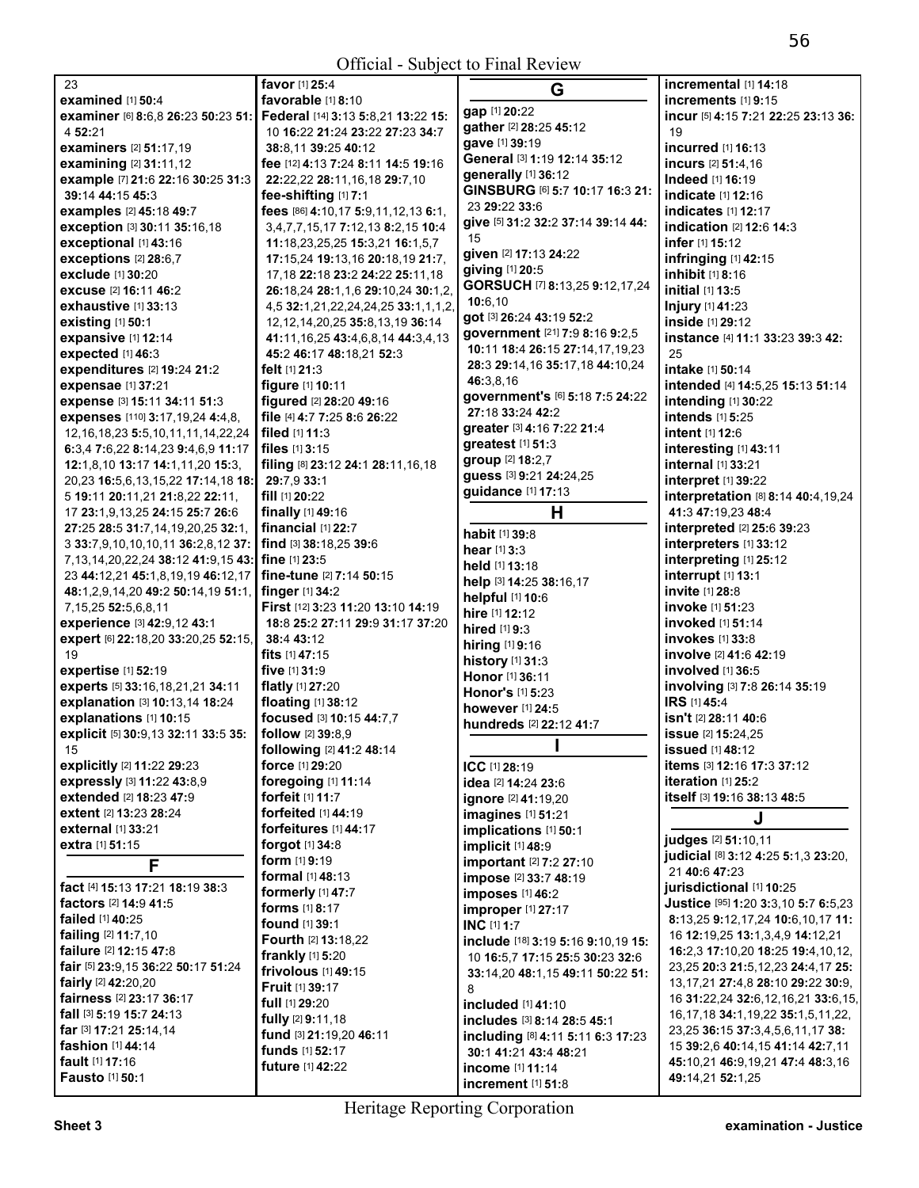23
**examined** [1] **50:**4
**examiner** [6] **8:**6,8 **26:**23 **50:**23 **51:** 4 **52:**21
**examiners** [2] **51:**17,19
**examining** [2] **31:**11,12
**example** [7] **21:**6 **22:**16 **30:**25 **31:**3 **39:**14 **44:**15 **45:**3
**examples** [2] **45:**18 **49:**7
**exception** [3] **30:**11 **35:**16,18
**exceptional** [1] **43:**16
**exceptions** [2] **28:**6,7
**exclude** [1] **30:**20
**excuse** [2] **16:**11 **46:**2
**exhaustive** [1] **33:**13
**existing** [1] **50:**1
**expansive** [1] **12:**14
**expected** [1] **46:**3
**expenditures** [2] **19:**24 **21:**2
**expensae** [1] **37:**21
**expense** [3] **15:**11 **34:**11 **51:**3
**expenses** [110] **3:**17,19,24 **4:**4,8, 12,16,18,23 **5:**5,10,11,11,14,22,24 **6:**3,4 **7:**6,22 **8:**14,23 **9:**4,6,9 **11:**17 **12:**1,8,10 **13:**17 **14:**1,11,20 **15:**3, 20,23 **16:**5,6,13,15,22 **17:**14,18 **18:** 5 **19:**11 **20:**11,21 **21:**8,22 **22:**11, 17 **23:**1,9,13,25 **24:**15 **25:**7 **26:**6 **27:**25 **28:**5 **31:**7,14,19,20,25 **32:**1, 3 **33:**7,9,10,10,10,11 **36:**2,8,12 **37:** 7,13,14,20,22,24 **38:**12 **41:**9,15 **43:** 23 **44:**12,21 **45:**1,8,19,19 **46:**12,17 **48:**1,2,9,14,20 **49:**2 **50:**14,19 **51:**1, 7,15,25 **52:**5,6,8,11
**experience** [3] **42:**9,12 **43:**1
**expert** [6] **22:**18,20 **33:**20,25 **52:**15, 19
**expertise** [1] **52:**19
**experts** [5] **33:**16,18,21,21 **34:**11
**explanation** [3] **10:**13,14 **18:**24
**explanations** [1] **10:**15
**explicit** [5] **30:**9,13 **32:**11 **33:**5 **35:** 15
**explicitly** [2] **11:**22 **29:**23
**expressly** [3] **11:**22 **43:**8,9
**extended** [2] **18:**23 **47:**9
**extent** [2] **13:**23 **28:**24
**external** [1] **33:**21
**extra** [1] **51:**15

## F

**fact** [4] **15:**13 **17:**21 **18:**19 **38:**3
**factors** [2] **14:**9 **41:**5
**failed** [1] **40:**25
**failing** [2] **11:**7,10
**failure** [2] **12:**15 **47:**8
**fair** [5] **23:**9,15 **36:**22 **50:**17 **51:**24
**fairly** [2] **42:**20,20
**fairness** [2] **23:**17 **36:**17
**fall** [3] **5:**19 **15:**7 **24:**13
**far** [3] **17:**21 **25:**14,14
**fashion** [1] **44:**14
**fault** [1] **17:**16
**Fausto** [1] **50:**1
**favor** [1] **25:**4
**favorable** [1] **8:**10
**Federal** [14] **3:**13 **5:**8,21 **13:**22 **15:** 10 **16:**22 **21:**24 **23:**22 **27:**23 **34:**7 **38:**8,11 **39:**25 **40:**12
**fee** [12] **4:**13 **7:**24 **8:**11 **14:**5 **19:**16 **22:**22,22 **28:**11,16,18 **29:**7,10
**fee-shifting** [1] **7:**1
**fees** [86] **4:**10,17 **5:**9,11,12,13 **6:**1, 3,4,7,7,15,17 **7:**12,13 **8:**2,15 **10:**4 **11:**18,23,25,25 **15:**3,21 **16:**1,5,7 **17:**15,24 **19:**13,16 **20:**18,19 **21:**7, 17,18 **22:**18 **23:**2 **24:**22 **25:**11,18 **26:**18,24 **28:**1,1,6 **29:**10,24 **30:**1,2, 4,5 **32:**1,21,22,24,24,25 **33:**1,1,1,2, 12,12,14,20,25 **35:**8,13,19 **36:**14 **41:**11,16,25 **43:**4,6,8,14 **44:**3,4,13 **45:**2 **46:**17 **48:**18,21 **52:**3
**felt** [1] **21:**3
**figure** [1] **10:**11
**figured** [2] **28:**20 **49:**16
**file** [4] **4:**7 **7:**25 **8:**6 **26:**22
**filed** [1] **11:**3
**files** [1] **3:**15
**filing** [8] **23:**12 **24:**1 **28:**11,16,18 **29:**7,9 **33:**1
**fill** [1] **20:**22
**finally** [1] **49:**16
**financial** [1] **22:**7
**find** [3] **38:**18,25 **39:**6
**fine** [1] **23:**5
**fine-tune** [2] **7:**14 **50:**15
**finger** [1] **34:**2
**First** [12] **3:**23 **11:**20 **13:**10 **14:**19 **18:**8 **25:**2 **27:**11 **29:**9 **31:**17 **37:**20 **38:**4 **43:**12
**fits** [1] **47:**15
**five** [1] **31:**9
**flatly** [1] **27:**20
**floating** [1] **38:**12
**focused** [3] **10:**15 **44:**7,7
**follow** [2] **39:**8,9
**following** [2] **41:**2 **48:**14
**force** [1] **29:**20
**foregoing** [1] **11:**14
**forfeit** [1] **11:**7
**forfeited** [1] **44:**19
**forfeitures** [1] **44:**17
**forgot** [1] **34:**8
**form** [1] **9:**19
**formal** [1] **48:**13
**formerly** [1] **47:**7
**forms** [1] **8:**17
**found** [1] **39:**1
**Fourth** [2] **13:**18,22
**frankly** [1] **5:**20
**frivolous** [1] **49:**15
**Fruit** [1] **39:**17
**full** [1] **29:**20
**fully** [2] **9:**11,18
**fund** [3] **21:**19,20 **46:**11
**funds** [1] **52:**17
**future** [1] **42:**22

## G

**gap** [1] **20:**22
**gather** [2] **28:**25 **45:**12
**gave** [1] **39:**19
**General** [3] **1:**19 **12:**14 **35:**12
**generally** [1] **36:**12
**GINSBURG** [6] **5:**7 **10:**17 **16:**3 **21:** 23 **29:**22 **33:**6
**give** [5] **31:**2 **32:**2 **37:**14 **39:**14 **44:** 15
**given** [2] **17:**13 **24:**22
**giving** [1] **20:**5
**GORSUCH** [7] **8:**13,25 **9:**12,17,24 **10:**6,10
**got** [3] **26:**24 **43:**19 **52:**2
**government** [21] **7:**9 **8:**16 **9:**2,5 **10:**11 **18:**4 **26:**15 **27:**14,17,19,23 **28:**3 **29:**14,16 **35:**17,18 **44:**10,24 **46:**3,8,16
**government's** [6] **5:**18 **7:**5 **24:**22 **27:**18 **33:**24 **42:**2
**greater** [3] **4:**16 **7:**22 **21:**4
**greatest** [1] **51:**3
**group** [2] **18:**2,7
**guess** [3] **9:**21 **24:**24,25
**guidance** [1] **17:**13

## H

**habit** [1] **39:**8
**hear** [1] **3:**3
**held** [1] **13:**18
**help** [3] **14:**25 **38:**16,17
**helpful** [1] **10:**6
**hire** [1] **12:**12
**hired** [1] **9:**3
**hiring** [1] **9:**16
**history** [1] **31:**3
**Honor** [1] **36:**11
**Honor's** [1] **5:**23
**however** [1] **24:**5
**hundreds** [2] **22:**12 **41:**7

## I

**ICC** [1] **28:**19
**idea** [2] **14:**24 **23:**6
**ignore** [2] **41:**19,20
**imagines** [1] **51:**21
**implications** [1] **50:**1
**implicit** [1] **48:**9
**important** [2] **7:**2 **27:**10
**impose** [2] **33:**7 **48:**19
**imposes** [1] **46:**2
**improper** [1] **27:**17
**INC** [1] **1:**7
**include** [18] **3:**19 **5:**16 **9:**10,19 **15:** 10 **16:**5,7 **17:**15 **25:**5 **30:**23 **32:**6 **33:**14,20 **48:**1,15 **49:**11 **50:**22 **51:** 8
**included** [1] **41:**10
**includes** [3] **8:**14 **28:**5 **45:**1
**including** [8] **4:**11 **5:**11 **6:**3 **17:**23 **30:**1 **41:**21 **43:**4 **48:**21
**income** [1] **11:**14
**increment** [1] **51:**8
**incremental** [1] **14:**18
**increments** [1] **9:**15
**incur** [5] **4:**15 **7:**21 **22:**25 **23:**13 **36:** 19
**incurred** [1] **16:**13
**incurs** [2] **51:**4,16
**Indeed** [1] **16:**19
**indicate** [1] **12:**16
**indicates** [1] **12:**17
**indication** [2] **12:**6 **14:**3
**infer** [1] **15:**12
**infringing** [1] **42:**15
**inhibit** [1] **8:**16
**initial** [1] **13:**5
**Injury** [1] **41:**23
**inside** [1] **29:**12
**instance** [4] **11:**1 **33:**23 **39:**3 **42:** 25
**intake** [1] **50:**14
**intended** [4] **14:**5,25 **15:**13 **51:**14
**intending** [1] **30:**22
**intends** [1] **5:**25
**intent** [1] **12:**6
**interesting** [1] **43:**11
**internal** [1] **33:**21
**interpret** [1] **39:**22
**interpretation** [8] **8:**14 **40:**4,19,24 **41:**3 **47:**19,23 **48:**4
**interpreted** [2] **25:**6 **39:**23
**interpreters** [1] **33:**12
**interpreting** [1] **25:**12
**interrupt** [1] **13:**1
**invite** [1] **28:**8
**invoke** [1] **51:**23
**invoked** [1] **51:**14
**invokes** [1] **33:**8
**involve** [2] **41:**6 **42:**19
**involved** [1] **36:**5
**involving** [3] **7:**8 **26:**14 **35:**19
**IRS** [1] **45:**4
**isn't** [2] **28:**11 **40:**6
**issue** [2] **15:**24,25
**issued** [1] **48:**12
**items** [3] **12:**16 **17:**3 **37:**12
**iteration** [1] **25:**2
**itself** [3] **19:**16 **38:**13 **48:**5

## J

**judges** [2] **51:**10,11
**judicial** [8] **3:**12 **4:**25 **5:**1,3 **23:**20, 21 **40:**6 **47:**23
**jurisdictional** [1] **10:**25
**Justice** [95] **1:**20 **3:**3,10 **5:**7 **6:**5,23 **8:**13,25 **9:**12,17,24 **10:**6,10,17 **11:** 16 **12:**19,25 **13:**1,3,4,9 **14:**12,21 **16:**2,3 **17:**10,20 **18:**25 **19:**4,10,12, 23,25 **20:**3 **21:**5,12,23 **24:**4,17 **25:** 13,17,21 **27:**4,8 **28:**10 **29:**22 **30:**9, 16 **31:**22,24 **32:**6,12,16,21 **33:**6,15, 16,17,18 **34:**1,19,22 **35:**1,5,11,22, 23,25 **36:**15 **37:**3,4,5,6,11,17 **38:** 15 **39:**2,6 **40:**14,15 **41:**14 **42:**7,11 **45:**10,21 **46:**9,19,21 **47:**4 **48:**3,16 **49:**14,21 **52:**1,25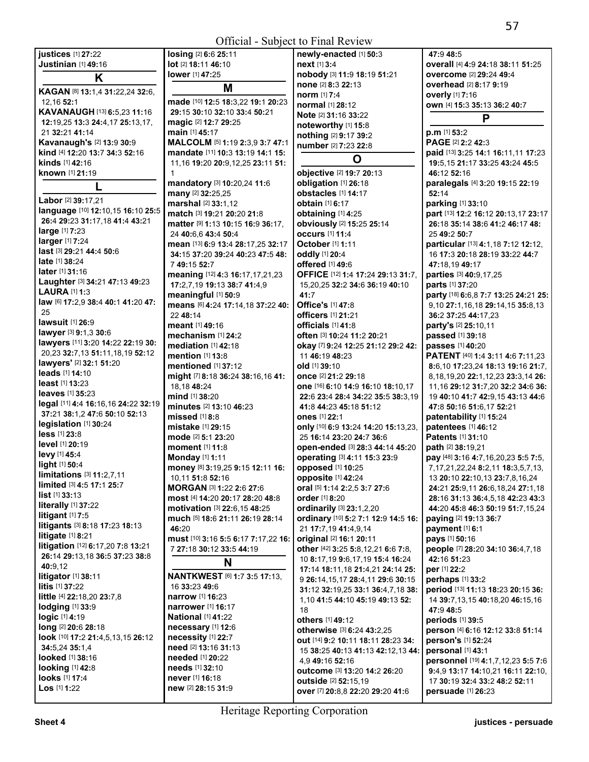**justices** [1] **27:**22
**Justinian** [1] **49:**16

## K

**KAGAN** [8] **13:**1,4 **31:**22,24 **32:**6, 12,16 **52:**1
**KAVANAUGH** [13] **6:**5,23 **11:**16 **12:**19,25 **13:**3 **24:**4,17 **25:**13,17, 21 **32:**21 **41:**14
**Kavanaugh's** [2] **13:**9 **30:**9
**kind** [4] **12:**20 **13:**7 **34:**3 **52:**16
**kinds** [1] **42:**16
**known** [1] **21:**19

## L

**Labor** [2] **39:**17,21
**language** [10] **12:**10,15 **16:**10 **25:**5 **26:**4 **29:**23 **31:**17,18 **41:**4 **43:**21
**large** [1] **7:**23
**larger** [1] **7:**24
**last** [3] **29:**21 **44:**4 **50:**6
**late** [1] **38:**24
**later** [1] **31:**16
**Laughter** [3] **34:**21 **47:**13 **49:**23
**LAURA** [1] **1:**3
**law** [6] **17:**2,9 **38:**4 **40:**1 **41:**20 **47:** 25
**lawsuit** [1] **26:**9
**lawyer** [3] **9:**1,3 **30:**6
**lawyers** [11] **3:**20 **14:**22 **22:**19 **30:** 20,23 **32:**7,13 **51:**11,18,19 **52:**12
**lawyers'** [2] **32:**1 **51:**20
**leads** [1] **14:**10
**least** [1] **13:**23
**leaves** [1] **35:**23
**legal** [11] **4:**4 **16:**16,16 **24:**22 **32:**19 **37:**21 **38:**1,2 **47:**6 **50:**10 **52:**13
**legislation** [1] **30:**24
**less** [1] **23:**8
**level** [1] **20:**19
**levy** [1] **45:**4
**light** [1] **50:**4
**limitations** [3] **11:**2,7,11
**limited** [3] **4:**5 **17:**1 **25:**7
**list** [1] **33:**13
**literally** [1] **37:**22
**litigant** [1] **7:**5
**litigants** [3] **8:**18 **17:**23 **18:**13
**litigate** [1] **8:**21
**litigation** [12] **6:**17,20 **7:**8 **13:**21 **26:**14 **29:**13,18 **36:**5 **37:**23 **38:**8 **40:**9,12
**litigator** [1] **38:**11
**litis** [1] **37:**22
**little** [4] **22:**18,20 **23:**7,8
**lodging** [1] **33:**9
**logic** [1] **4:**19
**long** [2] **20:**6 **28:**18
**look** [10] **17:**2 **21:**4,5,13,15 **26:**12 **34:**5,24 **35:**1,4
**looked** [1] **38:**16
**looking** [1] **42:**8
**looks** [1] **17:**4
**Los** [1] **1:**22
**losing** [2] **6:**6 **25:**11
**lot** [2] **18:**11 **46:**10
**lower** [1] **47:**25

## M

**made** [10] **12:**5 **18:**3,22 **19:**1 **20:**23 **29:**15 **30:**10 **32:**10 **33:**4 **50:**21
**magic** [2] **12:**7 **29:**25
**main** [1] **45:**17
**MALCOLM** [5] **1:**19 **2:**3,9 **3:**7 **47:**1
**mandate** [11] **10:**3 **13:**19 **14:**1 **15:** 11,16 **19:**20 **20:**9,12,25 **23:**11 **51:** 1
**mandatory** [3] **10:**20,24 **11:**6
**many** [2] **32:**25,25
**marshal** [2] **33:**1,12
**match** [3] **19:**21 **20:**20 **21:**8
**matter** [9] **1:**13 **10:**15 **16:**9 **36:**17, 24 **40:**6,6 **43:**4 **50:**4
**mean** [13] **6:**9 **13:**4 **28:**17,25 **32:**17 **34:**15 **37:**20 **39:**24 **40:**23 **47:**5 **48:** 7 **49:**15 **52:**7
**meaning** [12] **4:**3 **16:**17,17,21,23 **17:**2,7,19 **19:**13 **38:**7 **41:**4,9
**meaningful** [1] **50:**9
**means** [6] **4:**24 **17:**14,18 **37:**22 **40:** 22 **48:**14
**meant** [1] **49:**16
**mechanism** [1] **24:**2
**mediation** [1] **42:**18
**mention** [1] **13:**8
**mentioned** [1] **37:**12
**might** [7] **8:**18 **36:**24 **38:**16,16 **41:** 18,18 **48:**24
**mind** [1] **38:**20
**minutes** [2] **13:**10 **46:**23
**missed** [1] **8:**8
**mistake** [1] **29:**15
**mode** [2] **5:**1 **23:**20
**moment** [1] **11:**8
**Monday** [1] **1:**11
**money** [8] **3:**19,25 **9:**15 **12:**11 **16:** 10,11 **51:**8 **52:**16
**MORGAN** [3] **1:**22 **2:**6 **27:**6
**most** [4] **14:**20 **20:**17 **28:**20 **48:**8
**motivation** [3] **22:**6,15 **48:**25
**much** [5] **18:**6 **21:**11 **26:**19 **28:**14 **46:**20
**must** [10] **3:**16 **5:**5 **6:**17 **7:**17,22 **16:** 7 **27:**18 **30:**12 **33:**5 **44:**19

## N

**NANTKWEST** [6] **1:**7 **3:**5 **17:**13, 16 **33:**23 **49:**6
**narrow** [1] **16:**23
**narrower** [1] **16:**17
**National** [1] **41:**22
**necessary** [1] **12:**6
**necessity** [1] **22:**7
**need** [2] **13:**16 **31:**13
**needed** [1] **20:**22
**needs** [1] **32:**10
**never** [1] **16:**18
**new** [2] **28:**15 **31:**9
**newly-enacted** [1] **50:**3
**next** [1] **3:**4
**nobody** [3] **11:**9 **18:**19 **51:**21
**none** [2] **8:**3 **22:**13
**norm** [1] **7:**4
**normal** [1] **28:**12
**Note** [2] **31:**16 **33:**22
**noteworthy** [1] **15:**8
**nothing** [2] **9:**17 **39:**2
**number** [2] **7:**23 **22:**8

## O

**objective** [2] **19:**7 **20:**13
**obligation** [1] **26:**18
**obstacles** [1] **14:**17
**obtain** [1] **6:**17
**obtaining** [1] **4:**25
**obviously** [2] **15:**25 **25:**14
**occurs** [1] **11:**4
**October** [1] **1:**11
**oddly** [1] **20:**4
**offered** [1] **49:**6
**OFFICE** [12] **1:**4 **17:**24 **29:**13 **31:**7, 15,20,25 **32:**2 **34:**6 **36:**19 **40:**10 **41:**7
**Office's** [1] **47:**8
**officers** [1] **21:**21
**officials** [1] **41:**8
**often** [3] **10:**24 **11:**2 **20:**21
**okay** [7] **9:**24 **12:**25 **21:**12 **29:**2 **42:** 11 **46:**19 **48:**23
**old** [1] **39:**10
**once** [2] **21:**2 **29:**18
**one** [16] **6:**10 **14:**9 **16:**10 **18:**10,17 **22:**6 **23:**4 **28:**4 **34:**22 **35:**5 **38:**3,19 **41:**8 **44:**23 **45:**18 **51:**12
**ones** [1] **22:**1
**only** [10] **6:**9 **13:**24 **14:**20 **15:**13,23, 25 **16:**14 **23:**20 **24:**7 **36:**6
**open-ended** [3] **28:**3 **44:**14 **45:**20
**operating** [3] **4:**11 **15:**3 **23:**9
**opposed** [1] **10:**25
**opposite** [1] **42:**24
**oral** [5] **1:**14 **2:**2,5 **3:**7 **27:**6
**order** [1] **8:**20
**ordinarily** [3] **23:**1,2,20
**ordinary** [10] **5:**2 **7:**1 **12:**9 **14:**5 **16:** 21 **17:**7,19 **41:**4,9,14
**original** [2] **16:**1 **20:**11
**other** [42] **3:**25 **5:**8,12,21 **6:**6 **7:**8, 10 **8:**17,19 **9:**6,17,19 **15:**4 **16:**24 **17:**14 **18:**11,18 **21:**4,21 **24:**14 **25:** 9 **26:**14,15,17 **28:**4,11 **29:**6 **30:**15 **31:**12 **32:**19,25 **33:**1 **36:**4,7,18 **38:** 1,10 **41:**5 **44:**10 **45:**19 **49:**13 **52:** 18
**others** [1] **49:**12
**otherwise** [3] **6:**24 **43:**2,25
**out** [14] **9:**2 **10:**11 **18:**11 **28:**23 **34:** 15 **38:**25 **40:**13 **41:**13 **42:**12,13 **44:** 4,9 **49:**16 **52:**16
**outcome** [3] **13:**20 **14:**2 **26:**20
**outside** [2] **52:**15,19
**over** [7] **20:**8,8 **22:**20 **29:**20 **41:**6
**47:**9 **48:**5
**overall** [4] **4:**9 **24:**18 **38:**11 **51:**25
**overcome** [2] **29:**24 **49:**4
**overhead** [2] **8:**17 **9:**19
**overly** [1] **7:**16
**own** [4] **15:**3 **35:**13 **36:**2 **40:**7

## P

**p.m** [1] **53:**2
**PAGE** [2] **2:**2 **42:**3
**paid** [13] **3:**25 **14:**1 **16:**11,11 **17:**23 **19:**5,15 **21:**17 **33:**25 **43:**24 **45:**5 **46:**12 **52:**16
**paralegals** [4] **3:**20 **19:**15 **22:**19 **52:**14
**parking** [1] **33:**10
**part** [13] **12:**2 **16:**12 **20:**13,17 **23:**17 **26:**18 **35:**14 **38:**6 **41:**2 **46:**17 **48:** 25 **49:**2 **50:**7
**particular** [13] **4:**1,18 **7:**12 **12:**12, 16 **17:**3 **20:**18 **28:**19 **33:**22 **44:**7 **47:**18,19 **49:**17
**parties** [3] **40:**9,17,25
**parts** [1] **37:**20
**party** [18] **6:**6,8 **7:**7 **13:**25 **24:**21 **25:** 9,10 **27:**1,16,18 **29:**14,15 **35:**8,13 **36:**2 **37:**25 **44:**17,23
**party's** [2] **25:**10,11
**passed** [1] **39:**18
**passes** [1] **40:**20
**PATENT** [40] **1:**4 **3:**11 **4:**6 **7:**11,23 **8:**6,10 **17:**23,24 **18:**13 **19:**16 **21:**7, 8,18,19,20 **22:**1,12,23 **23:**3,14 **26:** 11,16 **29:**12 **31:**7,20 **32:**2 **34:**6 **36:** 19 **40:**10 **41:**7 **42:**9,15 **43:**13 **44:**6 **47:**8 **50:**16 **51:**6,17 **52:**21
**patentability** [1] **15:**24
**patentees** [1] **46:**12
**Patents** [1] **31:**10
**path** [2] **38:**19,21
**pay** [48] **3:**16 **4:**7,16,20,23 **5:**5 **7:**5, 7,17,21,22,24 **8:**2,11 **18:**3,5,7,13, 13 **20:**10 **22:**10,13 **23:**7,8,16,24 **24:**21 **25:**9,11 **26:**6,18,24 **27:**1,18 **28:**16 **31:**13 **36:**4,5,18 **42:**23 **43:**3 **44:**20 **45:**8 **46:**3 **50:**19 **51:**7,15,24
**paying** [2] **19:**13 **36:**7
**payment** [1] **6:**1
**pays** [1] **50:**16
**people** [7] **28:**20 **34:**10 **36:**4,7,18 **42:**16 **51:**23
**per** [1] **22:**2
**perhaps** [1] **33:**2
**period** [13] **11:**13 **18:**23 **20:**15 **36:** 14 **39:**7,13,15 **40:**18,20 **46:**15,16 **47:**9 **48:**5
**periods** [1] **39:**5
**person** [4] **6:**16 **12:**12 **33:**8 **51:**14
**person's** [1] **52:**24
**personal** [1] **43:**1
**personnel** [19] **4:**1,7,12,23 **5:**5 **7:**6 **9:**4,9 **13:**17 **14:**10,21 **16:**11 **22:**10, 17 **30:**19 **32:**4 **33:**2 **48:**2 **52:**11
**persuade** [1] **26:**23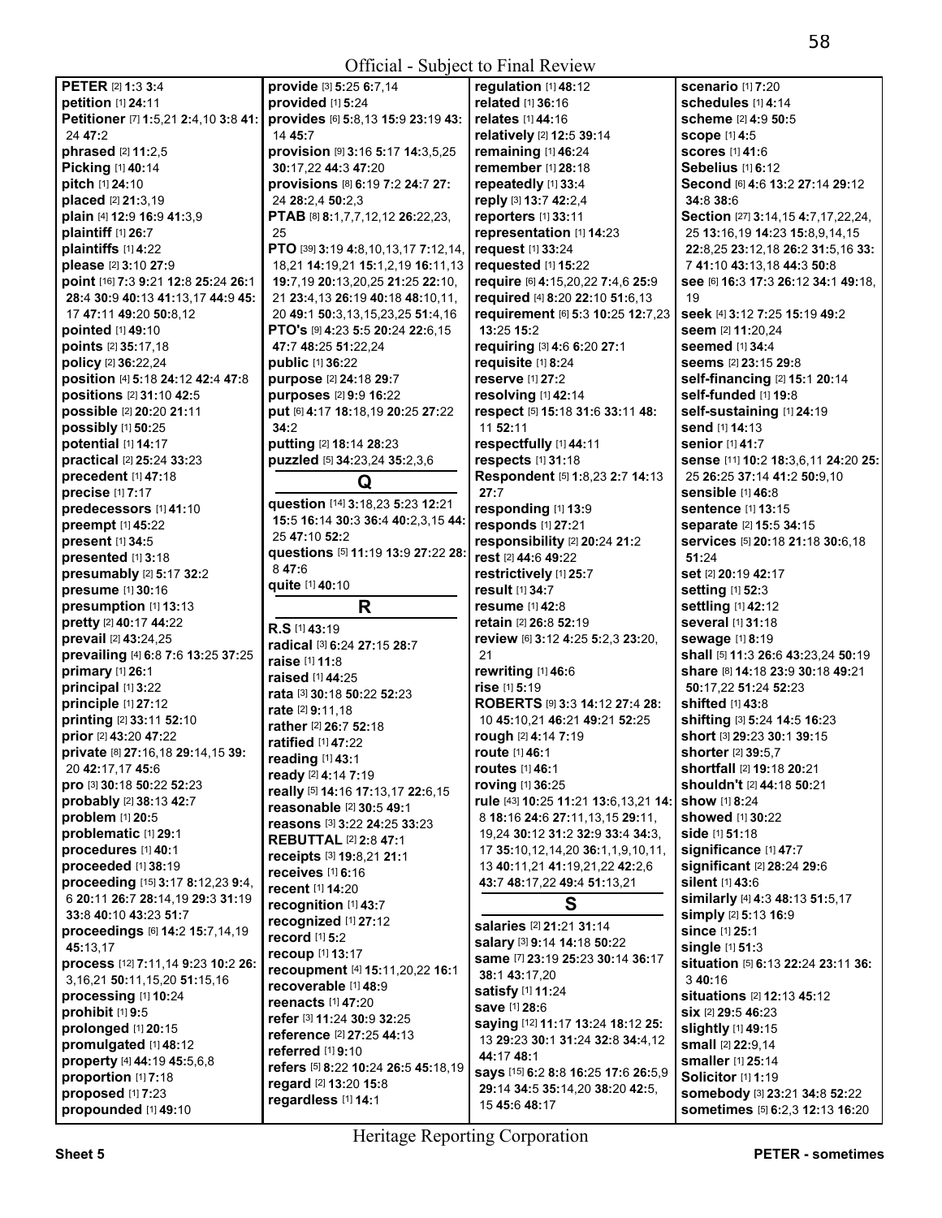**PETER** [2] **1:**3 **3:**4
**petition** [1] **24:**11
**Petitioner** [7] **1:**5,21 **2:**4,10 **3:**8 **41:**24 **47:**2
**phrased** [2] **11:**2,5
**Picking** [1] **40:**14
**pitch** [1] **24:**10
**placed** [2] **21:**3,19
**plain** [4] **12:**9 **16:**9 **41:**3,9
**plaintiff** [1] **26:**7
**plaintiffs** [1] **4:**22
**please** [2] **3:**10 **27:**9
**point** [16] **7:**3 **9:**21 **12:**8 **25:**24 **26:**1 **28:**4 **30:**9 **40:**13 **41:**13,17 **44:**9 **45:**17 **47:**11 **49:**20 **50:**8,12
**pointed** [1] **49:**10
**points** [2] **35:**17,18
**policy** [2] **36:**22,24
**position** [4] **5:**18 **24:**12 **42:**4 **47:**8
**positions** [2] **31:**10 **42:**5
**possible** [2] **20:**20 **21:**11
**possibly** [1] **50:**25
**potential** [1] **14:**17
**practical** [2] **25:**24 **33:**23
**precedent** [1] **47:**18
**precise** [1] **7:**17
**predecessors** [1] **41:**10
**preempt** [1] **45:**22
**present** [1] **34:**5
**presented** [1] **3:**18
**presumably** [2] **5:**17 **32:**2
**presume** [1] **30:**16
**presumption** [1] **13:**13
**pretty** [2] **40:**17 **44:**22
**prevail** [2] **43:**24,25
**prevailing** [4] **6:**8 **7:**6 **13:**25 **37:**25
**primary** [1] **26:**1
**principal** [1] **3:**22
**principle** [1] **27:**12
**printing** [2] **33:**11 **52:**10
**prior** [2] **43:**20 **47:**22
**private** [8] **27:**16,18 **29:**14,15 **39:**20 **42:**17,17 **45:**6
**pro** [3] **30:**18 **50:**22 **52:**23
**probably** [2] **38:**13 **42:**7
**problem** [1] **20:**5
**problematic** [1] **29:**1
**procedures** [1] **40:**1
**proceeded** [1] **38:**19
**proceeding** [15] **3:**17 **8:**12,23 **9:**4,6 **20:**11 **26:**7 **28:**14,19 **29:**3 **31:**19 **33:**8 **40:**10 **43:**23 **51:**7
**proceedings** [6] **14:**2 **15:**7,14,19 **45:**13,17
**process** [12] **7:**11,14 **9:**23 **10:**2 **26:**3,16,21 **50:**11,15,20 **51:**15,16
**processing** [1] **10:**24
**prohibit** [1] **9:**5
**prolonged** [1] **20:**15
**promulgated** [1] **48:**12
**property** [4] **44:**19 **45:**5,6,8
**proportion** [1] **7:**18
**proposed** [1] **7:**23
**propounded** [1] **49:**10
**provide** [3] **5:**25 **6:**7,14
**provided** [1] **5:**24
**provides** [6] **5:**8,13 **15:**9 **23:**19 **43:**14 **45:**7
**provision** [9] **3:**16 **5:**17 **14:**3,5,25 **30:**17,22 **44:**3 **47:**20
**provisions** [8] **6:**19 **7:**2 **24:**7 **27:**24 **28:**2,4 **50:**2,3
**PTAB** [8] **8:**1,7,7,12,12 **26:**22,23,25
**PTO** [39] **3:**19 **4:**8,10,13,17 **7:**12,14,18,21 **14:**19,21 **15:**1,2,19 **16:**11,13 **19:**7,19 **20:**13,20,25 **21:**25 **22:**10,21 **23:**4,13 **26:**19 **40:**18 **48:**10,11,20 **49:**1 **50:**3,13,15,23,25 **51:**4,16
**PTO's** [9] **4:**23 **5:**5 **20:**24 **22:**6,15 **47:**7 **48:**25 **51:**22,24
**public** [1] **36:**22
**purpose** [2] **24:**18 **29:**7
**purposes** [2] **9:**9 **16:**22
**put** [6] **4:**17 **18:**18,19 **20:**25 **27:**22 **34:**2
**putting** [2] **18:**14 **28:**23
**puzzled** [5] **34:**23,24 **35:**2,3,6

## Q

**question** [14] **3:**18,23 **5:**23 **12:**21 **15:**5 **16:**14 **30:**3 **36:**4 **40:**2,3,15 **44:**25 **47:**10 **52:**2
**questions** [5] **11:**19 **13:**9 **27:**22 **28:**8 **47:**6
**quite** [1] **40:**10

## R

**R.S** [1] **43:**19
**radical** [3] **6:**24 **27:**15 **28:**7
**raise** [1] **11:**8
**raised** [1] **44:**25
**rata** [3] **30:**18 **50:**22 **52:**23
**rate** [2] **9:**11,18
**rather** [2] **26:**7 **52:**18
**ratified** [1] **47:**22
**reading** [1] **43:**1
**ready** [2] **4:**14 **7:**19
**really** [5] **14:**16 **17:**13,17 **22:**6,15
**reasonable** [2] **30:**5 **49:**1
**reasons** [3] **3:**22 **24:**25 **33:**23
**REBUTTAL** [2] **2:**8 **47:**1
**receipts** [3] **19:**8,21 **21:**1
**receives** [1] **6:**16
**recent** [1] **14:**20
**recognition** [1] **43:**7
**recognized** [1] **27:**12
**record** [1] **5:**2
**recoup** [1] **13:**17
**recoupment** [4] **15:**11,20,22 **16:**1
**recoverable** [1] **48:**9
**reenacts** [1] **47:**20
**refer** [3] **11:**24 **30:**9 **32:**25
**reference** [2] **27:**25 **44:**13
**referred** [1] **9:**10
**refers** [5] **8:**22 **10:**24 **26:**5 **45:**18,19
**regard** [2] **13:**20 **15:**8
**regardless** [1] **14:**1
**regulation** [1] **48:**12
**related** [1] **36:**16
**relates** [1] **44:**16
**relatively** [2] **12:**5 **39:**14
**remaining** [1] **46:**24
**remember** [1] **28:**18
**repeatedly** [1] **33:**4
**reply** [3] **13:**7 **42:**2,4
**reporters** [1] **33:**11
**representation** [1] **14:**23
**request** [1] **33:**24
**requested** [1] **15:**22
**require** [6] **4:**15,20,22 **7:**4,6 **25:**9
**required** [4] **8:**20 **22:**10 **51:**6,13
**requirement** [6] **5:**3 **10:**25 **12:**7,23 **13:**25 **15:**2
**requiring** [3] **4:**6 **6:**20 **27:**1
**requisite** [1] **8:**24
**reserve** [1] **27:**2
**resolving** [1] **42:**14
**respect** [5] **15:**18 **31:**6 **33:**11 **48:**11 **52:**11
**respectfully** [1] **44:**11
**respects** [1] **31:**18
**Respondent** [5] **1:**8,23 **2:**7 **14:**13 **27:**7
**responding** [1] **13:**9
**responds** [1] **27:**21
**responsibility** [2] **20:**24 **21:**2
**rest** [2] **44:**6 **49:**22
**restrictively** [1] **25:**7
**result** [1] **34:**7
**resume** [1] **42:**8
**retain** [2] **26:**8 **52:**19
**review** [6] **3:**12 **4:**25 **5:**2,3 **23:**20,21
**rewriting** [1] **46:**6
**rise** [1] **5:**19
**ROBERTS** [9] **3:**3 **14:**12 **27:**4 **28:**10 **45:**10,21 **46:**21 **49:**21 **52:**25
**rough** [2] **4:**14 **7:**19
**route** [1] **46:**1
**routes** [1] **46:**1
**roving** [1] **36:**25
**rule** [43] **10:**25 **11:**21 **13:**6,13,21 **14:**8 **18:**16 **24:**6 **27:**11,13,15 **29:**11,19,24 **30:**12 **31:**2 **32:**9 **33:**4 **34:**3,17 **35:**10,12,14,20 **36:**1,1,9,10,11,13 **40:**11,21 **41:**19,21,22 **42:**2,6 **43:**7 **48:**17,22 **49:**4 **51:**13,21

## S

**salaries** [2] **21:**21 **31:**14
**salary** [3] **9:**14 **14:**18 **50:**22
**same** [7] **23:**19 **25:**23 **30:**14 **36:**17 **38:**1 **43:**17,20
**satisfy** [1] **11:**24
**save** [1] **28:**6
**saying** [12] **11:**17 **13:**24 **18:**12 **25:**13 **29:**23 **30:**1 **31:**24 **32:**8 **34:**4,12 **44:**17 **48:**1
**says** [15] **6:**2 **8:**8 **16:**25 **17:**6 **26:**5,9 **29:**14 **34:**5 **35:**14,20 **38:**20 **42:**5,15 **45:**6 **48:**17
**scenario** [1] **7:**20
**schedules** [1] **4:**14
**scheme** [2] **4:**9 **50:**5
**scope** [1] **4:**5
**scores** [1] **41:**6
**Sebelius** [1] **6:**12
**Second** [6] **4:**6 **13:**2 **27:**14 **29:**12 **34:**8 **38:**6
**Section** [27] **3:**14,15 **4:**7,17,22,24,25 **13:**16,19 **14:**23 **15:**8,9,14,15 **22:**8,25 **23:**12,18 **26:**2 **31:**5,16 **33:**7 **41:**10 **43:**13,18 **44:**3 **50:**8
**see** [6] **16:**3 **17:**3 **26:**12 **34:**1 **49:**18,19
**seek** [4] **3:**12 **7:**25 **15:**19 **49:**2
**seem** [2] **11:**20,24
**seemed** [1] **34:**4
**seems** [2] **23:**15 **29:**8
**self-financing** [2] **15:**1 **20:**14
**self-funded** [1] **19:**8
**self-sustaining** [1] **24:**19
**send** [1] **14:**13
**senior** [1] **41:**7
**sense** [11] **10:**2 **18:**3,6,11 **24:**20 **25:**25 **26:**25 **37:**14 **41:**2 **50:**9,10
**sensible** [1] **46:**8
**sentence** [1] **13:**15
**separate** [2] **15:**5 **34:**15
**services** [5] **20:**18 **21:**18 **30:**6,18 **51:**24
**set** [2] **20:**19 **42:**17
**setting** [1] **52:**3
**settling** [1] **42:**12
**several** [1] **31:**18
**sewage** [1] **8:**19
**shall** [5] **11:**3 **26:**6 **43:**23,24 **50:**19
**share** [8] **14:**18 **23:**9 **30:**18 **49:**21 **50:**17,22 **51:**24 **52:**23
**shifted** [1] **43:**8
**shifting** [3] **5:**24 **14:**5 **16:**23
**short** [3] **29:**23 **30:**1 **39:**15
**shorter** [2] **39:**5,7
**shortfall** [2] **19:**18 **20:**21
**shouldn't** [2] **44:**18 **50:**21
**show** [1] **8:**24
**showed** [1] **30:**22
**side** [1] **51:**18
**significance** [1] **47:**7
**significant** [2] **28:**24 **29:**6
**silent** [1] **43:**6
**similarly** [4] **4:**3 **48:**13 **51:**5,17
**simply** [2] **5:**13 **16:**9
**since** [1] **25:**1
**single** [1] **51:**3
**situation** [5] **6:**13 **22:**24 **23:**11 **36:**3 **40:**16
**situations** [2] **12:**13 **45:**12
**six** [2] **29:**5 **46:**23
**slightly** [1] **49:**15
**small** [2] **22:**9,14
**smaller** [1] **25:**14
**Solicitor** [1] **1:**19
**somebody** [3] **23:**21 **34:**8 **52:**22
**sometimes** [5] **6:**2,3 **12:**13 **16:**20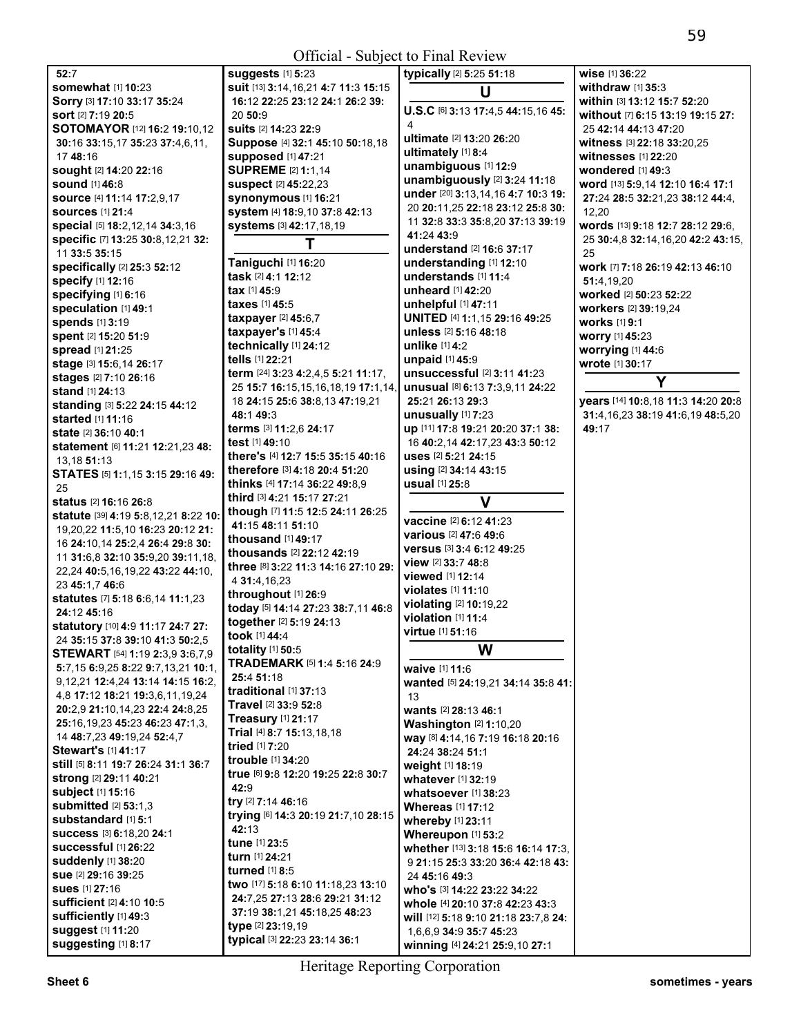Official - Subject to Final Review

52:7
**somewhat** [1] **10:**23
**Sorry** [3] **17:**10 **33:**17 **35:**24
**sort** [2] **7:**19 **20:**5
**SOTOMAYOR** [12] **16:**2 **19:**10,12 **30:**16 **33:**15,17 **35:**23 **37:**4,6,11, 17 **48:**16
**sought** [2] **14:**20 **22:**16
**sound** [1] **46:**8
**source** [4] **11:**14 **17:**2,9,17
**sources** [1] **21:**4
**special** [5] **18:**2,12,14 **34:**3,16
**specific** [7] **13:**25 **30:**8,12,21 **32:** 11 **33:**5 **35:**15
**specifically** [2] **25:**3 **52:**12
**specify** [1] **12:**16
**specifying** [1] **6:**16
**speculation** [1] **49:**1
**spends** [1] **3:**19
**spent** [2] **15:**20 **51:**9
**spread** [1] **21:**25
**stage** [3] **15:**6,14 **26:**17
**stages** [2] **7:**10 **26:**16
**stand** [1] **24:**13
**standing** [3] **5:**22 **24:**15 **44:**12
**started** [1] **11:**16
**state** [2] **36:**10 **40:**1
**statement** [6] **11:**21 **12:**21,23 **48:** 13,18 **51:**13
**STATES** [5] **1:**1,15 **3:**15 **29:**16 **49:** 25
**status** [2] **16:**16 **26:**8
**statute** [39] **4:**19 **5:**8,12,21 **8:**22 **10:** 19,20,22 **11:**5,10 **16:**23 **20:**12 **21:** 16 **24:**10,14 **25:**2,4 **26:**4 **29:**8 **30:** 11 **31:**6,8 **32:**10 **35:**9,20 **39:**11,18, 22,24 **40:**5,16,19,22 **43:**22 **44:**10, 23 **45:**1,7 **46:**6
**statutes** [7] **5:**18 **6:**6,14 **11:**1,23 **24:**12 **45:**16
**statutory** [10] **4:**9 **11:**17 **24:**7 **27:** 24 **35:**15 **37:**8 **39:**10 **41:**3 **50:**2,5
**STEWART** [54] **1:**19 **2:**3,9 **3:**6,7,9 **5:**7,15 **6:**9,25 **8:**22 **9:**7,13,21 **10:**1, 9,12,21 **12:**4,24 **13:**14 **14:**15 **16:**2, 4,8 **17:**12 **18:**21 **19:**3,6,11,19,24 **20:**2,9 **21:**10,14,23 **22:**4 **24:**8,25 **25:**16,19,23 **45:**23 **46:**23 **47:**1,3, 14 **48:**7,23 **49:**19,24 **52:**4,7
**Stewart's** [1] **41:**17
**still** [5] **8:**11 **19:**7 **26:**24 **31:**1 **36:**7
**strong** [2] **29:**11 **40:**21
**subject** [1] **15:**16
**submitted** [2] **53:**1,3
**substandard** [1] **5:**1
**success** [3] **6:**18,20 **24:**1
**successful** [1] **26:**22
**suddenly** [1] **38:**20
**sue** [2] **29:**16 **39:**25
**sues** [1] **27:**16
**sufficient** [2] **4:**10 **10:**5
**sufficiently** [1] **49:**3
**suggest** [1] **11:**20
**suggesting** [1] **8:**17
**suggests** [1] **5:**23
**suit** [13] **3:**14,16,21 **4:**7 **11:**3 **15:**15 **16:**12 **22:**25 **23:**12 **24:**1 **26:**2 **39:** 20 **50:**9
**suits** [2] **14:**23 **22:**9
**Suppose** [4] **32:**1 **45:**10 **50:**18,18
**supposed** [1] **47:**21
**SUPREME** [2] **1:**1,14
**suspect** [2] **45:**22,23
**synonymous** [1] **16:**21
**system** [4] **18:**9,10 **37:**8 **42:**13
**systems** [3] **42:**17,18,19

## T

**Taniguchi** [1] **16:**20
**task** [2] **4:**1 **12:**12
**tax** [1] **45:**9
**taxes** [1] **45:**5
**taxpayer** [2] **45:**6,7
**taxpayer's** [1] **45:**4
**technically** [1] **24:**12
**tells** [1] **22:**21
**term** [24] **3:**23 **4:**2,4,5 **5:**21 **11:**17, 25 **15:**7 **16:**15,15,16,18,19 **17:**1,14, 18 **24:**15 **25:**6 **38:**8,13 **47:**19,21 **48:**1 **49:**3
**terms** [3] **11:**2,6 **24:**17
**test** [1] **49:**10
**there's** [4] **12:**7 **15:**5 **35:**15 **40:**16
**therefore** [3] **4:**18 **20:**4 **51:**20
**thinks** [4] **17:**14 **36:**22 **49:**8,9
**third** [3] **4:**21 **15:**17 **27:**21
**though** [7] **11:**5 **12:**5 **24:**11 **26:**25 **41:**15 **48:**11 **51:**10
**thousand** [1] **49:**17
**thousands** [2] **22:**12 **42:**19
**three** [8] **3:**22 **11:**3 **14:**16 **27:**10 **29:** 4 **31:**4,16,23
**throughout** [1] **26:**9
**today** [5] **14:**14 **27:**23 **38:**7,11 **46:**8
**together** [2] **5:**19 **24:**13
**took** [1] **44:**4
**totality** [1] **50:**5
**TRADEMARK** [5] **1:**4 **5:**16 **24:**9 **25:**4 **51:**18
**traditional** [1] **37:**13
**Travel** [2] **33:**9 **52:**8
**Treasury** [1] **21:**17
**Trial** [4] **8:**7 **15:**13,18,18
**tried** [1] **7:**20
**trouble** [1] **34:**20
**true** [6] **9:**8 **12:**20 **19:**25 **22:**8 **30:**7 **42:**9
**try** [2] **7:**14 **46:**16
**trying** [6] **14:**3 **20:**19 **21:**7,10 **28:**15 **42:**13
**tune** [1] **23:**5
**turn** [1] **24:**21
**turned** [1] **8:**5
**two** [17] **5:**18 **6:**10 **11:**18,23 **13:**10 **24:**7,25 **27:**13 **28:**6 **29:**21 **31:**12 **37:**19 **38:**1,21 **45:**18,25 **48:**23
**type** [2] **23:**19,19
**typical** [3] **22:**23 **23:**14 **36:**1
**typically** [2] **5:**25 **51:**18

## U

**U.S.C** [6] **3:**13 **17:**4,5 **44:**15,16 **45:** 4
**ultimate** [2] **13:**20 **26:**20
**ultimately** [1] **8:**4
**unambiguous** [1] **12:**9
**unambiguously** [2] **3:**24 **11:**18
**under** [20] **3:**13,14,16 **4:**7 **10:**3 **19:** 20 **20:**11,25 **22:**18 **23:**12 **25:**8 **30:** 11 **32:**8 **33:**3 **35:**8,20 **37:**13 **39:**19 **41:**24 **43:**9
**understand** [2] **16:**6 **37:**17
**understanding** [1] **12:**10
**understands** [1] **11:**4
**unheard** [1] **42:**20
**unhelpful** [1] **47:**11
**UNITED** [4] **1:**1,15 **29:**16 **49:**25
**unless** [2] **5:**16 **48:**18
**unlike** [1] **4:**2
**unpaid** [1] **45:**9
**unsuccessful** [2] **3:**11 **41:**23
**unusual** [8] **6:**13 **7:**3,9,11 **24:**22 **25:**21 **26:**13 **29:**3
**unusually** [1] **7:**23
**up** [11] **17:**8 **19:**21 **20:**20 **37:**1 **38:** 16 **40:**2,14 **42:**17,23 **43:**3 **50:**12
**uses** [2] **5:**21 **24:**15
**using** [2] **34:**14 **43:**15
**usual** [1] **25:**8

## V

**vaccine** [2] **6:**12 **41:**23
**various** [2] **47:**6 **49:**6
**versus** [3] **3:**4 **6:**12 **49:**25
**view** [2] **33:**7 **48:**8
**viewed** [1] **12:**14
**violates** [1] **11:**10
**violating** [2] **10:**19,22
**violation** [1] **11:**4
**virtue** [1] **51:**16

## W

**waive** [1] **11:**6
**wanted** [5] **24:**19,21 **34:**14 **35:**8 **41:** 13
**wants** [2] **28:**13 **46:**1
**Washington** [2] **1:**10,20
**way** [8] **4:**14,16 **7:**19 **16:**18 **20:**16 **24:**24 **38:**24 **51:**1
**weight** [1] **18:**19
**whatever** [1] **32:**19
**whatsoever** [1] **38:**23
**Whereas** [1] **17:**12
**whereby** [1] **23:**11
**Whereupon** [1] **53:**2
**whether** [13] **3:**18 **15:**6 **16:**14 **17:**3, 9 **21:**15 **25:**3 **33:**20 **36:**4 **42:**18 **43:** 24 **45:**16 **49:**3
**who's** [3] **14:**22 **23:**22 **34:**22
**whole** [4] **20:**10 **37:**8 **42:**23 **43:**3
**will** [12] **5:**18 **9:**10 **21:**18 **23:**7,8 **24:** 1,6,6,9 **34:**9 **35:**7 **45:**23
**winning** [4] **24:**21 **25:**9,10 **27:**1
**wise** [1] **36:**22
**withdraw** [1] **35:**3
**within** [3] **13:**12 **15:**7 **52:**20
**without** [7] **6:**15 **13:**19 **19:**15 **27:** 25 **42:**14 **44:**13 **47:**20
**witness** [3] **22:**18 **33:**20,25
**witnesses** [1] **22:**20
**wondered** [1] **49:**3
**word** [13] **5:**9,14 **12:**10 **16:**4 **17:**1 **27:**24 **28:**5 **32:**21,23 **38:**12 **44:**4, 12,20
**words** [13] **9:**18 **12:**7 **28:**12 **29:**6, 25 **30:**4,8 **32:**14,16,20 **42:**2 **43:**15, 25
**work** [7] **7:**18 **26:**19 **42:**13 **46:**10 **51:**4,19,20
**worked** [2] **50:**23 **52:**22
**workers** [2] **39:**19,24
**works** [1] **9:**1
**worry** [1] **45:**23
**worrying** [1] **44:**6
**wrote** [1] **30:**17

## Y

**years** [14] **10:**8,18 **11:**3 **14:**20 **20:**8 **31:**4,16,23 **38:**19 **41:**6,19 **48:**5,20 **49:**17

Heritage Reporting Corporation

Sheet 6 sometimes - years